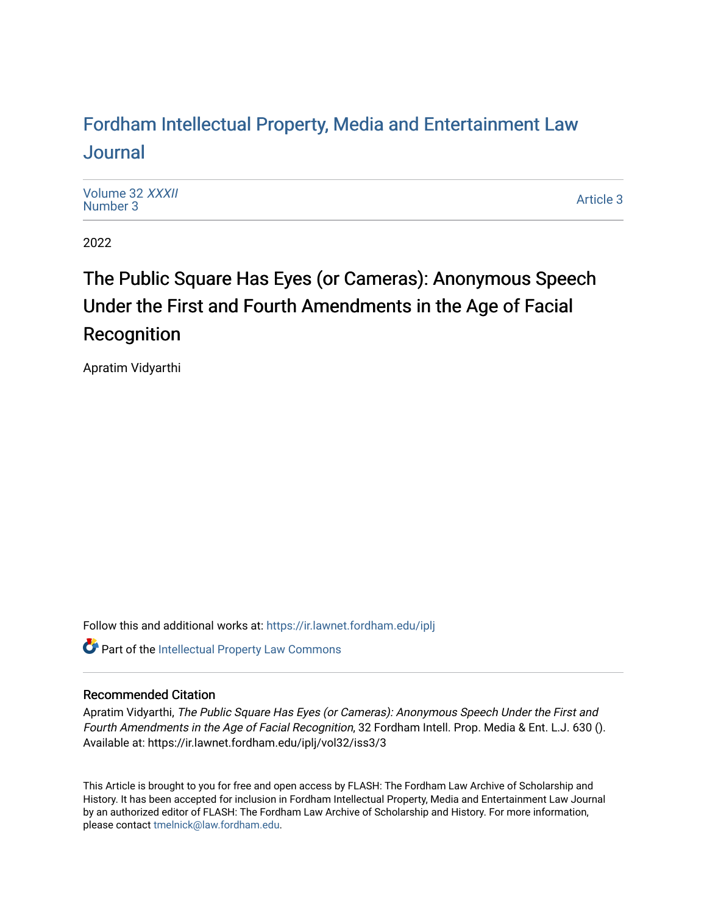# Fordham Intellectual Property, Media and Entertainment Law Journal

Volume 32 *XXXII*
Number 3

Article 3

2022

## The Public Square Has Eyes (or Cameras): Anonymous Speech Under the First and Fourth Amendments in the Age of Facial Recognition

Apratim Vidyarthi

Follow this and additional works at: https://ir.lawnet.fordham.edu/iplj

Part of the Intellectual Property Law Commons

### Recommended Citation

Apratim Vidyarthi, *The Public Square Has Eyes (or Cameras): Anonymous Speech Under the First and Fourth Amendments in the Age of Facial Recognition*, 32 Fordham Intell. Prop. Media & Ent. L.J. 630 ().
Available at: https://ir.lawnet.fordham.edu/iplj/vol32/iss3/3

This Article is brought to you for free and open access by FLASH: The Fordham Law Archive of Scholarship and History. It has been accepted for inclusion in Fordham Intellectual Property, Media and Entertainment Law Journal by an authorized editor of FLASH: The Fordham Law Archive of Scholarship and History. For more information, please contact tmelnick@law.fordham.edu.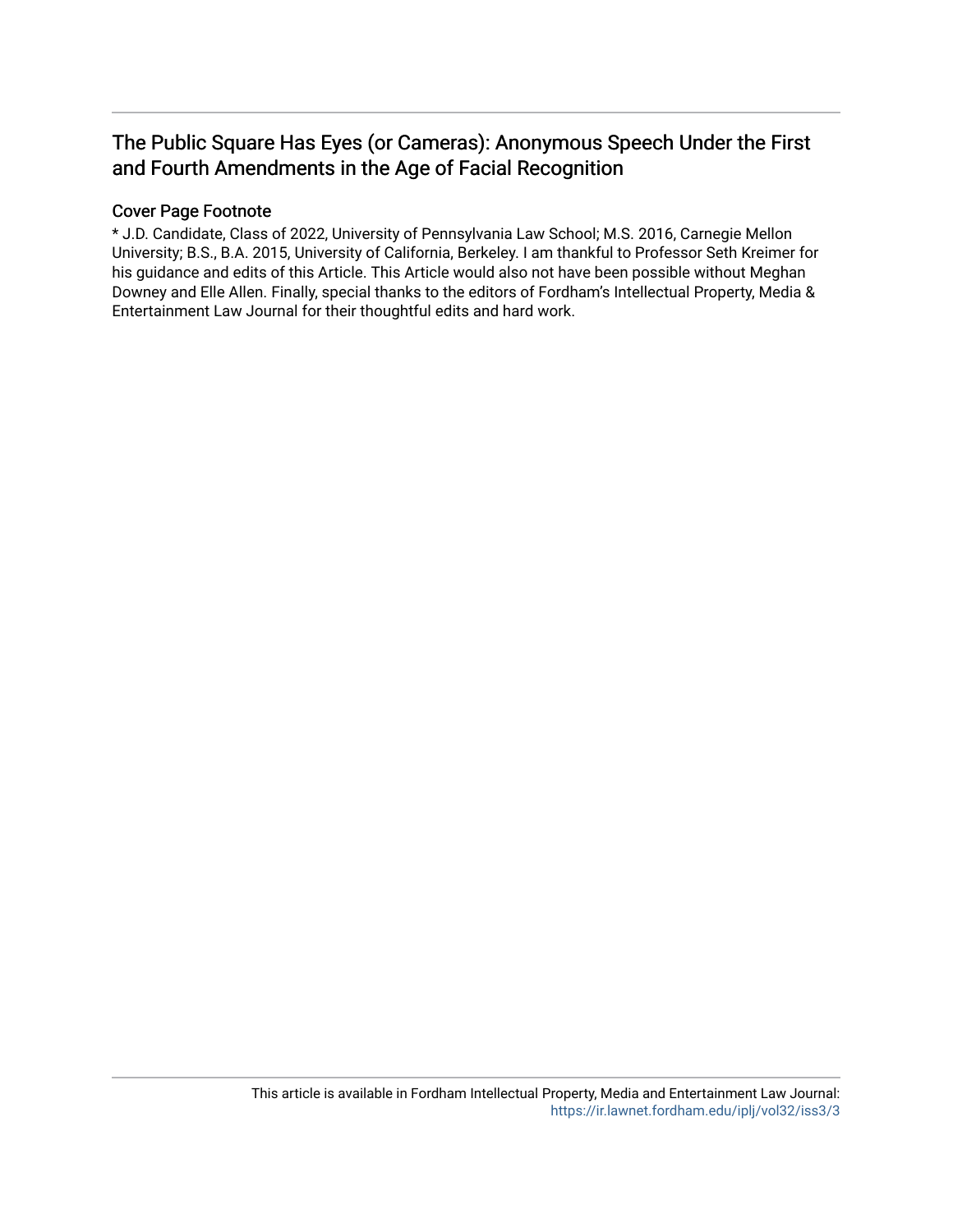# The Public Square Has Eyes (or Cameras): Anonymous Speech Under the First and Fourth Amendments in the Age of Facial Recognition

## Cover Page Footnote

* J.D. Candidate, Class of 2022, University of Pennsylvania Law School; M.S. 2016, Carnegie Mellon University; B.S., B.A. 2015, University of California, Berkeley. I am thankful to Professor Seth Kreimer for his guidance and edits of this Article. This Article would also not have been possible without Meghan Downey and Elle Allen. Finally, special thanks to the editors of Fordham's Intellectual Property, Media & Entertainment Law Journal for their thoughtful edits and hard work.

This article is available in Fordham Intellectual Property, Media and Entertainment Law Journal: https://ir.lawnet.fordham.edu/iplj/vol32/iss3/3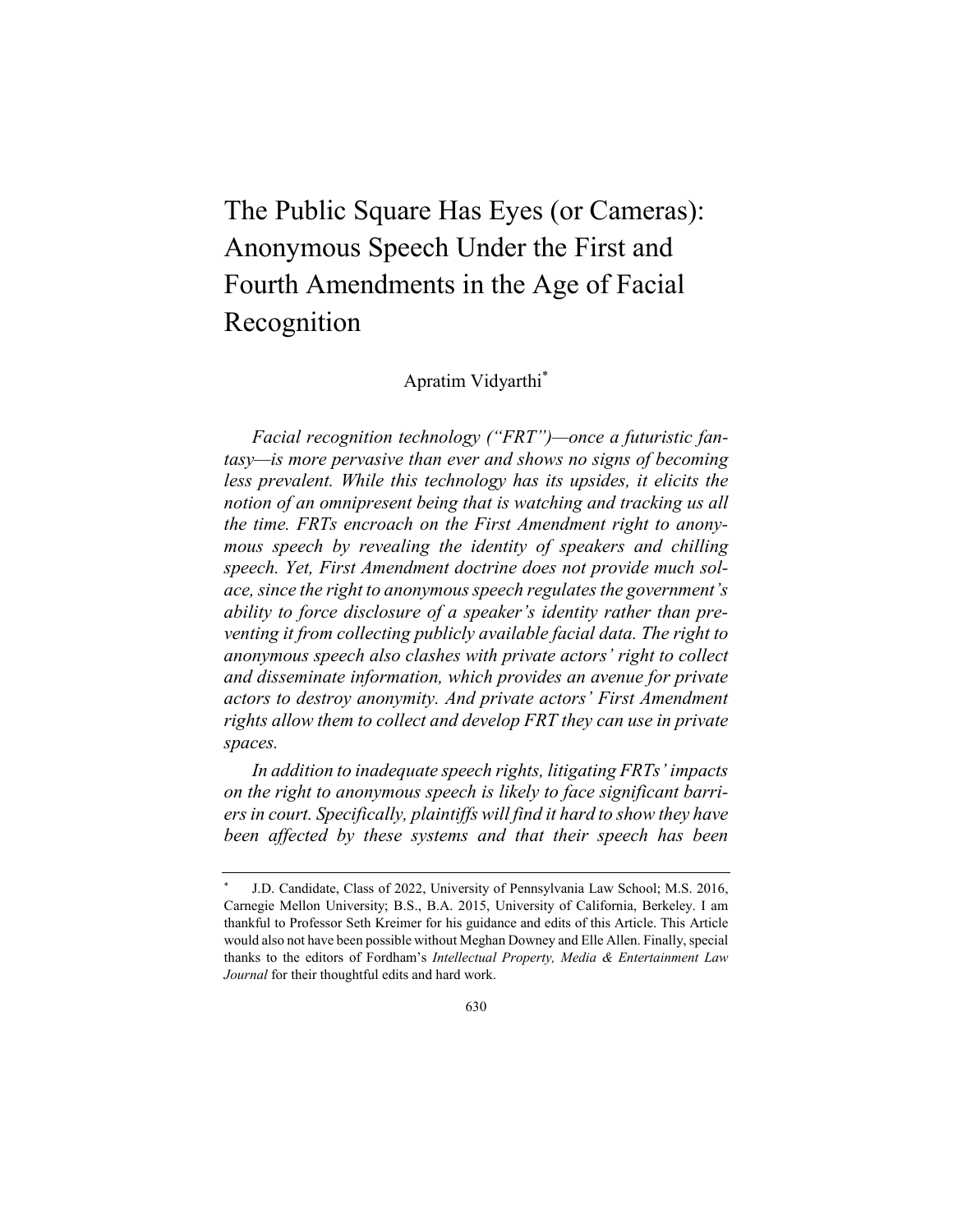# The Public Square Has Eyes (or Cameras): Anonymous Speech Under the First and Fourth Amendments in the Age of Facial Recognition

Apratim Vidyarthi*

*Facial recognition technology ("FRT")—once a futuristic fantasy—is more pervasive than ever and shows no signs of becoming less prevalent. While this technology has its upsides, it elicits the notion of an omnipresent being that is watching and tracking us all the time. FRTs encroach on the First Amendment right to anonymous speech by revealing the identity of speakers and chilling speech. Yet, First Amendment doctrine does not provide much solace, since the right to anonymous speech regulates the government's ability to force disclosure of a speaker's identity rather than preventing it from collecting publicly available facial data. The right to anonymous speech also clashes with private actors' right to collect and disseminate information, which provides an avenue for private actors to destroy anonymity. And private actors' First Amendment rights allow them to collect and develop FRT they can use in private spaces.*

*In addition to inadequate speech rights, litigating FRTs' impacts on the right to anonymous speech is likely to face significant barriers in court. Specifically, plaintiffs will find it hard to show they have been affected by these systems and that their speech has been*

---

\* J.D. Candidate, Class of 2022, University of Pennsylvania Law School; M.S. 2016, Carnegie Mellon University; B.S., B.A. 2015, University of California, Berkeley. I am thankful to Professor Seth Kreimer for his guidance and edits of this Article. This Article would also not have been possible without Meghan Downey and Elle Allen. Finally, special thanks to the editors of Fordham's *Intellectual Property, Media & Entertainment Law Journal* for their thoughtful edits and hard work.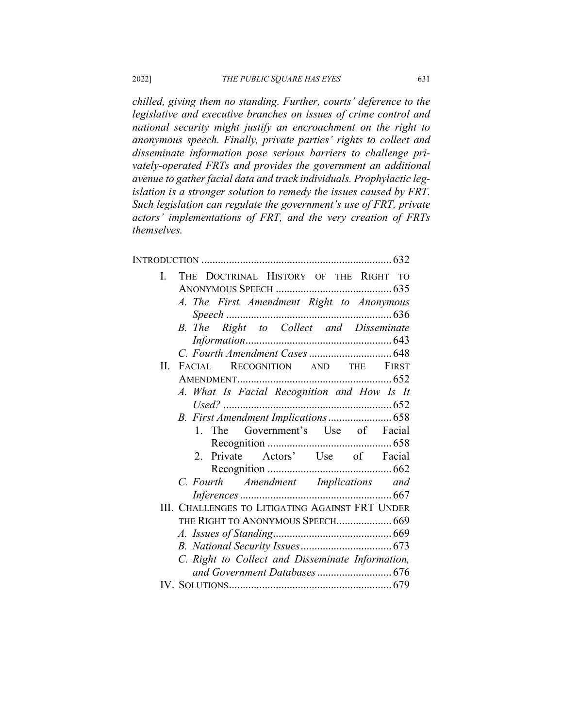*chilled, giving them no standing. Further, courts' deference to the legislative and executive branches on issues of crime control and national security might justify an encroachment on the right to anonymous speech. Finally, private parties' rights to collect and disseminate information pose serious barriers to challenge privately-operated FRTs and provides the government an additional avenue to gather facial data and track individuals. Prophylactic legislation is a stronger solution to remedy the issues caused by FRT. Such legislation can regulate the government's use of FRT, private actors' implementations of FRT, and the very creation of FRTs themselves.*

INTRODUCTION .................................................................... 632

I. THE DOCTRINAL HISTORY OF THE RIGHT TO ANONYMOUS SPEECH .......................................... 635
   - *A. The First Amendment Right to Anonymous Speech* ........................................................... 636
   - *B. The Right to Collect and Disseminate Information* .................................................... 643
   - *C. Fourth Amendment Cases* ............................. 648

II. FACIAL RECOGNITION AND THE FIRST AMENDMENT ....................................................... 652
   - *A. What Is Facial Recognition and How Is It Used?* ............................................................ 652
   - *B. First Amendment Implications* ....................... 658
     1. The Government's Use of Facial Recognition ............................................ 658
     2. Private Actors' Use of Facial Recognition ............................................ 662
   - *C. Fourth Amendment Implications and Inferences* ...................................................... 667

III. CHALLENGES TO LITIGATING AGAINST FRT UNDER THE RIGHT TO ANONYMOUS SPEECH.................... 669
   - *A. Issues of Standing* .......................................... 669
   - *B. National Security Issues* ................................. 673
   - *C. Right to Collect and Disseminate Information, and Government Databases* ........................... 676

IV. SOLUTIONS.......................................................... 679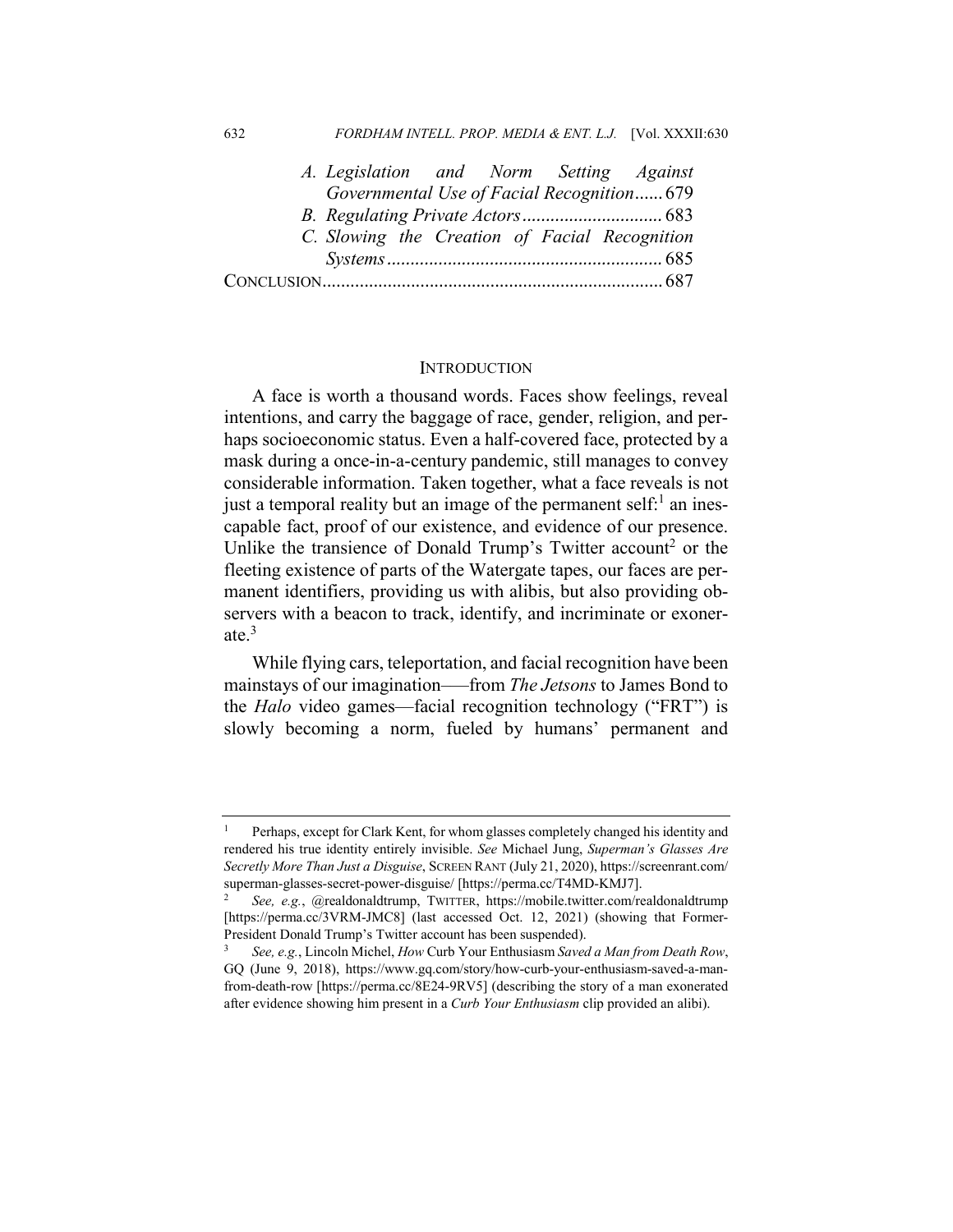A. *Legislation and Norm Setting Against Governmental Use of Facial Recognition*...... 679

B. *Regulating Private Actors*............................. 683

C. *Slowing the Creation of Facial Recognition Systems*.......................................................... 685

CONCLUSION........................................................................ 687

## INTRODUCTION

A face is worth a thousand words. Faces show feelings, reveal intentions, and carry the baggage of race, gender, religion, and perhaps socioeconomic status. Even a half-covered face, protected by a mask during a once-in-a-century pandemic, still manages to convey considerable information. Taken together, what a face reveals is not just a temporal reality but an image of the permanent self:[1] an inescapable fact, proof of our existence, and evidence of our presence. Unlike the transience of Donald Trump's Twitter account[2] or the fleeting existence of parts of the Watergate tapes, our faces are permanent identifiers, providing us with alibis, but also providing observers with a beacon to track, identify, and incriminate or exonerate.[3]

While flying cars, teleportation, and facial recognition have been mainstays of our imagination——from *The Jetsons* to James Bond to the *Halo* video games—facial recognition technology ("FRT") is slowly becoming a norm, fueled by humans' permanent and

---

[1] Perhaps, except for Clark Kent, for whom glasses completely changed his identity and rendered his true identity entirely invisible. *See* Michael Jung, *Superman's Glasses Are Secretly More Than Just a Disguise*, SCREEN RANT (July 21, 2020), https://screenrant.com/superman-glasses-secret-power-disguise/ [https://perma.cc/T4MD-KMJ7].

[2] *See, e.g.*, @realdonaldtrump, TWITTER, https://mobile.twitter.com/realdonaldtrump [https://perma.cc/3VRM-JMC8] (last accessed Oct. 12, 2021) (showing that Former-President Donald Trump's Twitter account has been suspended).

[3] *See, e.g.*, Lincoln Michel, *How* Curb Your Enthusiasm *Saved a Man from Death Row*, GQ (June 9, 2018), https://www.gq.com/story/how-curb-your-enthusiasm-saved-a-man-from-death-row [https://perma.cc/8E24-9RV5] (describing the story of a man exonerated after evidence showing him present in a *Curb Your Enthusiasm* clip provided an alibi).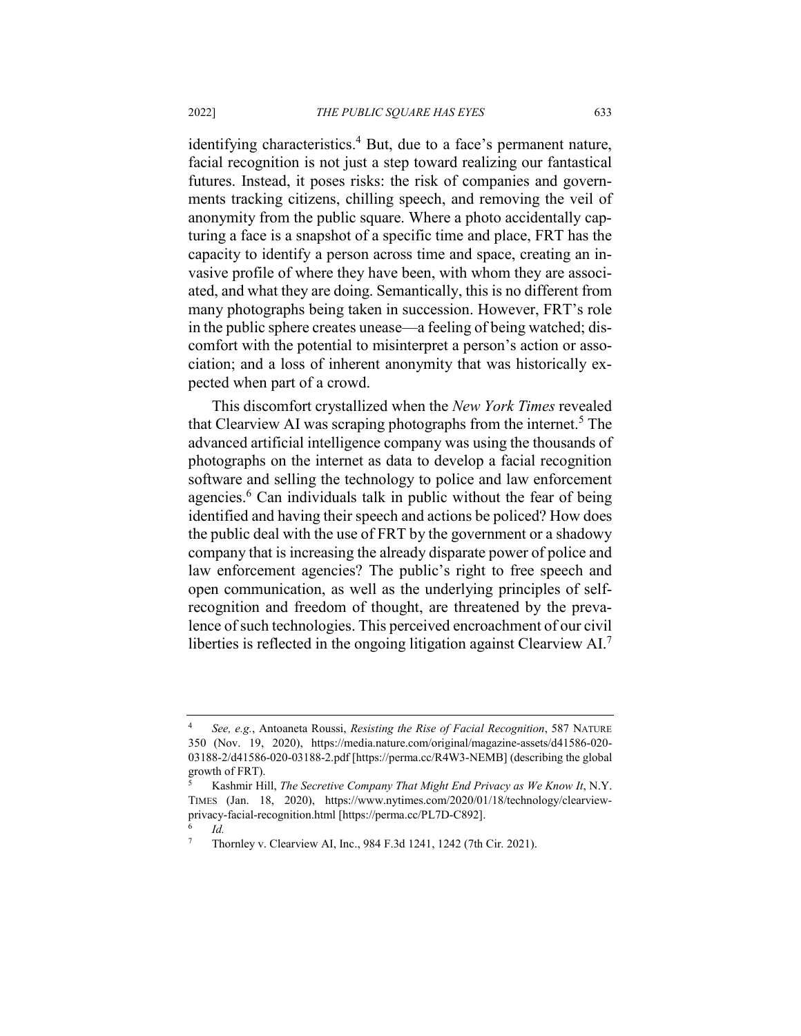identifying characteristics.[4] But, due to a face's permanent nature, facial recognition is not just a step toward realizing our fantastical futures. Instead, it poses risks: the risk of companies and governments tracking citizens, chilling speech, and removing the veil of anonymity from the public square. Where a photo accidentally capturing a face is a snapshot of a specific time and place, FRT has the capacity to identify a person across time and space, creating an invasive profile of where they have been, with whom they are associated, and what they are doing. Semantically, this is no different from many photographs being taken in succession. However, FRT's role in the public sphere creates unease—a feeling of being watched; discomfort with the potential to misinterpret a person's action or association; and a loss of inherent anonymity that was historically expected when part of a crowd.

This discomfort crystallized when the *New York Times* revealed that Clearview AI was scraping photographs from the internet.[5] The advanced artificial intelligence company was using the thousands of photographs on the internet as data to develop a facial recognition software and selling the technology to police and law enforcement agencies.[6] Can individuals talk in public without the fear of being identified and having their speech and actions be policed? How does the public deal with the use of FRT by the government or a shadowy company that is increasing the already disparate power of police and law enforcement agencies? The public's right to free speech and open communication, as well as the underlying principles of self-recognition and freedom of thought, are threatened by the prevalence of such technologies. This perceived encroachment of our civil liberties is reflected in the ongoing litigation against Clearview AI.[7]

---

[4] *See, e.g.*, Antoaneta Roussi, *Resisting the Rise of Facial Recognition*, 587 NATURE 350 (Nov. 19, 2020), https://media.nature.com/original/magazine-assets/d41586-020-03188-2/d41586-020-03188-2.pdf [https://perma.cc/R4W3-NEMB] (describing the global growth of FRT).

[5] Kashmir Hill, *The Secretive Company That Might End Privacy as We Know It*, N.Y. TIMES (Jan. 18, 2020), https://www.nytimes.com/2020/01/18/technology/clearview-privacy-facial-recognition.html [https://perma.cc/PL7D-C892].

[6] *Id.*

[7] Thornley v. Clearview AI, Inc., 984 F.3d 1241, 1242 (7th Cir. 2021).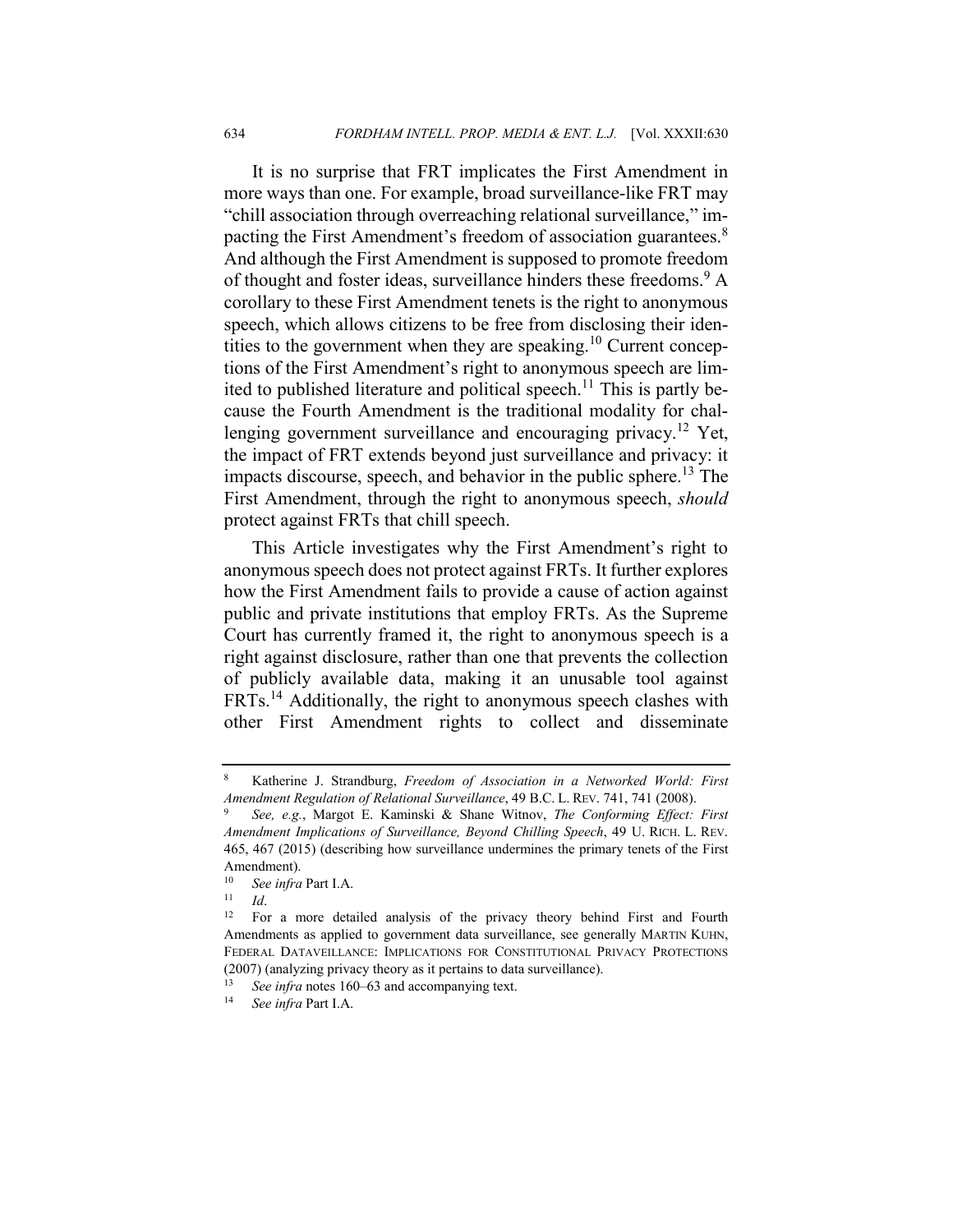It is no surprise that FRT implicates the First Amendment in more ways than one. For example, broad surveillance-like FRT may "chill association through overreaching relational surveillance," impacting the First Amendment's freedom of association guarantees.[8] And although the First Amendment is supposed to promote freedom of thought and foster ideas, surveillance hinders these freedoms.[9] A corollary to these First Amendment tenets is the right to anonymous speech, which allows citizens to be free from disclosing their identities to the government when they are speaking.[10] Current conceptions of the First Amendment's right to anonymous speech are limited to published literature and political speech.[11] This is partly because the Fourth Amendment is the traditional modality for challenging government surveillance and encouraging privacy.[12] Yet, the impact of FRT extends beyond just surveillance and privacy: it impacts discourse, speech, and behavior in the public sphere.[13] The First Amendment, through the right to anonymous speech, *should* protect against FRTs that chill speech.

This Article investigates why the First Amendment's right to anonymous speech does not protect against FRTs. It further explores how the First Amendment fails to provide a cause of action against public and private institutions that employ FRTs. As the Supreme Court has currently framed it, the right to anonymous speech is a right against disclosure, rather than one that prevents the collection of publicly available data, making it an unusable tool against FRTs.[14] Additionally, the right to anonymous speech clashes with other First Amendment rights to collect and disseminate

---

[8] Katherine J. Strandburg, *Freedom of Association in a Networked World: First Amendment Regulation of Relational Surveillance*, 49 B.C. L. REV. 741, 741 (2008).

[9] *See, e.g.*, Margot E. Kaminski & Shane Witnov, *The Conforming Effect: First Amendment Implications of Surveillance, Beyond Chilling Speech*, 49 U. RICH. L. REV. 465, 467 (2015) (describing how surveillance undermines the primary tenets of the First Amendment).

[10] *See infra* Part I.A.

[11] *Id*.

[12] For a more detailed analysis of the privacy theory behind First and Fourth Amendments as applied to government data surveillance, see generally MARTIN KUHN, FEDERAL DATAVEILLANCE: IMPLICATIONS FOR CONSTITUTIONAL PRIVACY PROTECTIONS (2007) (analyzing privacy theory as it pertains to data surveillance).

[13] *See infra* notes 160–63 and accompanying text.

[14] *See infra* Part I.A.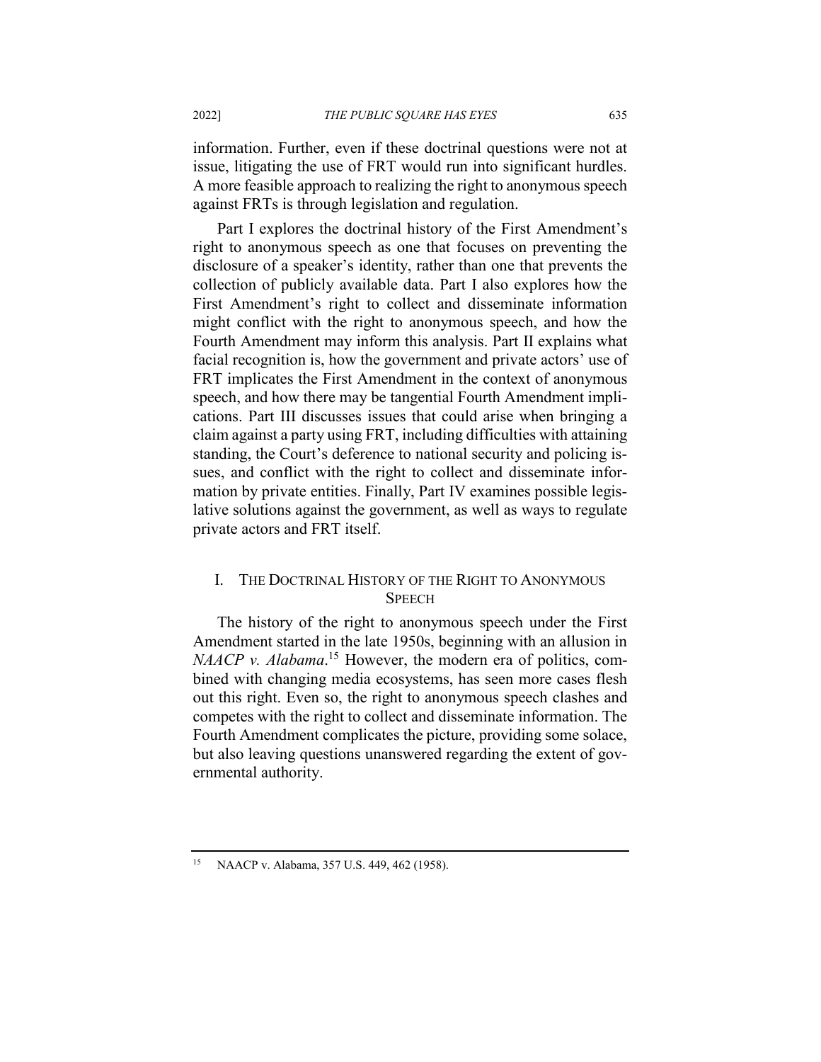information. Further, even if these doctrinal questions were not at issue, litigating the use of FRT would run into significant hurdles. A more feasible approach to realizing the right to anonymous speech against FRTs is through legislation and regulation.

Part I explores the doctrinal history of the First Amendment's right to anonymous speech as one that focuses on preventing the disclosure of a speaker's identity, rather than one that prevents the collection of publicly available data. Part I also explores how the First Amendment's right to collect and disseminate information might conflict with the right to anonymous speech, and how the Fourth Amendment may inform this analysis. Part II explains what facial recognition is, how the government and private actors' use of FRT implicates the First Amendment in the context of anonymous speech, and how there may be tangential Fourth Amendment implications. Part III discusses issues that could arise when bringing a claim against a party using FRT, including difficulties with attaining standing, the Court's deference to national security and policing issues, and conflict with the right to collect and disseminate information by private entities. Finally, Part IV examines possible legislative solutions against the government, as well as ways to regulate private actors and FRT itself.

## I. THE DOCTRINAL HISTORY OF THE RIGHT TO ANONYMOUS SPEECH

The history of the right to anonymous speech under the First Amendment started in the late 1950s, beginning with an allusion in *NAACP v. Alabama*.[15] However, the modern era of politics, combined with changing media ecosystems, has seen more cases flesh out this right. Even so, the right to anonymous speech clashes and competes with the right to collect and disseminate information. The Fourth Amendment complicates the picture, providing some solace, but also leaving questions unanswered regarding the extent of governmental authority.

---

[15] NAACP v. Alabama, 357 U.S. 449, 462 (1958).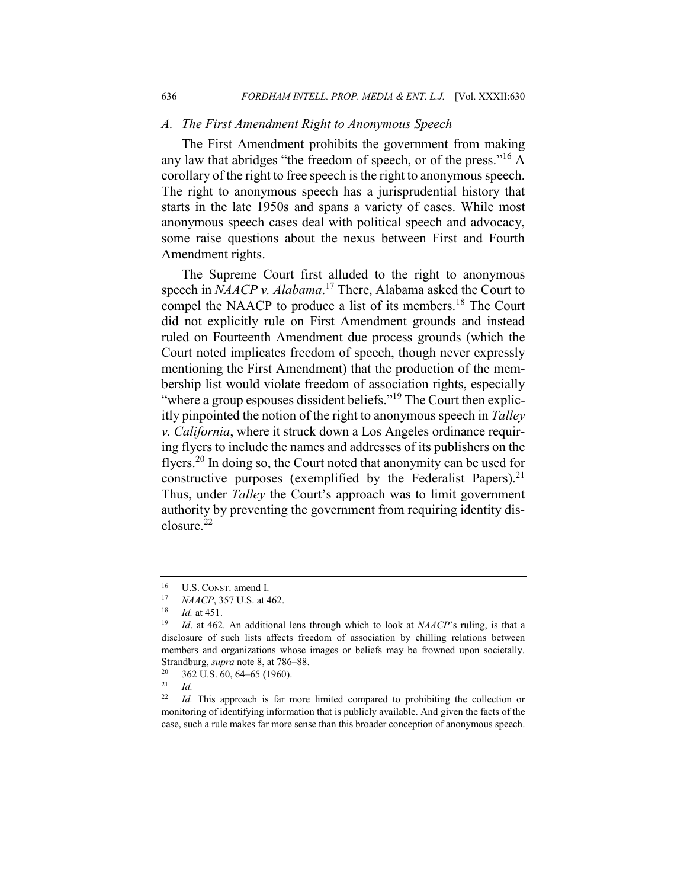### A. The First Amendment Right to Anonymous Speech

The First Amendment prohibits the government from making any law that abridges "the freedom of speech, or of the press."[16] A corollary of the right to free speech is the right to anonymous speech. The right to anonymous speech has a jurisprudential history that starts in the late 1950s and spans a variety of cases. While most anonymous speech cases deal with political speech and advocacy, some raise questions about the nexus between First and Fourth Amendment rights.

The Supreme Court first alluded to the right to anonymous speech in *NAACP v. Alabama*.[17] There, Alabama asked the Court to compel the NAACP to produce a list of its members.[18] The Court did not explicitly rule on First Amendment grounds and instead ruled on Fourteenth Amendment due process grounds (which the Court noted implicates freedom of speech, though never expressly mentioning the First Amendment) that the production of the membership list would violate freedom of association rights, especially "where a group espouses dissident beliefs."[19] The Court then explicitly pinpointed the notion of the right to anonymous speech in *Talley v. California*, where it struck down a Los Angeles ordinance requiring flyers to include the names and addresses of its publishers on the flyers.[20] In doing so, the Court noted that anonymity can be used for constructive purposes (exemplified by the Federalist Papers).[21] Thus, under *Talley* the Court's approach was to limit government authority by preventing the government from requiring identity disclosure.[22]

---

[16] U.S. CONST. amend I.

[17] *NAACP*, 357 U.S. at 462.

[18] *Id.* at 451.

[19] *Id*. at 462. An additional lens through which to look at *NAACP*'s ruling, is that a disclosure of such lists affects freedom of association by chilling relations between members and organizations whose images or beliefs may be frowned upon societally. Strandburg, *supra* note 8, at 786–88.

[20] 362 U.S. 60, 64–65 (1960).

[21] *Id.*

[22] *Id.* This approach is far more limited compared to prohibiting the collection or monitoring of identifying information that is publicly available. And given the facts of the case, such a rule makes far more sense than this broader conception of anonymous speech.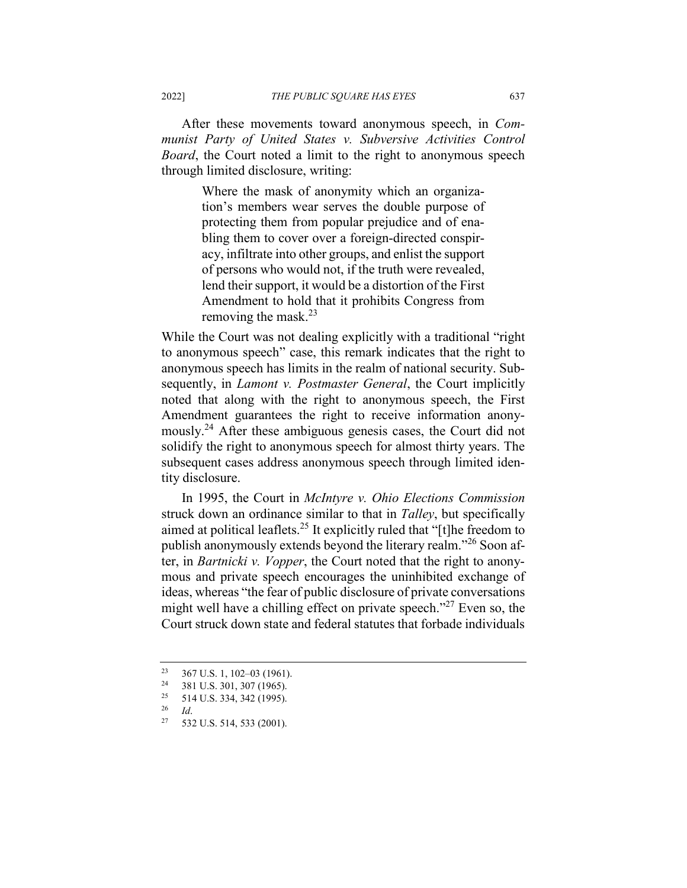After these movements toward anonymous speech, in *Communist Party of United States v. Subversive Activities Control Board*, the Court noted a limit to the right to anonymous speech through limited disclosure, writing:

> Where the mask of anonymity which an organization's members wear serves the double purpose of protecting them from popular prejudice and of enabling them to cover over a foreign-directed conspiracy, infiltrate into other groups, and enlist the support of persons who would not, if the truth were revealed, lend their support, it would be a distortion of the First Amendment to hold that it prohibits Congress from removing the mask.[23]

While the Court was not dealing explicitly with a traditional "right to anonymous speech" case, this remark indicates that the right to anonymous speech has limits in the realm of national security. Subsequently, in *Lamont v. Postmaster General*, the Court implicitly noted that along with the right to anonymous speech, the First Amendment guarantees the right to receive information anonymously.[24] After these ambiguous genesis cases, the Court did not solidify the right to anonymous speech for almost thirty years. The subsequent cases address anonymous speech through limited identity disclosure.

In 1995, the Court in *McIntyre v. Ohio Elections Commission* struck down an ordinance similar to that in *Talley*, but specifically aimed at political leaflets.[25] It explicitly ruled that "[t]he freedom to publish anonymously extends beyond the literary realm."[26] Soon after, in *Bartnicki v. Vopper*, the Court noted that the right to anonymous and private speech encourages the uninhibited exchange of ideas, whereas "the fear of public disclosure of private conversations might well have a chilling effect on private speech."[27] Even so, the Court struck down state and federal statutes that forbade individuals

---

[23] 367 U.S. 1, 102–03 (1961).

[24] 381 U.S. 301, 307 (1965).

[25] 514 U.S. 334, 342 (1995).

[26] *Id.*

[27] 532 U.S. 514, 533 (2001).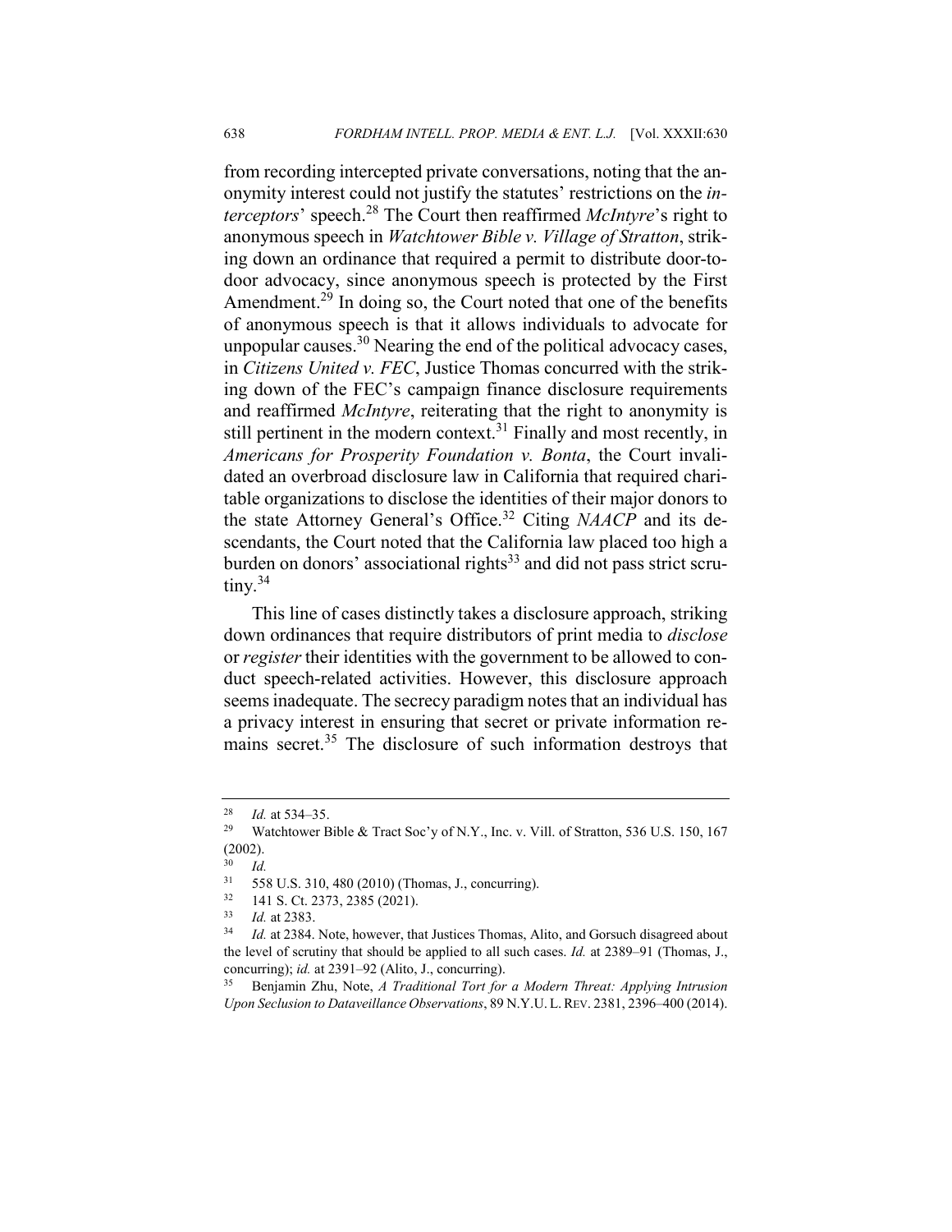from recording intercepted private conversations, noting that the anonymity interest could not justify the statutes' restrictions on the *interceptors*' speech.[28] The Court then reaffirmed *McIntyre*'s right to anonymous speech in *Watchtower Bible v. Village of Stratton*, striking down an ordinance that required a permit to distribute door-to-door advocacy, since anonymous speech is protected by the First Amendment.[29] In doing so, the Court noted that one of the benefits of anonymous speech is that it allows individuals to advocate for unpopular causes.[30] Nearing the end of the political advocacy cases, in *Citizens United v. FEC*, Justice Thomas concurred with the striking down of the FEC's campaign finance disclosure requirements and reaffirmed *McIntyre*, reiterating that the right to anonymity is still pertinent in the modern context.[31] Finally and most recently, in *Americans for Prosperity Foundation v. Bonta*, the Court invalidated an overbroad disclosure law in California that required charitable organizations to disclose the identities of their major donors to the state Attorney General's Office.[32] Citing *NAACP* and its descendants, the Court noted that the California law placed too high a burden on donors' associational rights[33] and did not pass strict scrutiny.[34]

This line of cases distinctly takes a disclosure approach, striking down ordinances that require distributors of print media to *disclose* or *register* their identities with the government to be allowed to conduct speech-related activities. However, this disclosure approach seems inadequate. The secrecy paradigm notes that an individual has a privacy interest in ensuring that secret or private information remains secret.[35] The disclosure of such information destroys that

---

[28] *Id.* at 534–35.

[29] Watchtower Bible & Tract Soc'y of N.Y., Inc. v. Vill. of Stratton, 536 U.S. 150, 167 (2002).

[30] *Id.*

[31] 558 U.S. 310, 480 (2010) (Thomas, J., concurring).

[32] 141 S. Ct. 2373, 2385 (2021).

[33] *Id.* at 2383.

[34] *Id.* at 2384. Note, however, that Justices Thomas, Alito, and Gorsuch disagreed about the level of scrutiny that should be applied to all such cases. *Id.* at 2389–91 (Thomas, J., concurring); *id.* at 2391–92 (Alito, J., concurring).

[35] Benjamin Zhu, Note, *A Traditional Tort for a Modern Threat: Applying Intrusion Upon Seclusion to Dataveillance Observations*, 89 N.Y.U. L. REV. 2381, 2396–400 (2014).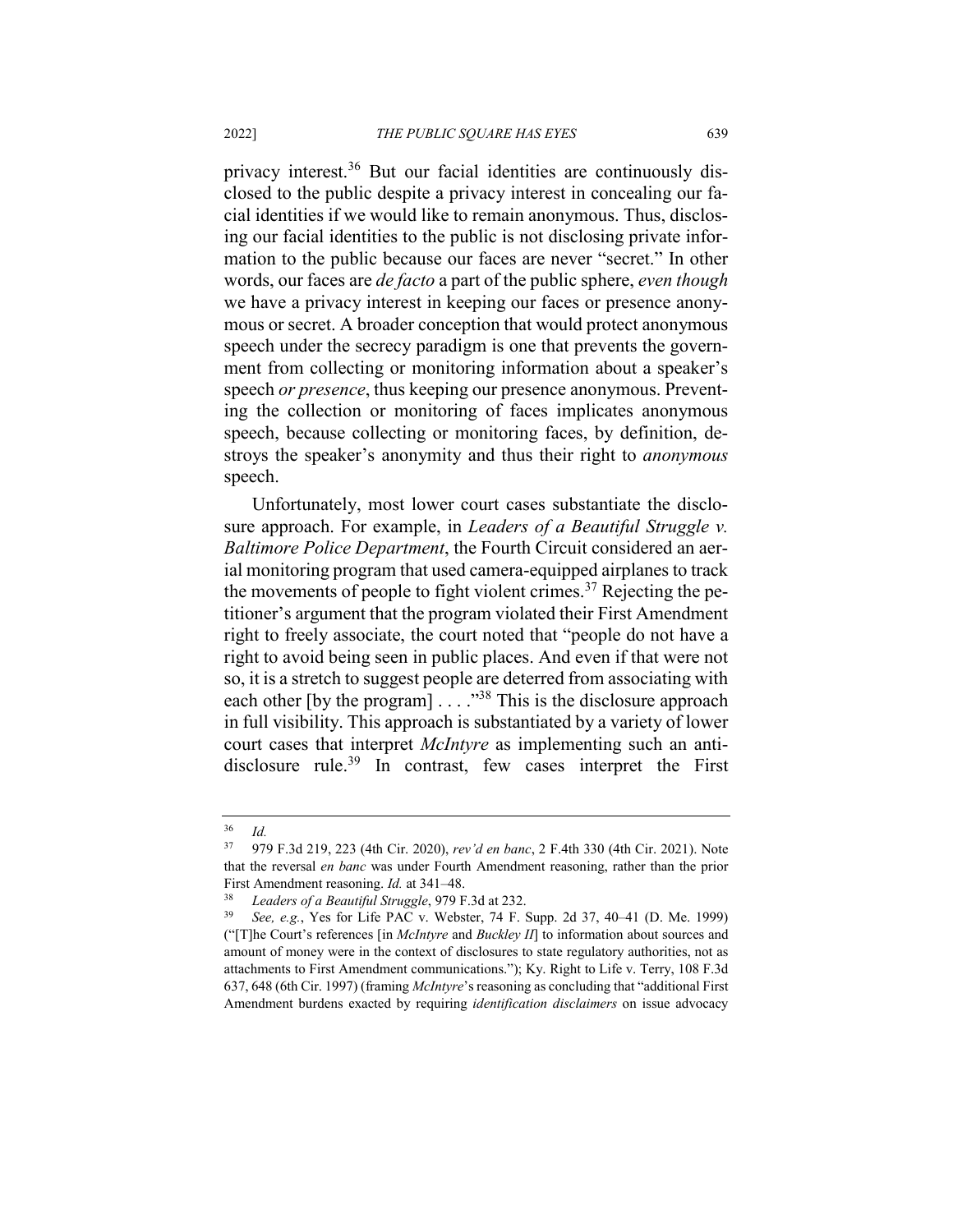privacy interest.[36] But our facial identities are continuously disclosed to the public despite a privacy interest in concealing our facial identities if we would like to remain anonymous. Thus, disclosing our facial identities to the public is not disclosing private information to the public because our faces are never "secret." In other words, our faces are *de facto* a part of the public sphere, *even though* we have a privacy interest in keeping our faces or presence anonymous or secret. A broader conception that would protect anonymous speech under the secrecy paradigm is one that prevents the government from collecting or monitoring information about a speaker's speech *or presence*, thus keeping our presence anonymous. Preventing the collection or monitoring of faces implicates anonymous speech, because collecting or monitoring faces, by definition, destroys the speaker's anonymity and thus their right to *anonymous* speech.

Unfortunately, most lower court cases substantiate the disclosure approach. For example, in *Leaders of a Beautiful Struggle v. Baltimore Police Department*, the Fourth Circuit considered an aerial monitoring program that used camera-equipped airplanes to track the movements of people to fight violent crimes.[37] Rejecting the petitioner's argument that the program violated their First Amendment right to freely associate, the court noted that "people do not have a right to avoid being seen in public places. And even if that were not so, it is a stretch to suggest people are deterred from associating with each other [by the program] . . . ."[38] This is the disclosure approach in full visibility. This approach is substantiated by a variety of lower court cases that interpret *McIntyre* as implementing such an anti-disclosure rule.[39] In contrast, few cases interpret the First

---

[36] *Id.*

[37] 979 F.3d 219, 223 (4th Cir. 2020), *rev'd en banc*, 2 F.4th 330 (4th Cir. 2021). Note that the reversal *en banc* was under Fourth Amendment reasoning, rather than the prior First Amendment reasoning. *Id.* at 341–48.

[38] *Leaders of a Beautiful Struggle*, 979 F.3d at 232.

[39] *See, e.g.*, Yes for Life PAC v. Webster, 74 F. Supp. 2d 37, 40–41 (D. Me. 1999) ("[T]he Court's references [in *McIntyre* and *Buckley II*] to information about sources and amount of money were in the context of disclosures to state regulatory authorities, not as attachments to First Amendment communications."); Ky. Right to Life v. Terry, 108 F.3d 637, 648 (6th Cir. 1997) (framing *McIntyre*'s reasoning as concluding that "additional First Amendment burdens exacted by requiring *identification disclaimers* on issue advocacy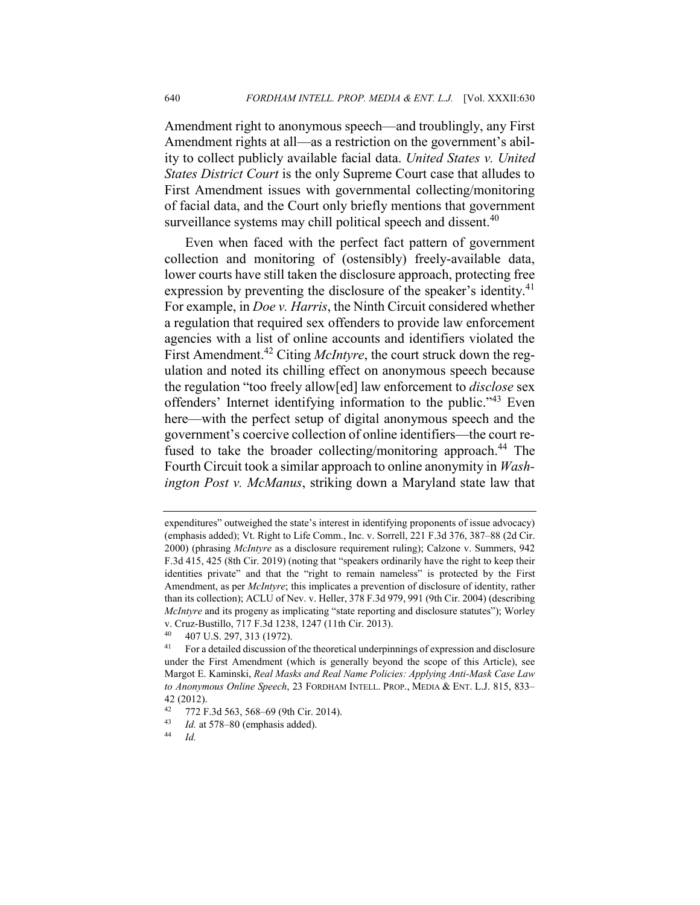Amendment right to anonymous speech—and troublingly, any First Amendment rights at all—as a restriction on the government's ability to collect publicly available facial data. *United States v. United States District Court* is the only Supreme Court case that alludes to First Amendment issues with governmental collecting/monitoring of facial data, and the Court only briefly mentions that government surveillance systems may chill political speech and dissent.[40]

Even when faced with the perfect fact pattern of government collection and monitoring of (ostensibly) freely-available data, lower courts have still taken the disclosure approach, protecting free expression by preventing the disclosure of the speaker's identity.[41] For example, in *Doe v. Harris*, the Ninth Circuit considered whether a regulation that required sex offenders to provide law enforcement agencies with a list of online accounts and identifiers violated the First Amendment.[42] Citing *McIntyre*, the court struck down the regulation and noted its chilling effect on anonymous speech because the regulation "too freely allow[ed] law enforcement to *disclose* sex offenders' Internet identifying information to the public."[43] Even here—with the perfect setup of digital anonymous speech and the government's coercive collection of online identifiers—the court refused to take the broader collecting/monitoring approach.[44] The Fourth Circuit took a similar approach to online anonymity in *Washington Post v. McManus*, striking down a Maryland state law that

---

expenditures" outweighed the state's interest in identifying proponents of issue advocacy) (emphasis added); Vt. Right to Life Comm., Inc. v. Sorrell, 221 F.3d 376, 387–88 (2d Cir. 2000) (phrasing *McIntyre* as a disclosure requirement ruling); Calzone v. Summers, 942 F.3d 415, 425 (8th Cir. 2019) (noting that "speakers ordinarily have the right to keep their identities private" and that the "right to remain nameless" is protected by the First Amendment, as per *McIntyre*; this implicates a prevention of disclosure of identity, rather than its collection); ACLU of Nev. v. Heller, 378 F.3d 979, 991 (9th Cir. 2004) (describing *McIntyre* and its progeny as implicating "state reporting and disclosure statutes"); Worley v. Cruz-Bustillo, 717 F.3d 1238, 1247 (11th Cir. 2013).

[40] 407 U.S. 297, 313 (1972).

[41] For a detailed discussion of the theoretical underpinnings of expression and disclosure under the First Amendment (which is generally beyond the scope of this Article), see Margot E. Kaminski, *Real Masks and Real Name Policies: Applying Anti-Mask Case Law to Anonymous Online Speech*, 23 FORDHAM INTELL. PROP., MEDIA & ENT. L.J. 815, 833–42 (2012).

[42] 772 F.3d 563, 568–69 (9th Cir. 2014).

[43] *Id.* at 578–80 (emphasis added).

[44] *Id.*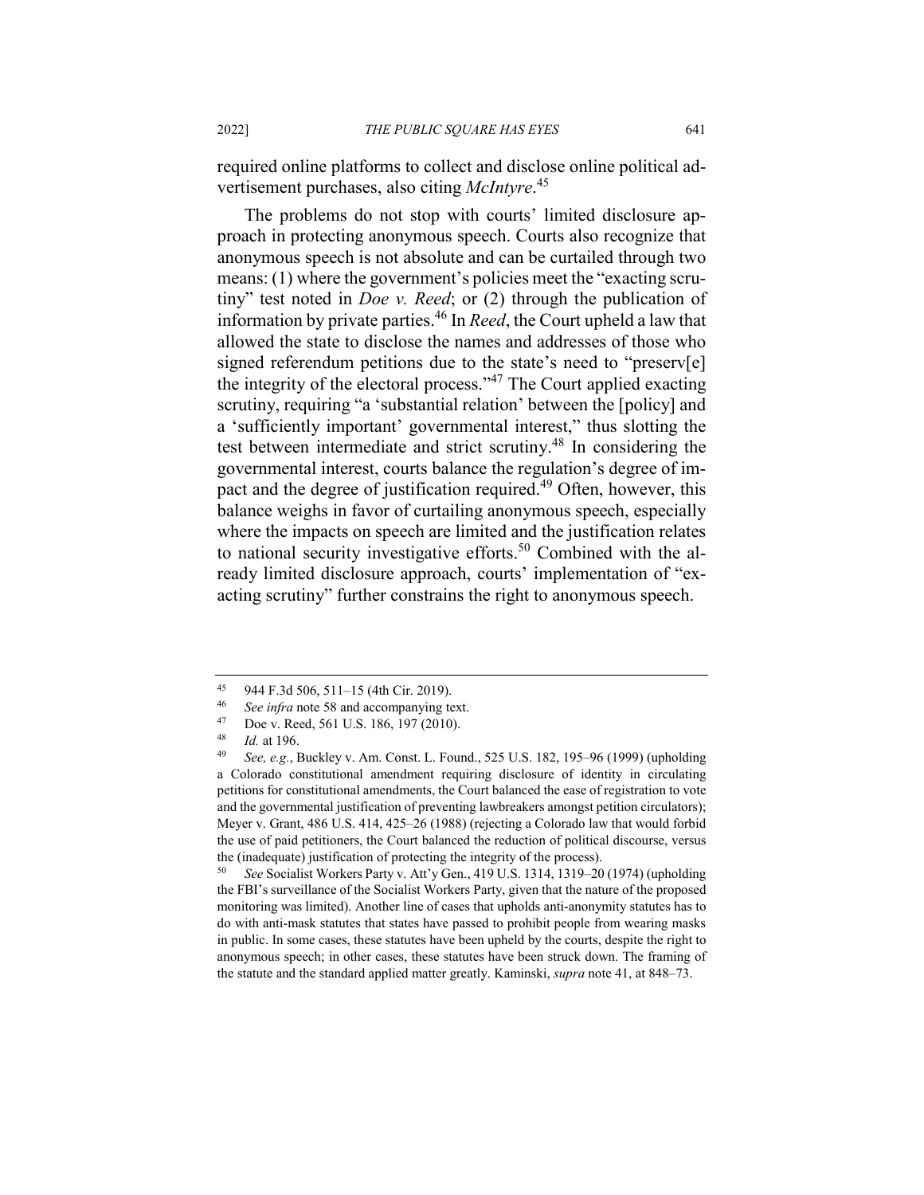required online platforms to collect and disclose online political advertisement purchases, also citing *McIntyre*.[45]

The problems do not stop with courts' limited disclosure approach in protecting anonymous speech. Courts also recognize that anonymous speech is not absolute and can be curtailed through two means: (1) where the government's policies meet the "exacting scrutiny" test noted in *Doe v. Reed*; or (2) through the publication of information by private parties.[46] In *Reed*, the Court upheld a law that allowed the state to disclose the names and addresses of those who signed referendum petitions due to the state's need to "preserv[e] the integrity of the electoral process."[47] The Court applied exacting scrutiny, requiring "a 'substantial relation' between the [policy] and a 'sufficiently important' governmental interest," thus slotting the test between intermediate and strict scrutiny.[48] In considering the governmental interest, courts balance the regulation's degree of impact and the degree of justification required.[49] Often, however, this balance weighs in favor of curtailing anonymous speech, especially where the impacts on speech are limited and the justification relates to national security investigative efforts.[50] Combined with the already limited disclosure approach, courts' implementation of "exacting scrutiny" further constrains the right to anonymous speech.

---

[45] 944 F.3d 506, 511–15 (4th Cir. 2019).

[46] *See infra* note 58 and accompanying text.

[47] Doe v. Reed, 561 U.S. 186, 197 (2010).

[48] *Id.* at 196.

[49] *See, e.g.*, Buckley v. Am. Const. L. Found., 525 U.S. 182, 195–96 (1999) (upholding a Colorado constitutional amendment requiring disclosure of identity in circulating petitions for constitutional amendments, the Court balanced the ease of registration to vote and the governmental justification of preventing lawbreakers amongst petition circulators); Meyer v. Grant, 486 U.S. 414, 425–26 (1988) (rejecting a Colorado law that would forbid the use of paid petitioners, the Court balanced the reduction of political discourse, versus the (inadequate) justification of protecting the integrity of the process).

[50] *See* Socialist Workers Party v. Att'y Gen., 419 U.S. 1314, 1319–20 (1974) (upholding the FBI's surveillance of the Socialist Workers Party, given that the nature of the proposed monitoring was limited). Another line of cases that upholds anti-anonymity statutes has to do with anti-mask statutes that states have passed to prohibit people from wearing masks in public. In some cases, these statutes have been upheld by the courts, despite the right to anonymous speech; in other cases, these statutes have been struck down. The framing of the statute and the standard applied matter greatly. Kaminski, *supra* note 41, at 848–73.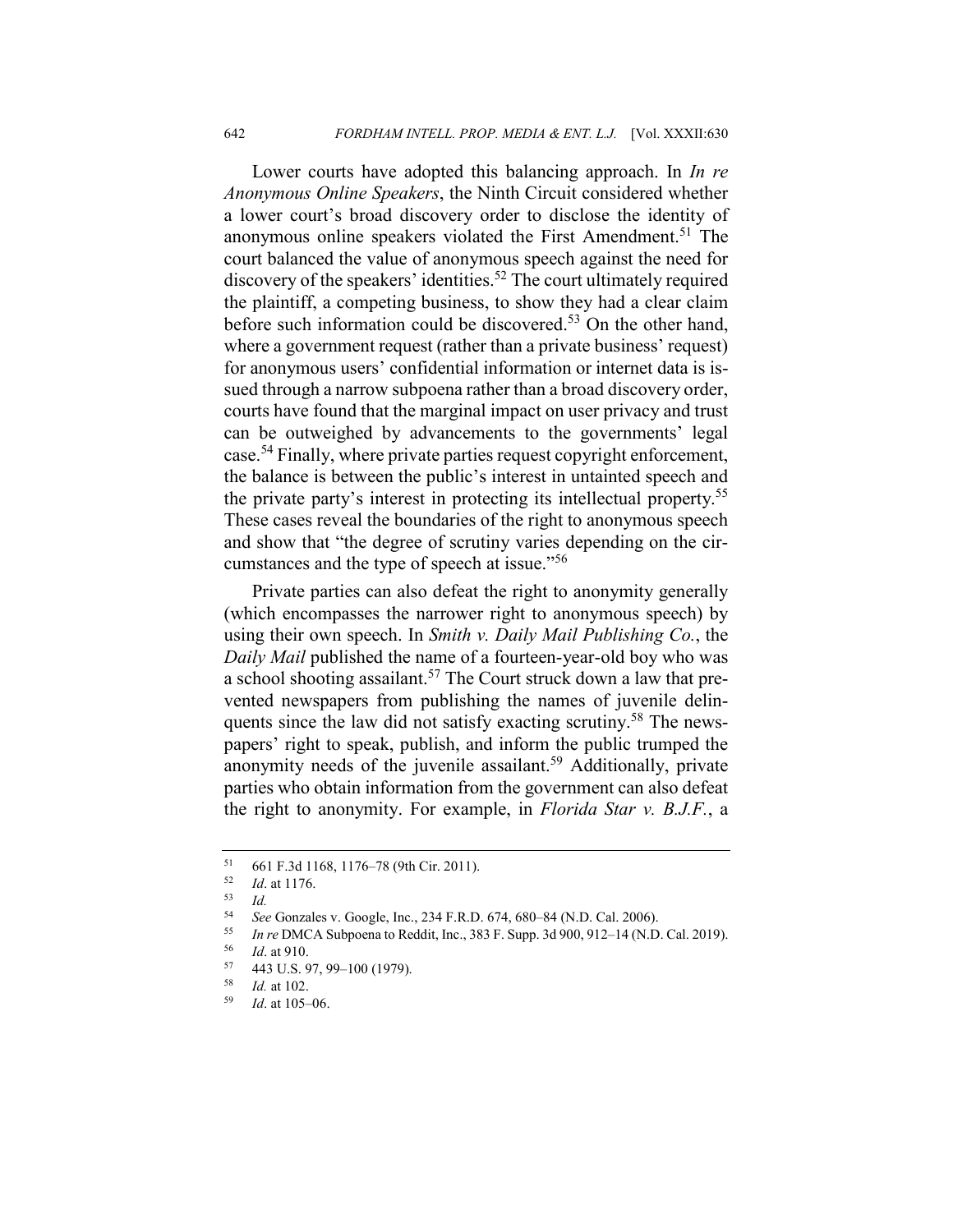Lower courts have adopted this balancing approach. In *In re Anonymous Online Speakers*, the Ninth Circuit considered whether a lower court's broad discovery order to disclose the identity of anonymous online speakers violated the First Amendment.[51] The court balanced the value of anonymous speech against the need for discovery of the speakers' identities.[52] The court ultimately required the plaintiff, a competing business, to show they had a clear claim before such information could be discovered.[53] On the other hand, where a government request (rather than a private business' request) for anonymous users' confidential information or internet data is issued through a narrow subpoena rather than a broad discovery order, courts have found that the marginal impact on user privacy and trust can be outweighed by advancements to the governments' legal case.[54] Finally, where private parties request copyright enforcement, the balance is between the public's interest in untainted speech and the private party's interest in protecting its intellectual property.[55] These cases reveal the boundaries of the right to anonymous speech and show that "the degree of scrutiny varies depending on the circumstances and the type of speech at issue."[56]

Private parties can also defeat the right to anonymity generally (which encompasses the narrower right to anonymous speech) by using their own speech. In *Smith v. Daily Mail Publishing Co.*, the *Daily Mail* published the name of a fourteen-year-old boy who was a school shooting assailant.[57] The Court struck down a law that prevented newspapers from publishing the names of juvenile delinquents since the law did not satisfy exacting scrutiny.[58] The newspapers' right to speak, publish, and inform the public trumped the anonymity needs of the juvenile assailant.[59] Additionally, private parties who obtain information from the government can also defeat the right to anonymity. For example, in *Florida Star v. B.J.F.*, a

---

[51] 661 F.3d 1168, 1176–78 (9th Cir. 2011).

[52] *Id*. at 1176.

[53] *Id.*

[54] *See* Gonzales v. Google, Inc., 234 F.R.D. 674, 680–84 (N.D. Cal. 2006).

[55] *In re* DMCA Subpoena to Reddit, Inc., 383 F. Supp. 3d 900, 912–14 (N.D. Cal. 2019).

[56] *Id*. at 910.

[57] 443 U.S. 97, 99–100 (1979).

[58] *Id.* at 102.

[59] *Id*. at 105–06.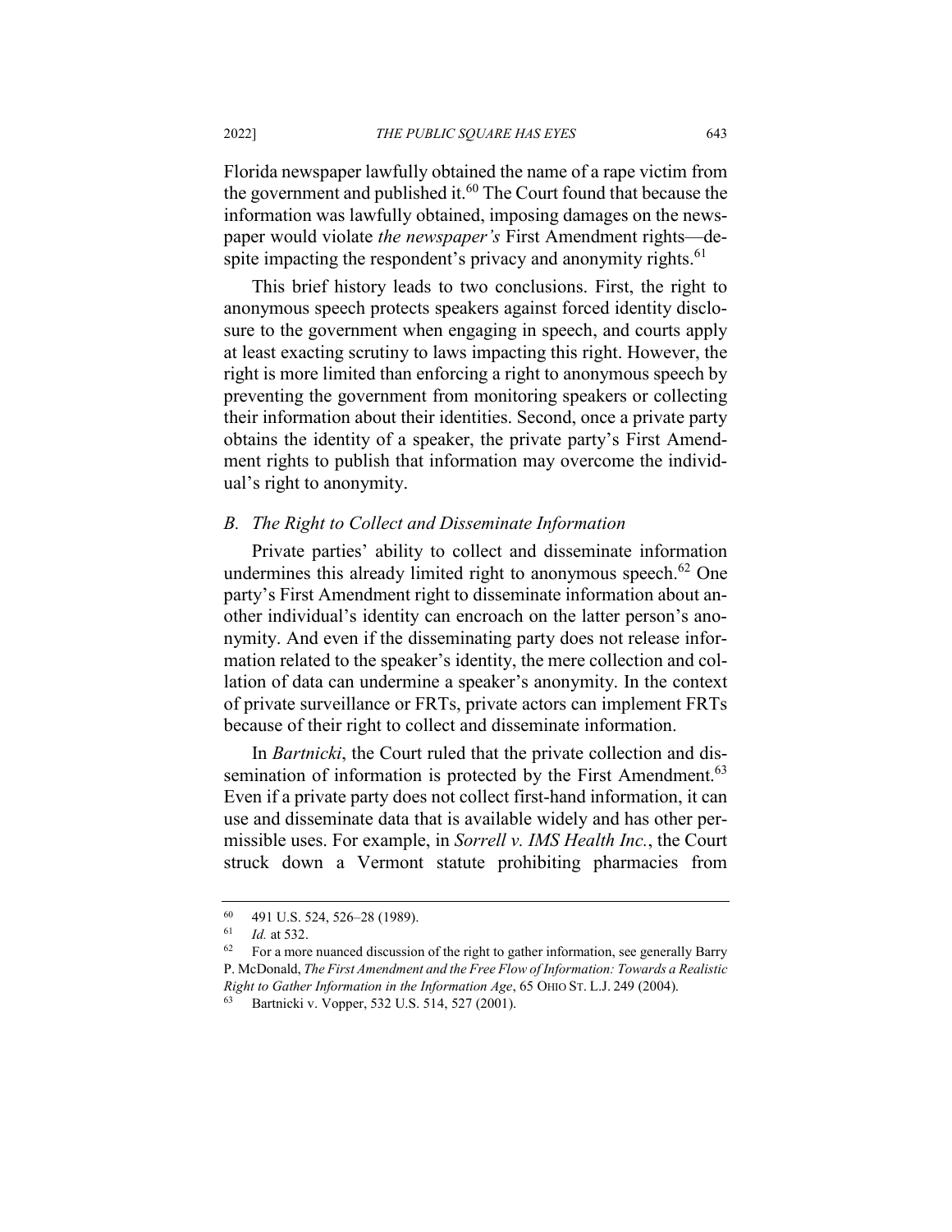Florida newspaper lawfully obtained the name of a rape victim from the government and published it.[60] The Court found that because the information was lawfully obtained, imposing damages on the newspaper would violate *the newspaper's* First Amendment rights—despite impacting the respondent's privacy and anonymity rights.[61]

This brief history leads to two conclusions. First, the right to anonymous speech protects speakers against forced identity disclosure to the government when engaging in speech, and courts apply at least exacting scrutiny to laws impacting this right. However, the right is more limited than enforcing a right to anonymous speech by preventing the government from monitoring speakers or collecting their information about their identities. Second, once a private party obtains the identity of a speaker, the private party's First Amendment rights to publish that information may overcome the individual's right to anonymity.

### *B. The Right to Collect and Disseminate Information*

Private parties' ability to collect and disseminate information undermines this already limited right to anonymous speech.[62] One party's First Amendment right to disseminate information about another individual's identity can encroach on the latter person's anonymity. And even if the disseminating party does not release information related to the speaker's identity, the mere collection and collation of data can undermine a speaker's anonymity. In the context of private surveillance or FRTs, private actors can implement FRTs because of their right to collect and disseminate information.

In *Bartnicki*, the Court ruled that the private collection and dissemination of information is protected by the First Amendment.[63] Even if a private party does not collect first-hand information, it can use and disseminate data that is available widely and has other permissible uses. For example, in *Sorrell v. IMS Health Inc.*, the Court struck down a Vermont statute prohibiting pharmacies from

---

[60] 491 U.S. 524, 526–28 (1989).

[61] *Id.* at 532.

[62] For a more nuanced discussion of the right to gather information, see generally Barry P. McDonald, *The First Amendment and the Free Flow of Information: Towards a Realistic Right to Gather Information in the Information Age*, 65 OHIO ST. L.J. 249 (2004).

[63] Bartnicki v. Vopper, 532 U.S. 514, 527 (2001).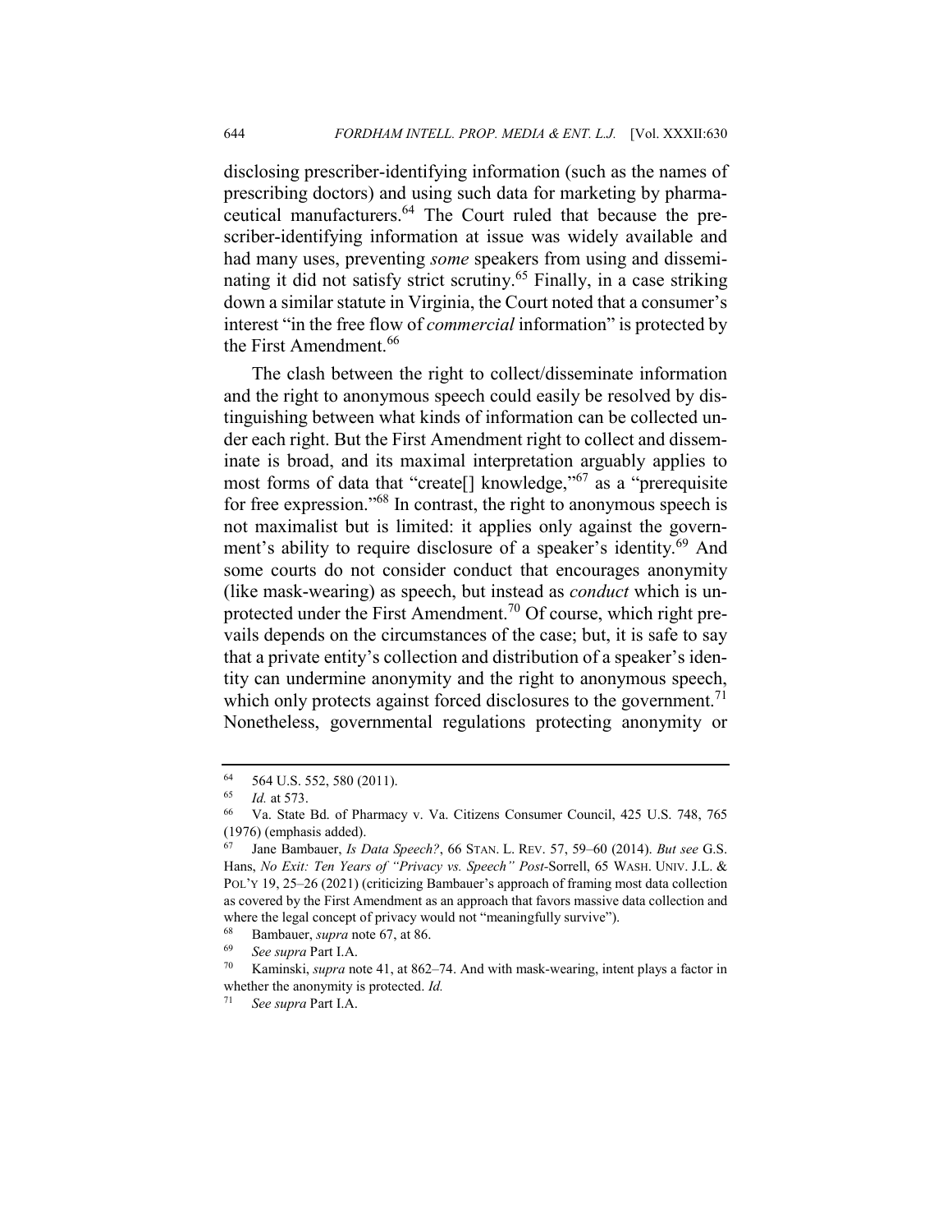disclosing prescriber-identifying information (such as the names of prescribing doctors) and using such data for marketing by pharmaceutical manufacturers.[64] The Court ruled that because the prescriber-identifying information at issue was widely available and had many uses, preventing *some* speakers from using and disseminating it did not satisfy strict scrutiny.[65] Finally, in a case striking down a similar statute in Virginia, the Court noted that a consumer's interest "in the free flow of *commercial* information" is protected by the First Amendment.[66]

The clash between the right to collect/disseminate information and the right to anonymous speech could easily be resolved by distinguishing between what kinds of information can be collected under each right. But the First Amendment right to collect and disseminate is broad, and its maximal interpretation arguably applies to most forms of data that "create[] knowledge,"[67] as a "prerequisite for free expression."[68] In contrast, the right to anonymous speech is not maximalist but is limited: it applies only against the government's ability to require disclosure of a speaker's identity.[69] And some courts do not consider conduct that encourages anonymity (like mask-wearing) as speech, but instead as *conduct* which is unprotected under the First Amendment.[70] Of course, which right prevails depends on the circumstances of the case; but, it is safe to say that a private entity's collection and distribution of a speaker's identity can undermine anonymity and the right to anonymous speech, which only protects against forced disclosures to the government.[71] Nonetheless, governmental regulations protecting anonymity or

---

[64] 564 U.S. 552, 580 (2011).

[65] *Id.* at 573.

[66] Va. State Bd. of Pharmacy v. Va. Citizens Consumer Council, 425 U.S. 748, 765 (1976) (emphasis added).

[67] Jane Bambauer, *Is Data Speech?*, 66 STAN. L. REV. 57, 59–60 (2014). *But see* G.S. Hans, *No Exit: Ten Years of "Privacy vs. Speech" Post-*Sorrell, 65 WASH. UNIV. J.L. & POL'Y 19, 25–26 (2021) (criticizing Bambauer's approach of framing most data collection as covered by the First Amendment as an approach that favors massive data collection and where the legal concept of privacy would not "meaningfully survive").

[68] Bambauer, *supra* note 67, at 86.

[69] *See supra* Part I.A.

[70] Kaminski, *supra* note 41, at 862–74. And with mask-wearing, intent plays a factor in whether the anonymity is protected. *Id.*

[71] *See supra* Part I.A.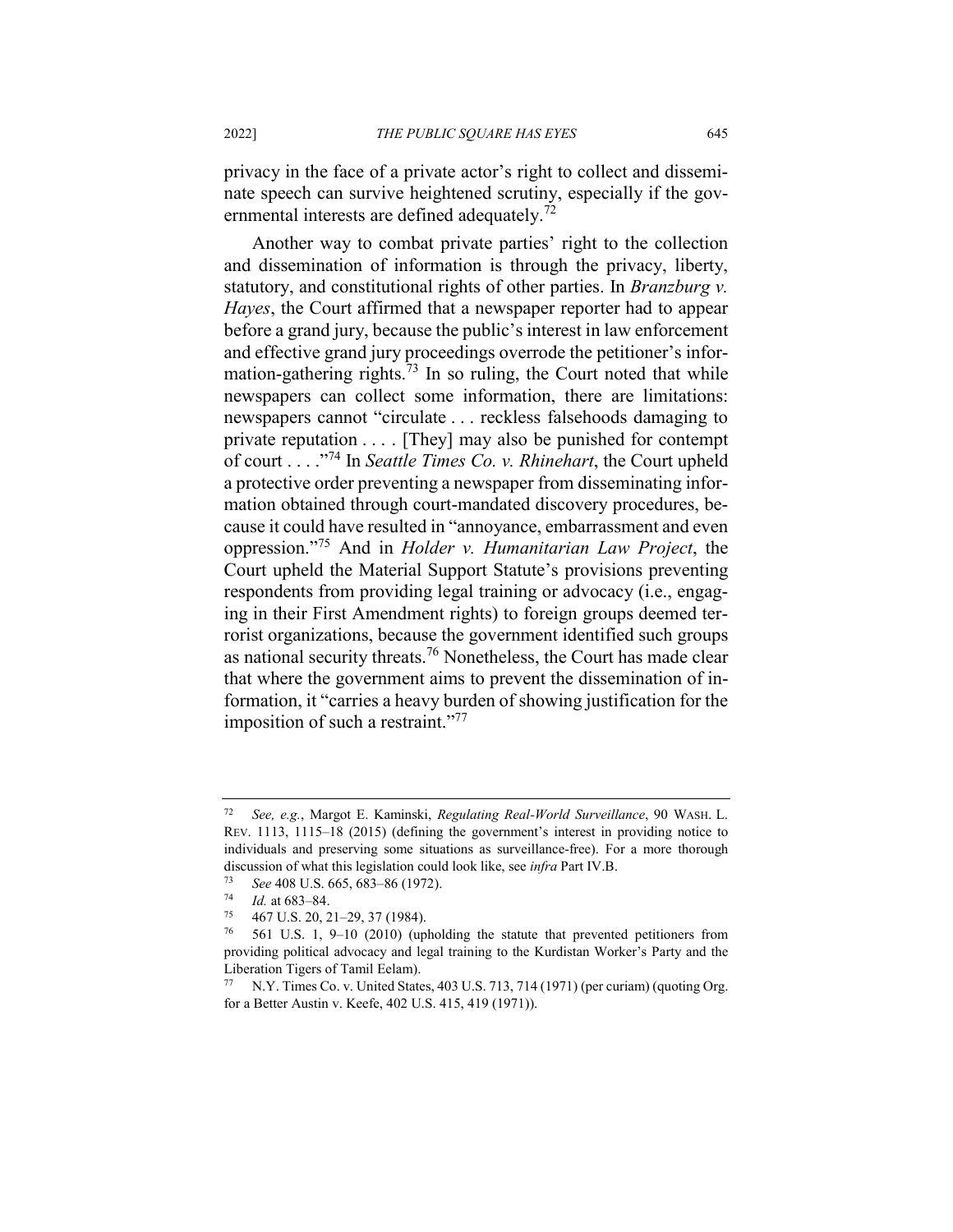privacy in the face of a private actor's right to collect and disseminate speech can survive heightened scrutiny, especially if the governmental interests are defined adequately.[72]

Another way to combat private parties' right to the collection and dissemination of information is through the privacy, liberty, statutory, and constitutional rights of other parties. In *Branzburg v. Hayes*, the Court affirmed that a newspaper reporter had to appear before a grand jury, because the public's interest in law enforcement and effective grand jury proceedings overrode the petitioner's information-gathering rights.[73] In so ruling, the Court noted that while newspapers can collect some information, there are limitations: newspapers cannot "circulate . . . reckless falsehoods damaging to private reputation . . . . [They] may also be punished for contempt of court . . . ."[74] In *Seattle Times Co. v. Rhinehart*, the Court upheld a protective order preventing a newspaper from disseminating information obtained through court-mandated discovery procedures, because it could have resulted in "annoyance, embarrassment and even oppression."[75] And in *Holder v. Humanitarian Law Project*, the Court upheld the Material Support Statute's provisions preventing respondents from providing legal training or advocacy (i.e., engaging in their First Amendment rights) to foreign groups deemed terrorist organizations, because the government identified such groups as national security threats.[76] Nonetheless, the Court has made clear that where the government aims to prevent the dissemination of information, it "carries a heavy burden of showing justification for the imposition of such a restraint."[77]

---

[72] *See, e.g.*, Margot E. Kaminski, *Regulating Real-World Surveillance*, 90 WASH. L. REV. 1113, 1115–18 (2015) (defining the government's interest in providing notice to individuals and preserving some situations as surveillance-free). For a more thorough discussion of what this legislation could look like, see *infra* Part IV.B.

[73] *See* 408 U.S. 665, 683–86 (1972).

[74] *Id.* at 683–84.

[75] 467 U.S. 20, 21–29, 37 (1984).

[76] 561 U.S. 1, 9–10 (2010) (upholding the statute that prevented petitioners from providing political advocacy and legal training to the Kurdistan Worker's Party and the Liberation Tigers of Tamil Eelam).

[77] N.Y. Times Co. v. United States, 403 U.S. 713, 714 (1971) (per curiam) (quoting Org. for a Better Austin v. Keefe, 402 U.S. 415, 419 (1971)).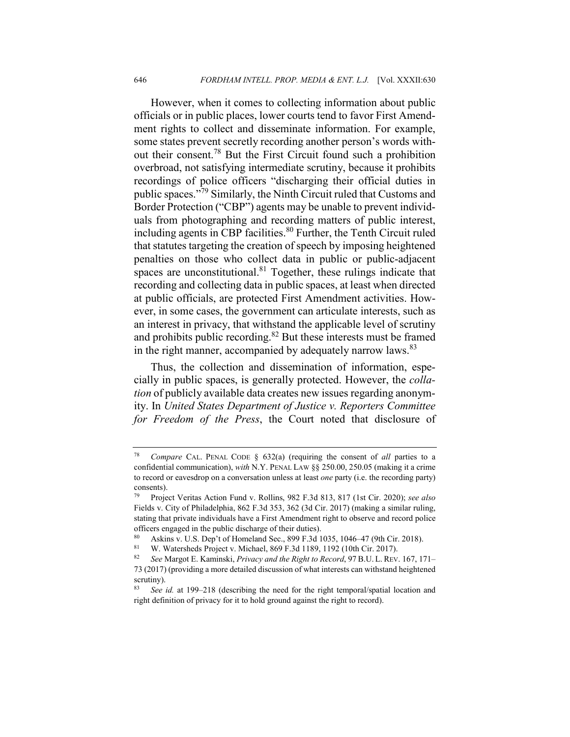However, when it comes to collecting information about public officials or in public places, lower courts tend to favor First Amendment rights to collect and disseminate information. For example, some states prevent secretly recording another person's words without their consent.[78] But the First Circuit found such a prohibition overbroad, not satisfying intermediate scrutiny, because it prohibits recordings of police officers "discharging their official duties in public spaces."[79] Similarly, the Ninth Circuit ruled that Customs and Border Protection ("CBP") agents may be unable to prevent individuals from photographing and recording matters of public interest, including agents in CBP facilities.[80] Further, the Tenth Circuit ruled that statutes targeting the creation of speech by imposing heightened penalties on those who collect data in public or public-adjacent spaces are unconstitutional.[81] Together, these rulings indicate that recording and collecting data in public spaces, at least when directed at public officials, are protected First Amendment activities. However, in some cases, the government can articulate interests, such as an interest in privacy, that withstand the applicable level of scrutiny and prohibits public recording.[82] But these interests must be framed in the right manner, accompanied by adequately narrow laws.[83]

Thus, the collection and dissemination of information, especially in public spaces, is generally protected. However, the *collation* of publicly available data creates new issues regarding anonymity. In *United States Department of Justice v. Reporters Committee for Freedom of the Press*, the Court noted that disclosure of

---

[78] *Compare* CAL. PENAL CODE § 632(a) (requiring the consent of *all* parties to a confidential communication), *with* N.Y. PENAL LAW §§ 250.00, 250.05 (making it a crime to record or eavesdrop on a conversation unless at least *one* party (i.e. the recording party) consents).

[79] Project Veritas Action Fund v. Rollins, 982 F.3d 813, 817 (1st Cir. 2020); *see also* Fields v. City of Philadelphia, 862 F.3d 353, 362 (3d Cir. 2017) (making a similar ruling, stating that private individuals have a First Amendment right to observe and record police officers engaged in the public discharge of their duties).

[80] Askins v. U.S. Dep't of Homeland Sec., 899 F.3d 1035, 1046–47 (9th Cir. 2018).

[81] W. Watersheds Project v. Michael, 869 F.3d 1189, 1192 (10th Cir. 2017).

[82] *See* Margot E. Kaminski, *Privacy and the Right to Record*, 97 B.U. L. REV. 167, 171–73 (2017) (providing a more detailed discussion of what interests can withstand heightened scrutiny).

[83] *See id.* at 199–218 (describing the need for the right temporal/spatial location and right definition of privacy for it to hold ground against the right to record).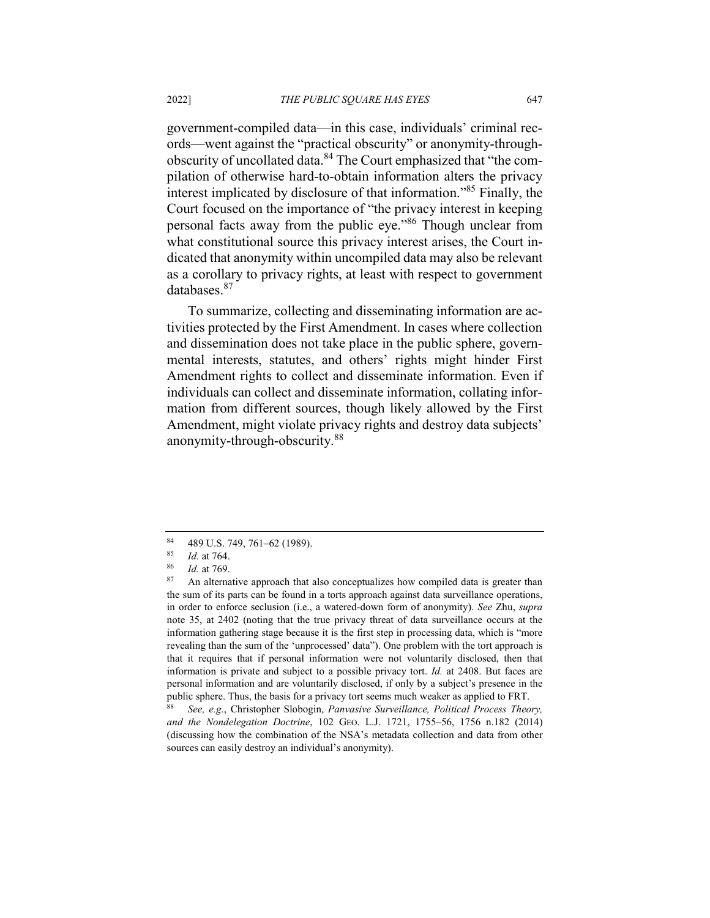government-compiled data—in this case, individuals' criminal records—went against the "practical obscurity" or anonymity-through-obscurity of uncollated data.[84] The Court emphasized that "the compilation of otherwise hard-to-obtain information alters the privacy interest implicated by disclosure of that information."[85] Finally, the Court focused on the importance of "the privacy interest in keeping personal facts away from the public eye."[86] Though unclear from what constitutional source this privacy interest arises, the Court indicated that anonymity within uncompiled data may also be relevant as a corollary to privacy rights, at least with respect to government databases.[87]

To summarize, collecting and disseminating information are activities protected by the First Amendment. In cases where collection and dissemination does not take place in the public sphere, governmental interests, statutes, and others' rights might hinder First Amendment rights to collect and disseminate information. Even if individuals can collect and disseminate information, collating information from different sources, though likely allowed by the First Amendment, might violate privacy rights and destroy data subjects' anonymity-through-obscurity.[88]

---

[84] 489 U.S. 749, 761–62 (1989).

[85] *Id.* at 764.

[86] *Id.* at 769.

[87] An alternative approach that also conceptualizes how compiled data is greater than the sum of its parts can be found in a torts approach against data surveillance operations, in order to enforce seclusion (i.e., a watered-down form of anonymity). *See* Zhu, *supra* note 35, at 2402 (noting that the true privacy threat of data surveillance occurs at the information gathering stage because it is the first step in processing data, which is "more revealing than the sum of the 'unprocessed' data"). One problem with the tort approach is that it requires that if personal information were not voluntarily disclosed, then that information is private and subject to a possible privacy tort. *Id.* at 2408. But faces are personal information and are voluntarily disclosed, if only by a subject's presence in the public sphere. Thus, the basis for a privacy tort seems much weaker as applied to FRT.

[88] *See, e.g.*, Christopher Slobogin, *Panvasive Surveillance, Political Process Theory, and the Nondelegation Doctrine*, 102 GEO. L.J. 1721, 1755–56, 1756 n.182 (2014) (discussing how the combination of the NSA's metadata collection and data from other sources can easily destroy an individual's anonymity).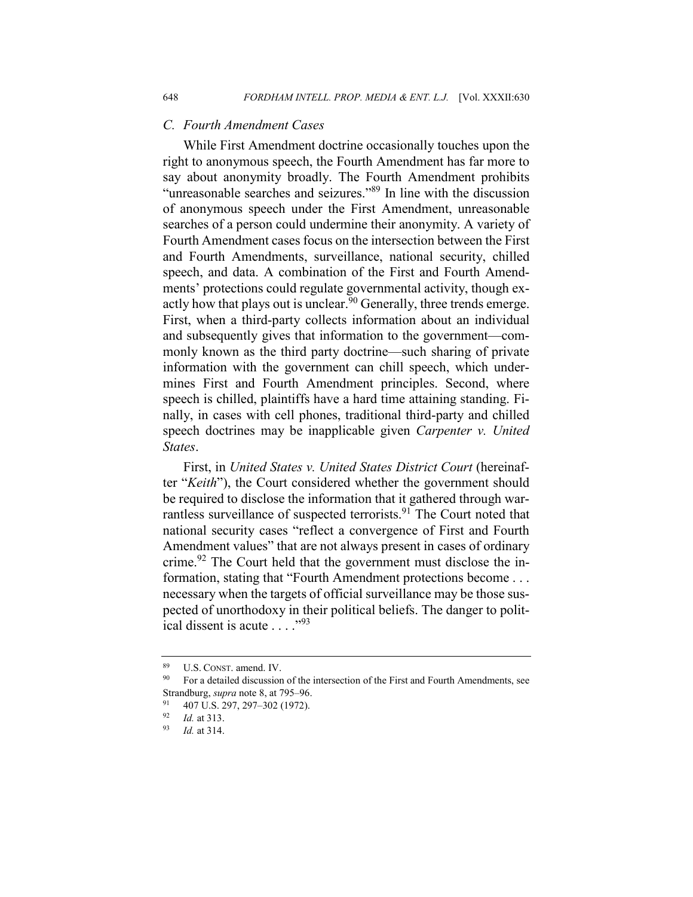### C. Fourth Amendment Cases

While First Amendment doctrine occasionally touches upon the right to anonymous speech, the Fourth Amendment has far more to say about anonymity broadly. The Fourth Amendment prohibits "unreasonable searches and seizures."[89] In line with the discussion of anonymous speech under the First Amendment, unreasonable searches of a person could undermine their anonymity. A variety of Fourth Amendment cases focus on the intersection between the First and Fourth Amendments, surveillance, national security, chilled speech, and data. A combination of the First and Fourth Amendments' protections could regulate governmental activity, though exactly how that plays out is unclear.[90] Generally, three trends emerge. First, when a third-party collects information about an individual and subsequently gives that information to the government—commonly known as the third party doctrine—such sharing of private information with the government can chill speech, which undermines First and Fourth Amendment principles. Second, where speech is chilled, plaintiffs have a hard time attaining standing. Finally, in cases with cell phones, traditional third-party and chilled speech doctrines may be inapplicable given *Carpenter v. United States*.

First, in *United States v. United States District Court* (hereinafter "*Keith*"), the Court considered whether the government should be required to disclose the information that it gathered through warrantless surveillance of suspected terrorists.[91] The Court noted that national security cases "reflect a convergence of First and Fourth Amendment values" that are not always present in cases of ordinary crime.[92] The Court held that the government must disclose the information, stating that "Fourth Amendment protections become . . . necessary when the targets of official surveillance may be those suspected of unorthodoxy in their political beliefs. The danger to political dissent is acute . . . ."[93]

---

[89] U.S. CONST. amend. IV.

[90] For a detailed discussion of the intersection of the First and Fourth Amendments, see Strandburg, *supra* note 8, at 795–96.

[91] 407 U.S. 297, 297–302 (1972).

[92] *Id.* at 313.

[93] *Id.* at 314.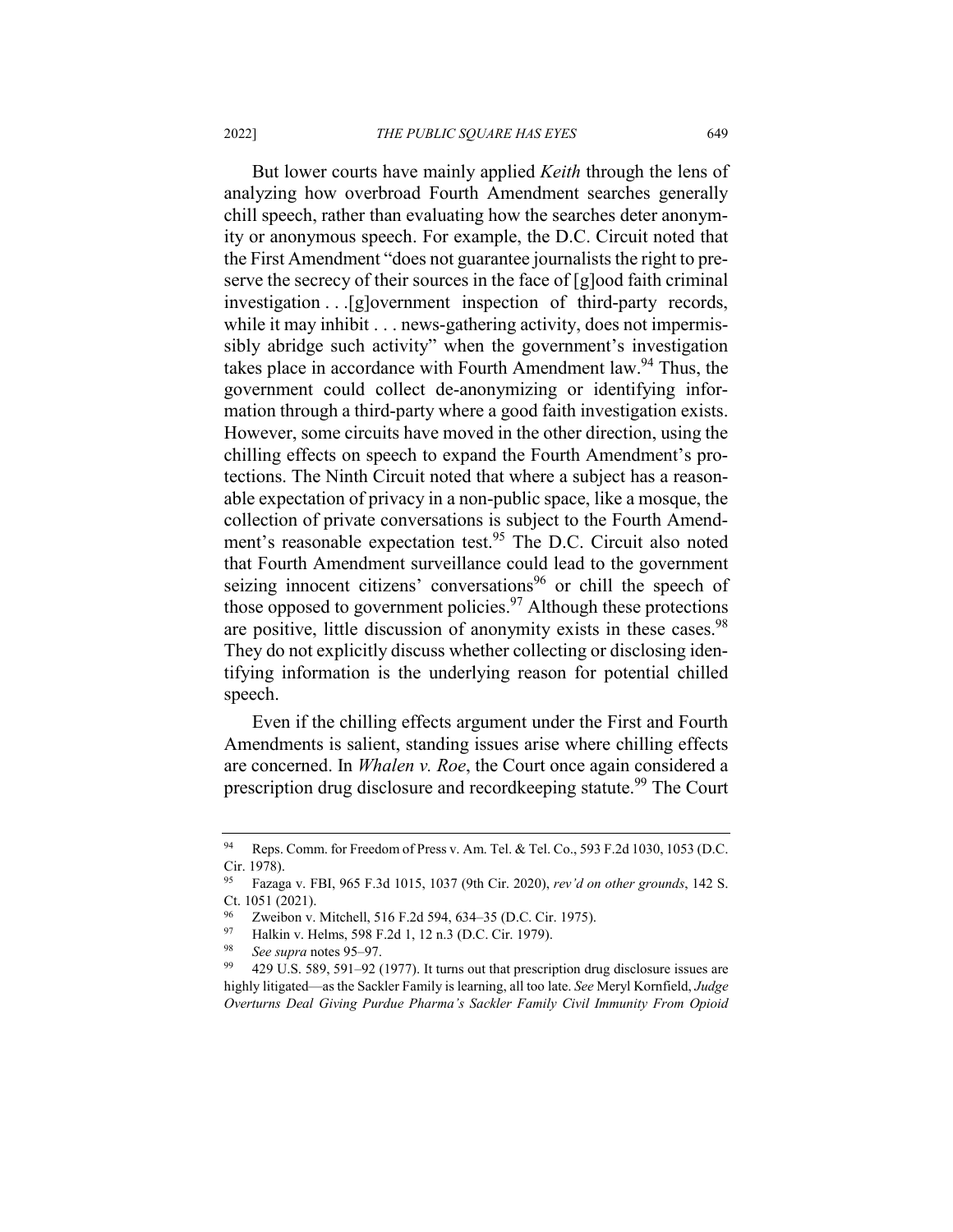But lower courts have mainly applied *Keith* through the lens of analyzing how overbroad Fourth Amendment searches generally chill speech, rather than evaluating how the searches deter anonymity or anonymous speech. For example, the D.C. Circuit noted that the First Amendment "does not guarantee journalists the right to preserve the secrecy of their sources in the face of [g]ood faith criminal investigation . . .[g]overnment inspection of third-party records, while it may inhibit . . . news-gathering activity, does not impermissibly abridge such activity" when the government's investigation takes place in accordance with Fourth Amendment law.[94] Thus, the government could collect de-anonymizing or identifying information through a third-party where a good faith investigation exists. However, some circuits have moved in the other direction, using the chilling effects on speech to expand the Fourth Amendment's protections. The Ninth Circuit noted that where a subject has a reasonable expectation of privacy in a non-public space, like a mosque, the collection of private conversations is subject to the Fourth Amendment's reasonable expectation test.[95] The D.C. Circuit also noted that Fourth Amendment surveillance could lead to the government seizing innocent citizens' conversations[96] or chill the speech of those opposed to government policies.[97] Although these protections are positive, little discussion of anonymity exists in these cases.[98] They do not explicitly discuss whether collecting or disclosing identifying information is the underlying reason for potential chilled speech.

Even if the chilling effects argument under the First and Fourth Amendments is salient, standing issues arise where chilling effects are concerned. In *Whalen v. Roe*, the Court once again considered a prescription drug disclosure and recordkeeping statute.[99] The Court

---

[94] Reps. Comm. for Freedom of Press v. Am. Tel. & Tel. Co., 593 F.2d 1030, 1053 (D.C. Cir. 1978).

[95] Fazaga v. FBI, 965 F.3d 1015, 1037 (9th Cir. 2020), *rev'd on other grounds*, 142 S. Ct. 1051 (2021).

[96] Zweibon v. Mitchell, 516 F.2d 594, 634–35 (D.C. Cir. 1975).

[97] Halkin v. Helms, 598 F.2d 1, 12 n.3 (D.C. Cir. 1979).

[98] *See supra* notes 95–97.

[99] 429 U.S. 589, 591–92 (1977). It turns out that prescription drug disclosure issues are highly litigated—as the Sackler Family is learning, all too late. *See* Meryl Kornfield, *Judge Overturns Deal Giving Purdue Pharma's Sackler Family Civil Immunity From Opioid*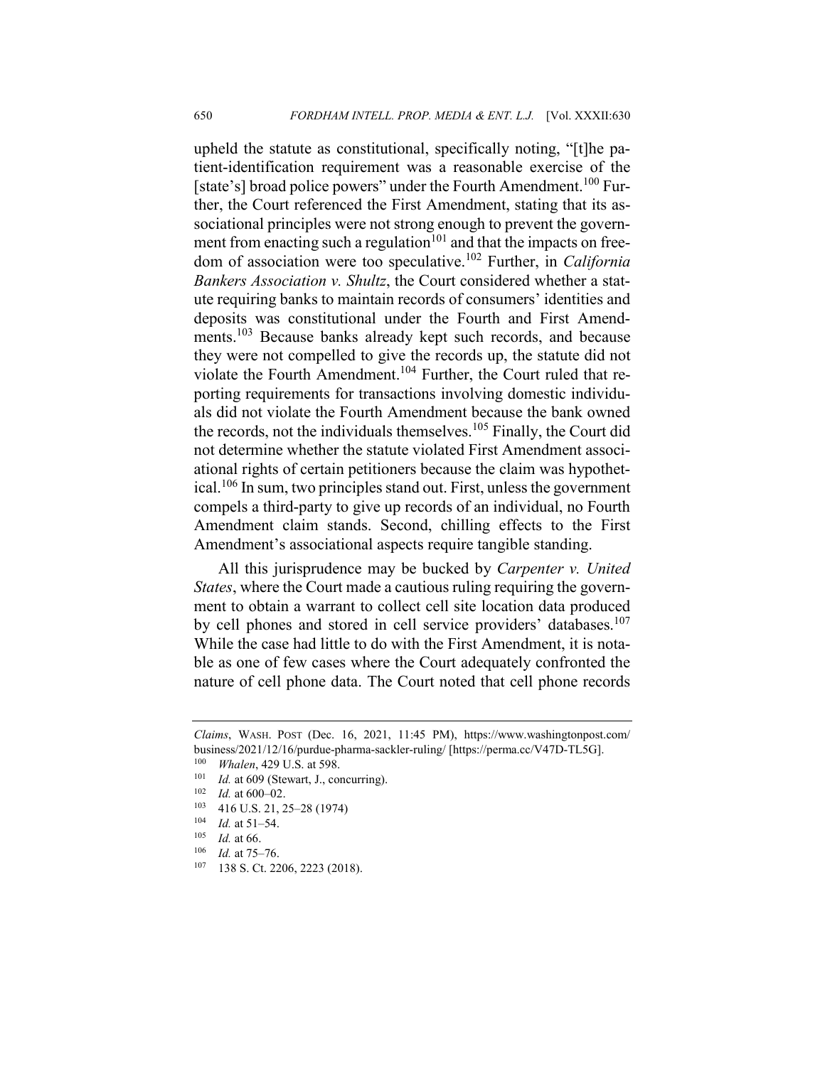upheld the statute as constitutional, specifically noting, "[t]he patient-identification requirement was a reasonable exercise of the [state's] broad police powers" under the Fourth Amendment.[100] Further, the Court referenced the First Amendment, stating that its associational principles were not strong enough to prevent the government from enacting such a regulation[101] and that the impacts on freedom of association were too speculative.[102] Further, in *California Bankers Association v. Shultz*, the Court considered whether a statute requiring banks to maintain records of consumers' identities and deposits was constitutional under the Fourth and First Amendments.[103] Because banks already kept such records, and because they were not compelled to give the records up, the statute did not violate the Fourth Amendment.[104] Further, the Court ruled that reporting requirements for transactions involving domestic individuals did not violate the Fourth Amendment because the bank owned the records, not the individuals themselves.[105] Finally, the Court did not determine whether the statute violated First Amendment associational rights of certain petitioners because the claim was hypothetical.[106] In sum, two principles stand out. First, unless the government compels a third-party to give up records of an individual, no Fourth Amendment claim stands. Second, chilling effects to the First Amendment's associational aspects require tangible standing.

All this jurisprudence may be bucked by *Carpenter v. United States*, where the Court made a cautious ruling requiring the government to obtain a warrant to collect cell site location data produced by cell phones and stored in cell service providers' databases.[107] While the case had little to do with the First Amendment, it is notable as one of few cases where the Court adequately confronted the nature of cell phone data. The Court noted that cell phone records

---

*Claims*, WASH. POST (Dec. 16, 2021, 11:45 PM), https://www.washingtonpost.com/business/2021/12/16/purdue-pharma-sackler-ruling/ [https://perma.cc/V47D-TL5G].

[100] *Whalen*, 429 U.S. at 598.

[101] *Id.* at 609 (Stewart, J., concurring).

[102] *Id.* at 600–02.

[103] 416 U.S. 21, 25–28 (1974)

[104] *Id.* at 51–54.

[105] *Id.* at 66.

[106] *Id.* at 75–76.

[107] 138 S. Ct. 2206, 2223 (2018).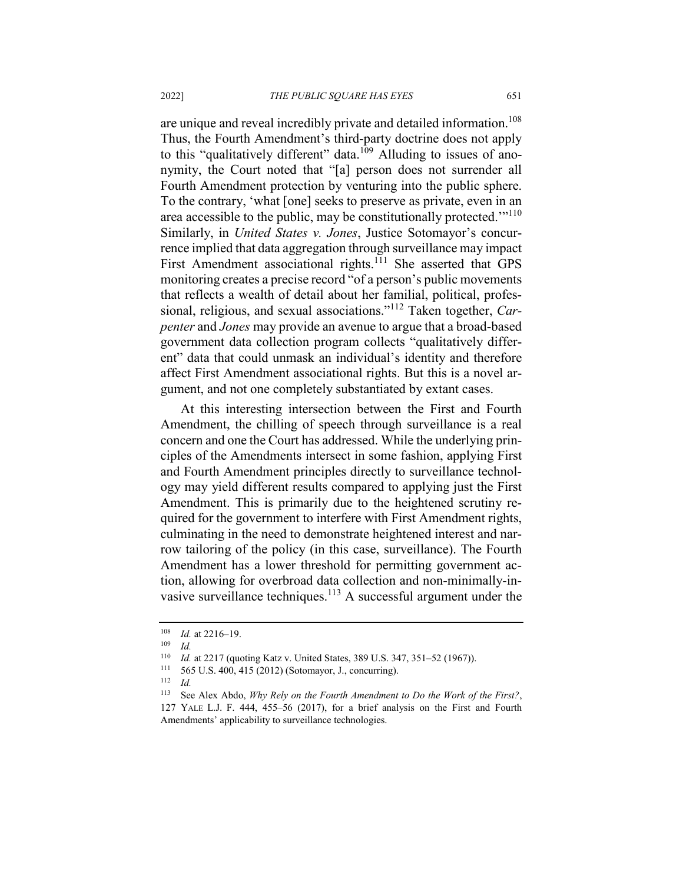are unique and reveal incredibly private and detailed information.[108] Thus, the Fourth Amendment's third-party doctrine does not apply to this "qualitatively different" data.[109] Alluding to issues of anonymity, the Court noted that "[a] person does not surrender all Fourth Amendment protection by venturing into the public sphere. To the contrary, 'what [one] seeks to preserve as private, even in an area accessible to the public, may be constitutionally protected.'"[110] Similarly, in *United States v. Jones*, Justice Sotomayor's concurrence implied that data aggregation through surveillance may impact First Amendment associational rights.[111] She asserted that GPS monitoring creates a precise record "of a person's public movements that reflects a wealth of detail about her familial, political, professional, religious, and sexual associations."[112] Taken together, *Carpenter* and *Jones* may provide an avenue to argue that a broad-based government data collection program collects "qualitatively different" data that could unmask an individual's identity and therefore affect First Amendment associational rights. But this is a novel argument, and not one completely substantiated by extant cases.

At this interesting intersection between the First and Fourth Amendment, the chilling of speech through surveillance is a real concern and one the Court has addressed. While the underlying principles of the Amendments intersect in some fashion, applying First and Fourth Amendment principles directly to surveillance technology may yield different results compared to applying just the First Amendment. This is primarily due to the heightened scrutiny required for the government to interfere with First Amendment rights, culminating in the need to demonstrate heightened interest and narrow tailoring of the policy (in this case, surveillance). The Fourth Amendment has a lower threshold for permitting government action, allowing for overbroad data collection and non-minimally-invasive surveillance techniques.[113] A successful argument under the

---

[108] *Id.* at 2216–19.

[109] *Id.*

[110] *Id.* at 2217 (quoting Katz v. United States, 389 U.S. 347, 351–52 (1967)).

[111] 565 U.S. 400, 415 (2012) (Sotomayor, J., concurring).

[112] *Id.*

[113] See Alex Abdo, *Why Rely on the Fourth Amendment to Do the Work of the First?*, 127 YALE L.J. F. 444, 455–56 (2017), for a brief analysis on the First and Fourth Amendments' applicability to surveillance technologies.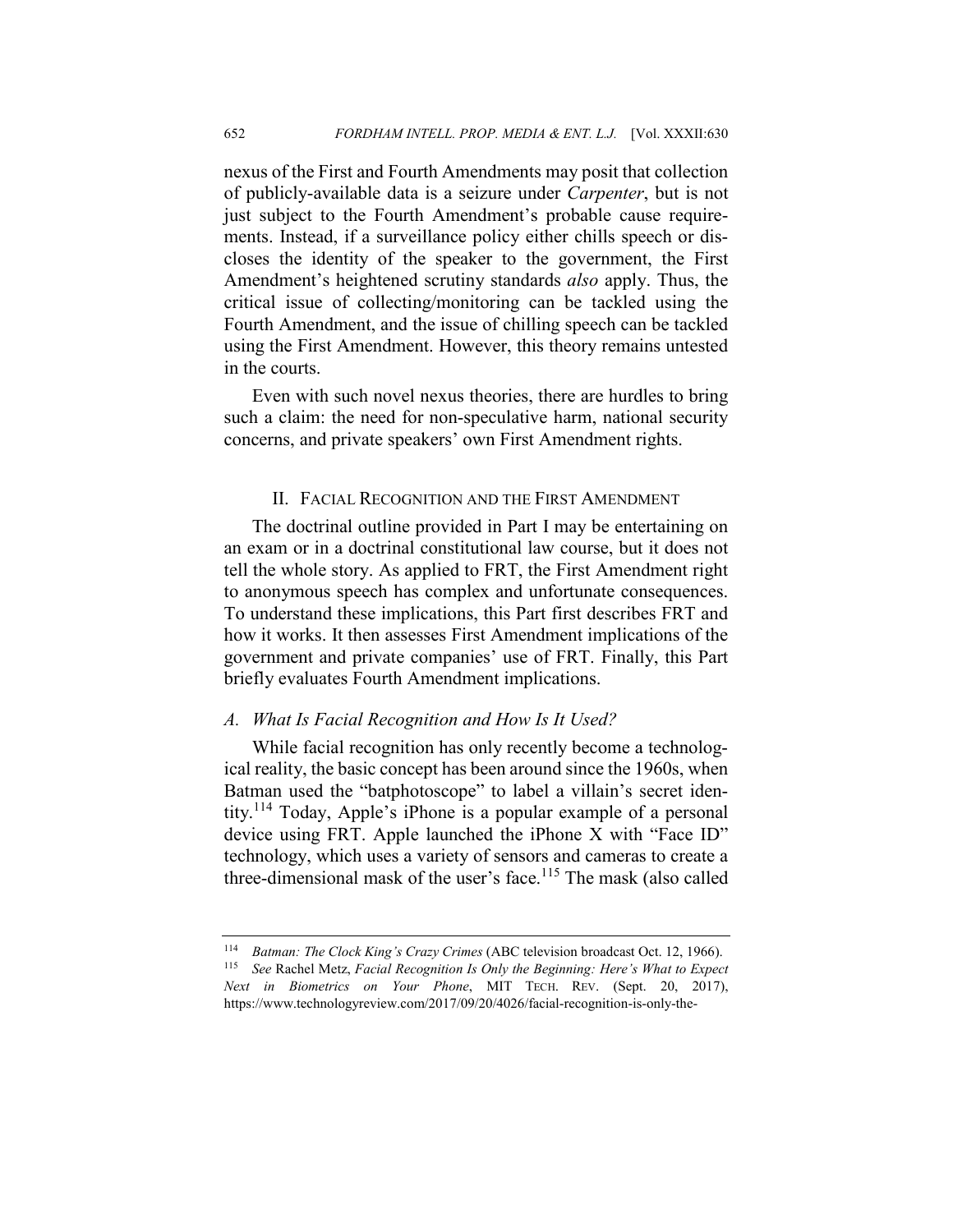nexus of the First and Fourth Amendments may posit that collection of publicly-available data is a seizure under *Carpenter*, but is not just subject to the Fourth Amendment's probable cause requirements. Instead, if a surveillance policy either chills speech or discloses the identity of the speaker to the government, the First Amendment's heightened scrutiny standards *also* apply. Thus, the critical issue of collecting/monitoring can be tackled using the Fourth Amendment, and the issue of chilling speech can be tackled using the First Amendment. However, this theory remains untested in the courts.

Even with such novel nexus theories, there are hurdles to bring such a claim: the need for non-speculative harm, national security concerns, and private speakers' own First Amendment rights.

## II. Facial Recognition and the First Amendment

The doctrinal outline provided in Part I may be entertaining on an exam or in a doctrinal constitutional law course, but it does not tell the whole story. As applied to FRT, the First Amendment right to anonymous speech has complex and unfortunate consequences. To understand these implications, this Part first describes FRT and how it works. It then assesses First Amendment implications of the government and private companies' use of FRT. Finally, this Part briefly evaluates Fourth Amendment implications.

### *A. What Is Facial Recognition and How Is It Used?*

While facial recognition has only recently become a technological reality, the basic concept has been around since the 1960s, when Batman used the "batphotoscope" to label a villain's secret identity.[114] Today, Apple's iPhone is a popular example of a personal device using FRT. Apple launched the iPhone X with "Face ID" technology, which uses a variety of sensors and cameras to create a three-dimensional mask of the user's face.[115] The mask (also called

---

[114] *Batman: The Clock King's Crazy Crimes* (ABC television broadcast Oct. 12, 1966).

[115] *See* Rachel Metz, *Facial Recognition Is Only the Beginning: Here's What to Expect Next in Biometrics on Your Phone*, MIT Tech. Rev. (Sept. 20, 2017), https://www.technologyreview.com/2017/09/20/4026/facial-recognition-is-only-the-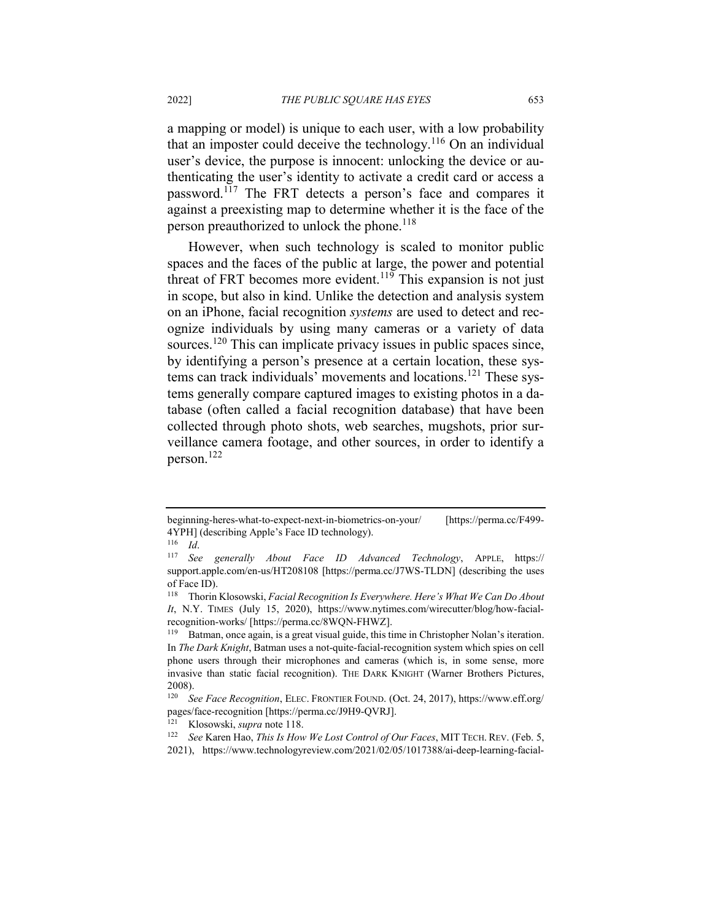a mapping or model) is unique to each user, with a low probability that an imposter could deceive the technology.[116] On an individual user's device, the purpose is innocent: unlocking the device or authenticating the user's identity to activate a credit card or access a password.[117] The FRT detects a person's face and compares it against a preexisting map to determine whether it is the face of the person preauthorized to unlock the phone.[118]

However, when such technology is scaled to monitor public spaces and the faces of the public at large, the power and potential threat of FRT becomes more evident.[119] This expansion is not just in scope, but also in kind. Unlike the detection and analysis system on an iPhone, facial recognition *systems* are used to detect and recognize individuals by using many cameras or a variety of data sources.[120] This can implicate privacy issues in public spaces since, by identifying a person's presence at a certain location, these systems can track individuals' movements and locations.[121] These systems generally compare captured images to existing photos in a database (often called a facial recognition database) that have been collected through photo shots, web searches, mugshots, prior surveillance camera footage, and other sources, in order to identify a person.[122]

---

beginning-heres-what-to-expect-next-in-biometrics-on-your/ [https://perma.cc/F499-4YPH] (describing Apple's Face ID technology).

[116] *Id*.

[117] *See generally About Face ID Advanced Technology*, APPLE, https://support.apple.com/en-us/HT208108 [https://perma.cc/J7WS-TLDN] (describing the uses of Face ID).

[118] Thorin Klosowski, *Facial Recognition Is Everywhere. Here's What We Can Do About It*, N.Y. TIMES (July 15, 2020), https://www.nytimes.com/wirecutter/blog/how-facial-recognition-works/ [https://perma.cc/8WQN-FHWZ].

[119] Batman, once again, is a great visual guide, this time in Christopher Nolan's iteration. In *The Dark Knight*, Batman uses a not-quite-facial-recognition system which spies on cell phone users through their microphones and cameras (which is, in some sense, more invasive than static facial recognition). THE DARK KNIGHT (Warner Brothers Pictures, 2008).

[120] *See Face Recognition*, ELEC. FRONTIER FOUND. (Oct. 24, 2017), https://www.eff.org/pages/face-recognition [https://perma.cc/J9H9-QVRJ].

[121] Klosowski, *supra* note 118.

[122] *See* Karen Hao, *This Is How We Lost Control of Our Faces*, MIT TECH. REV. (Feb. 5, 2021), https://www.technologyreview.com/2021/02/05/1017388/ai-deep-learning-facial-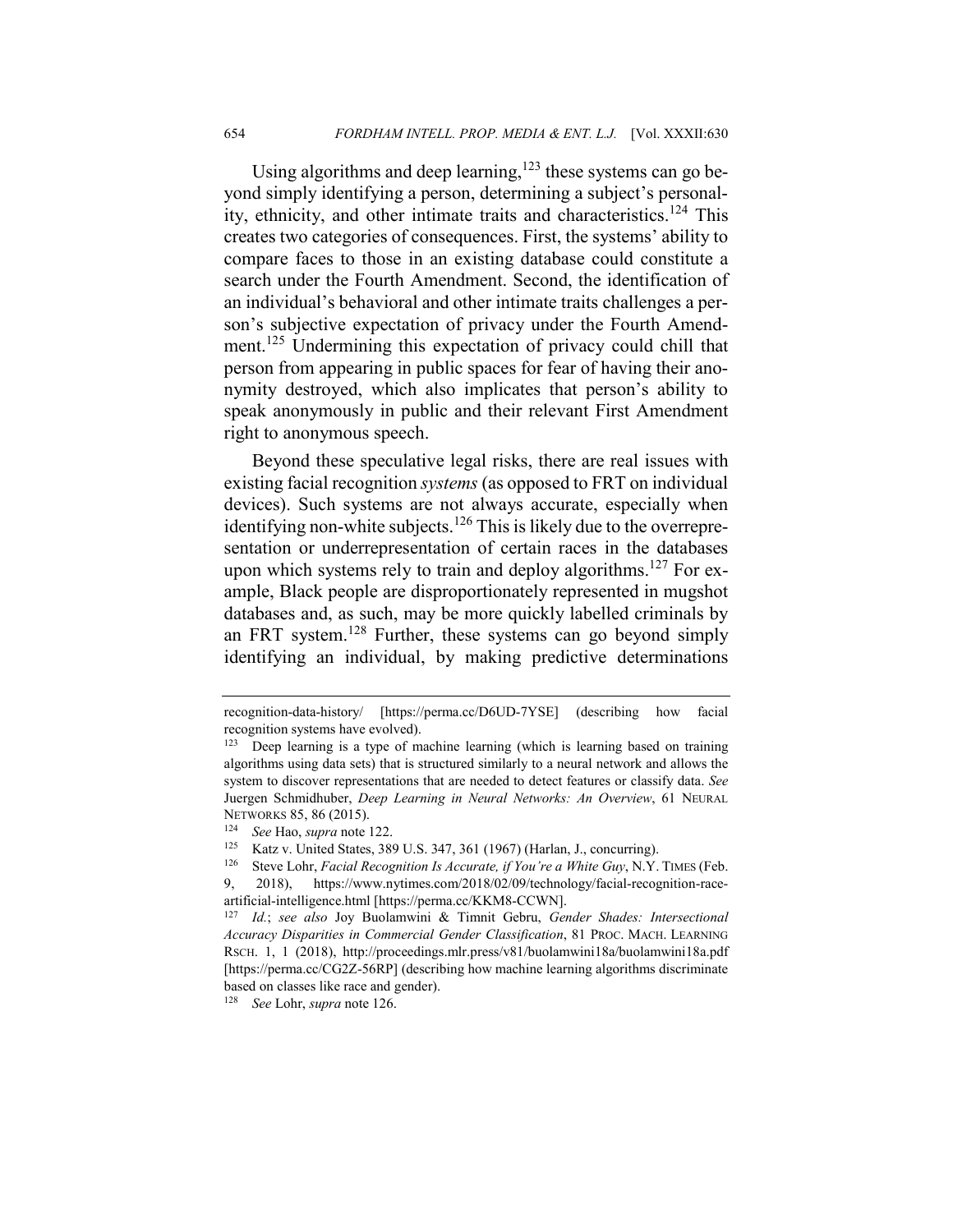Using algorithms and deep learning,[123] these systems can go beyond simply identifying a person, determining a subject's personality, ethnicity, and other intimate traits and characteristics.[124] This creates two categories of consequences. First, the systems' ability to compare faces to those in an existing database could constitute a search under the Fourth Amendment. Second, the identification of an individual's behavioral and other intimate traits challenges a person's subjective expectation of privacy under the Fourth Amendment.[125] Undermining this expectation of privacy could chill that person from appearing in public spaces for fear of having their anonymity destroyed, which also implicates that person's ability to speak anonymously in public and their relevant First Amendment right to anonymous speech.

Beyond these speculative legal risks, there are real issues with existing facial recognition *systems* (as opposed to FRT on individual devices). Such systems are not always accurate, especially when identifying non-white subjects.[126] This is likely due to the overrepresentation or underrepresentation of certain races in the databases upon which systems rely to train and deploy algorithms.[127] For example, Black people are disproportionately represented in mugshot databases and, as such, may be more quickly labelled criminals by an FRT system.[128] Further, these systems can go beyond simply identifying an individual, by making predictive determinations

---

recognition-data-history/ [https://perma.cc/D6UD-7YSE] (describing how facial recognition systems have evolved).

[123] Deep learning is a type of machine learning (which is learning based on training algorithms using data sets) that is structured similarly to a neural network and allows the system to discover representations that are needed to detect features or classify data. *See* Juergen Schmidhuber, *Deep Learning in Neural Networks: An Overview*, 61 NEURAL NETWORKS 85, 86 (2015).

[124] *See* Hao, *supra* note 122.

[125] Katz v. United States, 389 U.S. 347, 361 (1967) (Harlan, J., concurring).

[126] Steve Lohr, *Facial Recognition Is Accurate, if You're a White Guy*, N.Y. TIMES (Feb. 9, 2018), https://www.nytimes.com/2018/02/09/technology/facial-recognition-race-artificial-intelligence.html [https://perma.cc/KKM8-CCWN].

[127] *Id.*; *see also* Joy Buolamwini & Timnit Gebru, *Gender Shades: Intersectional Accuracy Disparities in Commercial Gender Classification*, 81 PROC. MACH. LEARNING RSCH. 1, 1 (2018), http://proceedings.mlr.press/v81/buolamwini18a/buolamwini18a.pdf [https://perma.cc/CG2Z-56RP] (describing how machine learning algorithms discriminate based on classes like race and gender).

[128] *See* Lohr, *supra* note 126.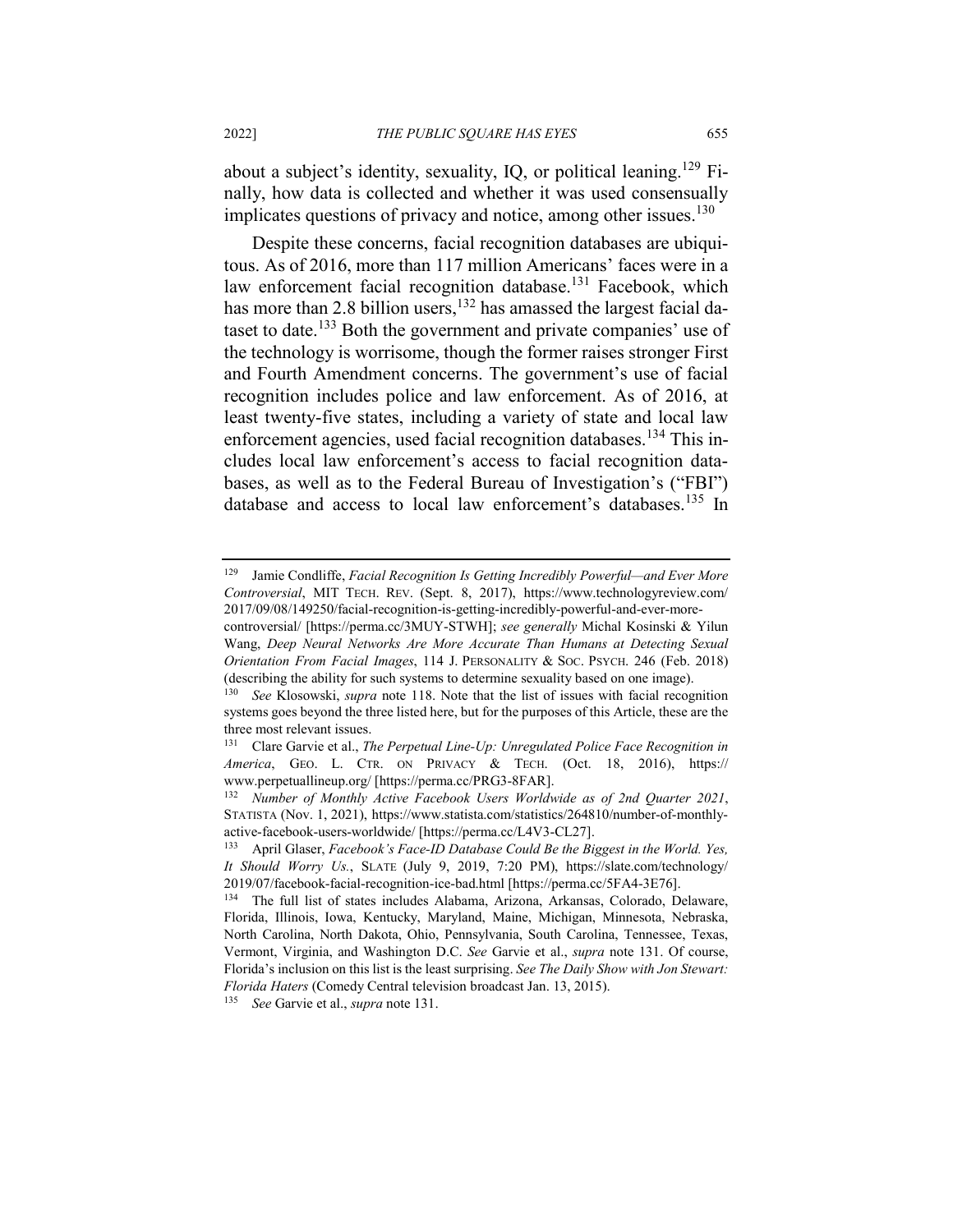about a subject's identity, sexuality, IQ, or political leaning.[129] Finally, how data is collected and whether it was used consensually implicates questions of privacy and notice, among other issues.[130]

Despite these concerns, facial recognition databases are ubiquitous. As of 2016, more than 117 million Americans' faces were in a law enforcement facial recognition database.[131] Facebook, which has more than 2.8 billion users,[132] has amassed the largest facial dataset to date.[133] Both the government and private companies' use of the technology is worrisome, though the former raises stronger First and Fourth Amendment concerns. The government's use of facial recognition includes police and law enforcement. As of 2016, at least twenty-five states, including a variety of state and local law enforcement agencies, used facial recognition databases.[134] This includes local law enforcement's access to facial recognition databases, as well as to the Federal Bureau of Investigation's ("FBI") database and access to local law enforcement's databases.[135] In

---

[129] Jamie Condliffe, *Facial Recognition Is Getting Incredibly Powerful—and Ever More Controversial*, MIT TECH. REV. (Sept. 8, 2017), https://www.technologyreview.com/2017/09/08/149250/facial-recognition-is-getting-incredibly-powerful-and-ever-more-controversial/ [https://perma.cc/3MUY-STWH]; *see generally* Michal Kosinski & Yilun Wang, *Deep Neural Networks Are More Accurate Than Humans at Detecting Sexual Orientation From Facial Images*, 114 J. PERSONALITY & SOC. PSYCH. 246 (Feb. 2018) (describing the ability for such systems to determine sexuality based on one image).

[130] *See* Klosowski, *supra* note 118. Note that the list of issues with facial recognition systems goes beyond the three listed here, but for the purposes of this Article, these are the three most relevant issues.

[131] Clare Garvie et al., *The Perpetual Line-Up: Unregulated Police Face Recognition in America*, GEO. L. CTR. ON PRIVACY & TECH. (Oct. 18, 2016), https://www.perpetuallineup.org/ [https://perma.cc/PRG3-8FAR].

[132] *Number of Monthly Active Facebook Users Worldwide as of 2nd Quarter 2021*, STATISTA (Nov. 1, 2021), https://www.statista.com/statistics/264810/number-of-monthly-active-facebook-users-worldwide/ [https://perma.cc/L4V3-CL27].

[133] April Glaser, *Facebook's Face-ID Database Could Be the Biggest in the World. Yes, It Should Worry Us.*, SLATE (July 9, 2019, 7:20 PM), https://slate.com/technology/2019/07/facebook-facial-recognition-ice-bad.html [https://perma.cc/5FA4-3E76].

[134] The full list of states includes Alabama, Arizona, Arkansas, Colorado, Delaware, Florida, Illinois, Iowa, Kentucky, Maryland, Maine, Michigan, Minnesota, Nebraska, North Carolina, North Dakota, Ohio, Pennsylvania, South Carolina, Tennessee, Texas, Vermont, Virginia, and Washington D.C. *See* Garvie et al., *supra* note 131. Of course, Florida's inclusion on this list is the least surprising. *See The Daily Show with Jon Stewart: Florida Haters* (Comedy Central television broadcast Jan. 13, 2015).

[135] *See* Garvie et al., *supra* note 131.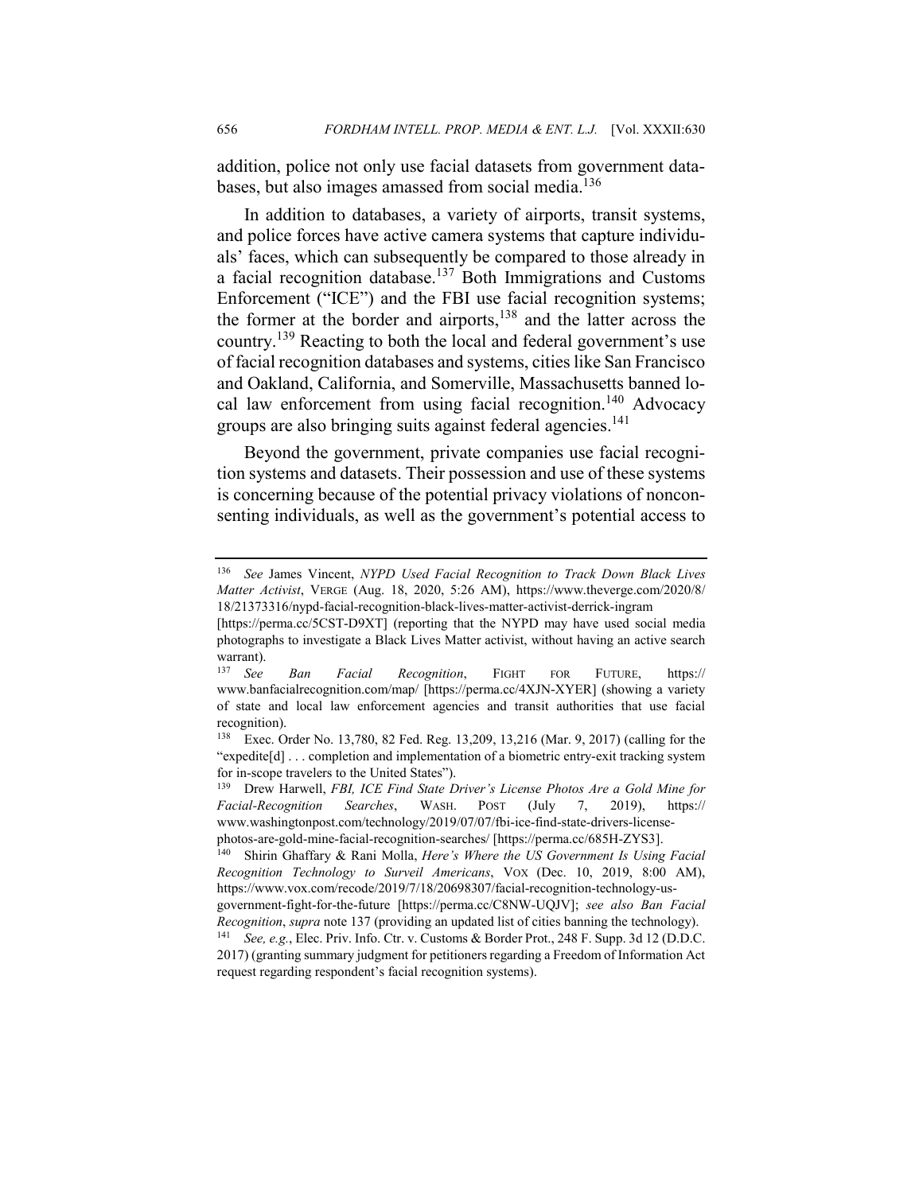addition, police not only use facial datasets from government databases, but also images amassed from social media.[136]

In addition to databases, a variety of airports, transit systems, and police forces have active camera systems that capture individuals' faces, which can subsequently be compared to those already in a facial recognition database.[137] Both Immigrations and Customs Enforcement ("ICE") and the FBI use facial recognition systems; the former at the border and airports,[138] and the latter across the country.[139] Reacting to both the local and federal government's use of facial recognition databases and systems, cities like San Francisco and Oakland, California, and Somerville, Massachusetts banned local law enforcement from using facial recognition.[140] Advocacy groups are also bringing suits against federal agencies.[141]

Beyond the government, private companies use facial recognition systems and datasets. Their possession and use of these systems is concerning because of the potential privacy violations of nonconsenting individuals, as well as the government's potential access to

---

[136] *See* James Vincent, *NYPD Used Facial Recognition to Track Down Black Lives Matter Activist*, VERGE (Aug. 18, 2020, 5:26 AM), https://www.theverge.com/2020/8/18/21373316/nypd-facial-recognition-black-lives-matter-activist-derrick-ingram [https://perma.cc/5CST-D9XT] (reporting that the NYPD may have used social media photographs to investigate a Black Lives Matter activist, without having an active search warrant).

[137] *See Ban Facial Recognition*, FIGHT FOR FUTURE, https://www.banfacialrecognition.com/map/ [https://perma.cc/4XJN-XYER] (showing a variety of state and local law enforcement agencies and transit authorities that use facial recognition).

[138] Exec. Order No. 13,780, 82 Fed. Reg. 13,209, 13,216 (Mar. 9, 2017) (calling for the "expedite[d] . . . completion and implementation of a biometric entry-exit tracking system for in-scope travelers to the United States").

[139] Drew Harwell, *FBI, ICE Find State Driver's License Photos Are a Gold Mine for Facial-Recognition Searches*, WASH. POST (July 7, 2019), https://www.washingtonpost.com/technology/2019/07/07/fbi-ice-find-state-drivers-license-photos-are-gold-mine-facial-recognition-searches/ [https://perma.cc/685H-ZYS3].

[140] Shirin Ghaffary & Rani Molla, *Here's Where the US Government Is Using Facial Recognition Technology to Surveil Americans*, VOX (Dec. 10, 2019, 8:00 AM), https://www.vox.com/recode/2019/7/18/20698307/facial-recognition-technology-us-government-fight-for-the-future [https://perma.cc/C8NW-UQJV]; *see also Ban Facial Recognition*, *supra* note 137 (providing an updated list of cities banning the technology).

[141] *See, e.g.*, Elec. Priv. Info. Ctr. v. Customs & Border Prot., 248 F. Supp. 3d 12 (D.D.C. 2017) (granting summary judgment for petitioners regarding a Freedom of Information Act request regarding respondent's facial recognition systems).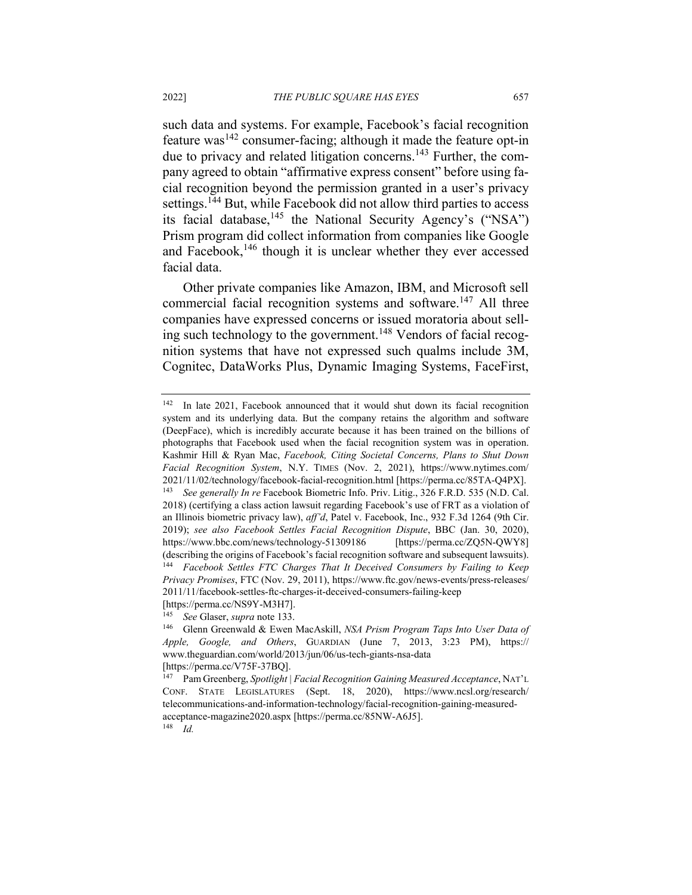such data and systems. For example, Facebook's facial recognition feature was[142] consumer-facing; although it made the feature opt-in due to privacy and related litigation concerns.[143] Further, the company agreed to obtain "affirmative express consent" before using facial recognition beyond the permission granted in a user's privacy settings.[144] But, while Facebook did not allow third parties to access its facial database,[145] the National Security Agency's ("NSA") Prism program did collect information from companies like Google and Facebook,[146] though it is unclear whether they ever accessed facial data.

Other private companies like Amazon, IBM, and Microsoft sell commercial facial recognition systems and software.[147] All three companies have expressed concerns or issued moratoria about selling such technology to the government.[148] Vendors of facial recognition systems that have not expressed such qualms include 3M, Cognitec, DataWorks Plus, Dynamic Imaging Systems, FaceFirst,

---

[142] In late 2021, Facebook announced that it would shut down its facial recognition system and its underlying data. But the company retains the algorithm and software (DeepFace), which is incredibly accurate because it has been trained on the billions of photographs that Facebook used when the facial recognition system was in operation. Kashmir Hill & Ryan Mac, *Facebook, Citing Societal Concerns, Plans to Shut Down Facial Recognition System*, N.Y. TIMES (Nov. 2, 2021), https://www.nytimes.com/2021/11/02/technology/facebook-facial-recognition.html [https://perma.cc/85TA-Q4PX].

[143] *See generally In re* Facebook Biometric Info. Priv. Litig., 326 F.R.D. 535 (N.D. Cal. 2018) (certifying a class action lawsuit regarding Facebook's use of FRT as a violation of an Illinois biometric privacy law), *aff'd*, Patel v. Facebook, Inc., 932 F.3d 1264 (9th Cir. 2019); *see also Facebook Settles Facial Recognition Dispute*, BBC (Jan. 30, 2020), https://www.bbc.com/news/technology-51309186 [https://perma.cc/ZQ5N-QWY8] (describing the origins of Facebook's facial recognition software and subsequent lawsuits).

[144] *Facebook Settles FTC Charges That It Deceived Consumers by Failing to Keep Privacy Promises*, FTC (Nov. 29, 2011), https://www.ftc.gov/news-events/press-releases/2011/11/facebook-settles-ftc-charges-it-deceived-consumers-failing-keep [https://perma.cc/NS9Y-M3H7].

[145] *See* Glaser, *supra* note 133.

[146] Glenn Greenwald & Ewen MacAskill, *NSA Prism Program Taps Into User Data of Apple, Google, and Others*, GUARDIAN (June 7, 2013, 3:23 PM), https://www.theguardian.com/world/2013/jun/06/us-tech-giants-nsa-data [https://perma.cc/V75F-37BQ].

[147] Pam Greenberg, *Spotlight | Facial Recognition Gaining Measured Acceptance*, NAT'L CONF. STATE LEGISLATURES (Sept. 18, 2020), https://www.ncsl.org/research/telecommunications-and-information-technology/facial-recognition-gaining-measured-acceptance-magazine2020.aspx [https://perma.cc/85NW-A6J5].

[148] *Id.*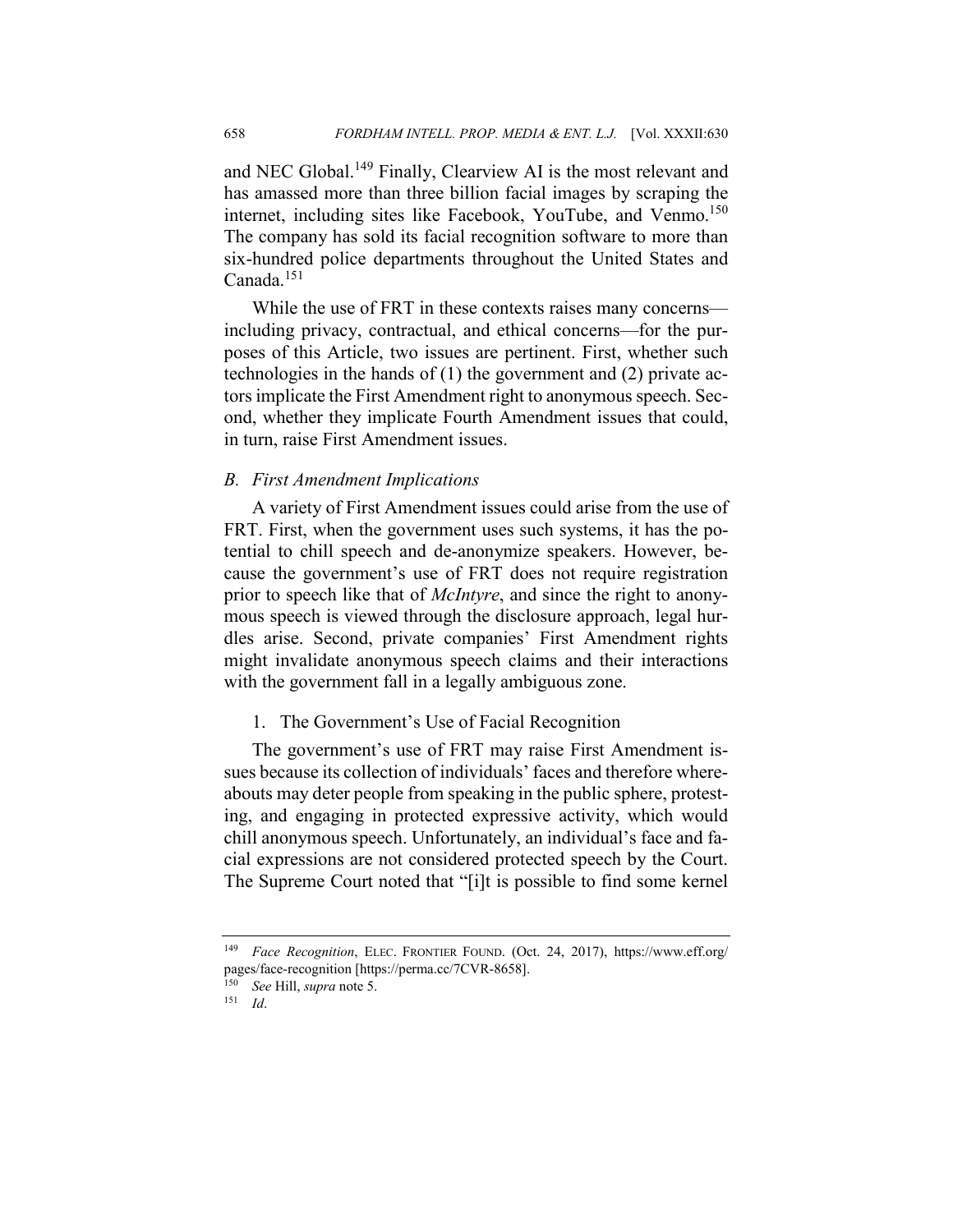and NEC Global.[149] Finally, Clearview AI is the most relevant and has amassed more than three billion facial images by scraping the internet, including sites like Facebook, YouTube, and Venmo.[150] The company has sold its facial recognition software to more than six-hundred police departments throughout the United States and Canada.[151]

While the use of FRT in these contexts raises many concerns—including privacy, contractual, and ethical concerns—for the purposes of this Article, two issues are pertinent. First, whether such technologies in the hands of (1) the government and (2) private actors implicate the First Amendment right to anonymous speech. Second, whether they implicate Fourth Amendment issues that could, in turn, raise First Amendment issues.

### *B. First Amendment Implications*

A variety of First Amendment issues could arise from the use of FRT. First, when the government uses such systems, it has the potential to chill speech and de-anonymize speakers. However, because the government's use of FRT does not require registration prior to speech like that of *McIntyre*, and since the right to anonymous speech is viewed through the disclosure approach, legal hurdles arise. Second, private companies' First Amendment rights might invalidate anonymous speech claims and their interactions with the government fall in a legally ambiguous zone.

#### 1. The Government's Use of Facial Recognition

The government's use of FRT may raise First Amendment issues because its collection of individuals' faces and therefore whereabouts may deter people from speaking in the public sphere, protesting, and engaging in protected expressive activity, which would chill anonymous speech. Unfortunately, an individual's face and facial expressions are not considered protected speech by the Court. The Supreme Court noted that "[i]t is possible to find some kernel

---

[149] *Face Recognition*, ELEC. FRONTIER FOUND. (Oct. 24, 2017), https://www.eff.org/pages/face-recognition [https://perma.cc/7CVR-8658].

[150] *See* Hill, *supra* note 5.

[151] *Id*.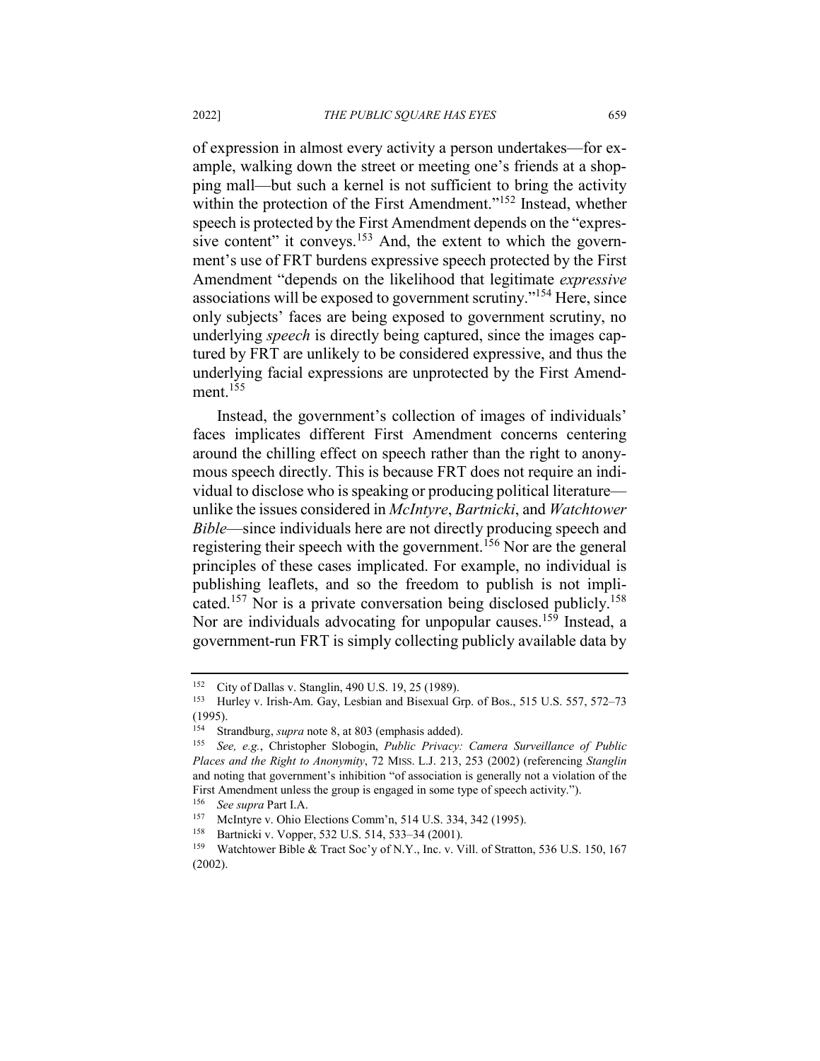of expression in almost every activity a person undertakes—for example, walking down the street or meeting one's friends at a shopping mall—but such a kernel is not sufficient to bring the activity within the protection of the First Amendment."[152] Instead, whether speech is protected by the First Amendment depends on the "expressive content" it conveys.[153] And, the extent to which the government's use of FRT burdens expressive speech protected by the First Amendment "depends on the likelihood that legitimate *expressive* associations will be exposed to government scrutiny."[154] Here, since only subjects' faces are being exposed to government scrutiny, no underlying *speech* is directly being captured, since the images captured by FRT are unlikely to be considered expressive, and thus the underlying facial expressions are unprotected by the First Amendment.[155]

Instead, the government's collection of images of individuals' faces implicates different First Amendment concerns centering around the chilling effect on speech rather than the right to anonymous speech directly. This is because FRT does not require an individual to disclose who is speaking or producing political literature—unlike the issues considered in *McIntyre*, *Bartnicki*, and *Watchtower Bible*—since individuals here are not directly producing speech and registering their speech with the government.[156] Nor are the general principles of these cases implicated. For example, no individual is publishing leaflets, and so the freedom to publish is not implicated.[157] Nor is a private conversation being disclosed publicly.[158] Nor are individuals advocating for unpopular causes.[159] Instead, a government-run FRT is simply collecting publicly available data by

---

152 City of Dallas v. Stanglin, 490 U.S. 19, 25 (1989).

153 Hurley v. Irish-Am. Gay, Lesbian and Bisexual Grp. of Bos., 515 U.S. 557, 572–73 (1995).

154 Strandburg, *supra* note 8, at 803 (emphasis added).

155 *See, e.g.*, Christopher Slobogin, *Public Privacy: Camera Surveillance of Public Places and the Right to Anonymity*, 72 MISS. L.J. 213, 253 (2002) (referencing *Stanglin* and noting that government's inhibition "of association is generally not a violation of the First Amendment unless the group is engaged in some type of speech activity.").

156 *See supra* Part I.A.

157 McIntyre v. Ohio Elections Comm'n, 514 U.S. 334, 342 (1995).

158 Bartnicki v. Vopper, 532 U.S. 514, 533–34 (2001).

159 Watchtower Bible & Tract Soc'y of N.Y., Inc. v. Vill. of Stratton, 536 U.S. 150, 167 (2002).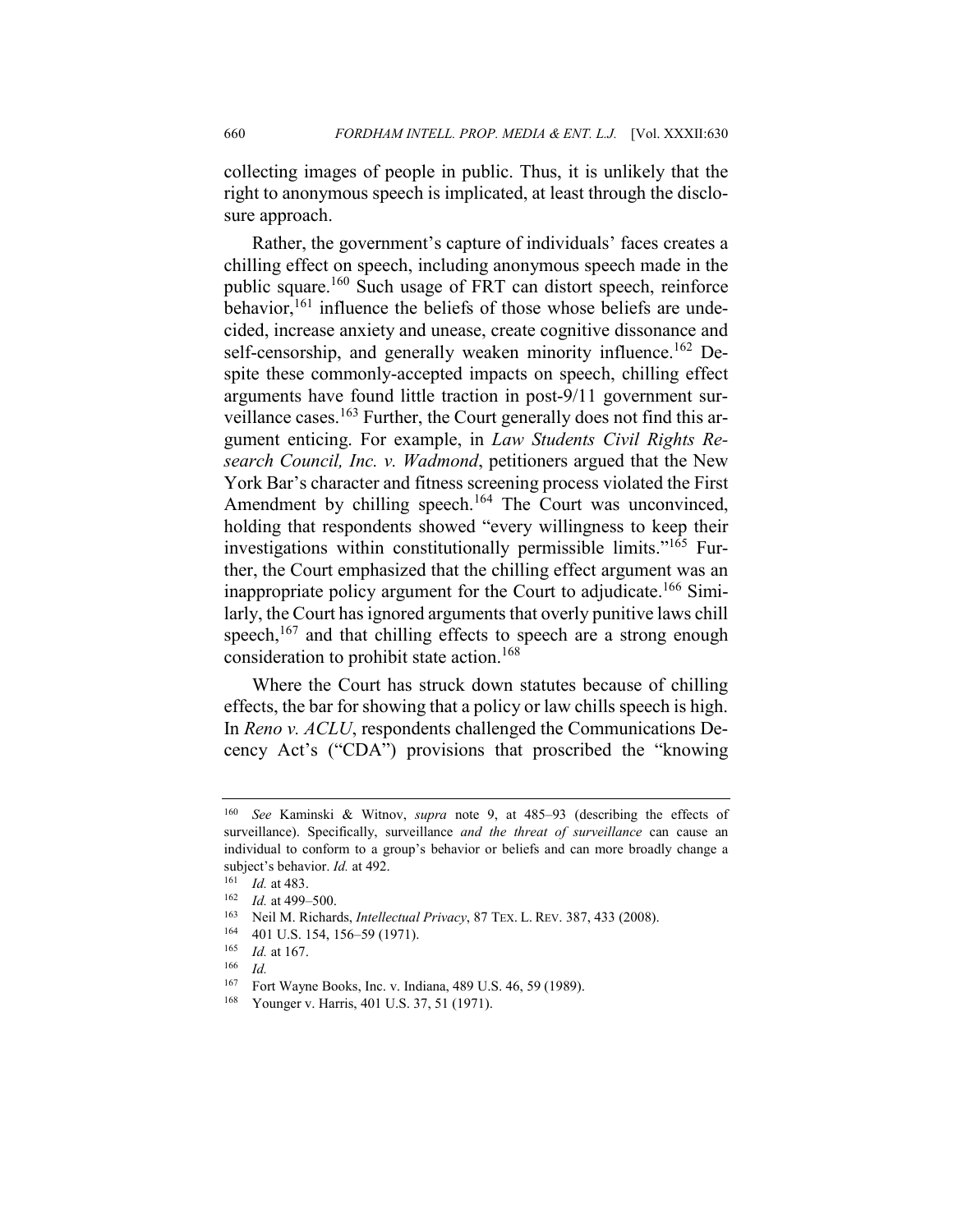collecting images of people in public. Thus, it is unlikely that the right to anonymous speech is implicated, at least through the disclosure approach.

Rather, the government's capture of individuals' faces creates a chilling effect on speech, including anonymous speech made in the public square.[160] Such usage of FRT can distort speech, reinforce behavior,[161] influence the beliefs of those whose beliefs are undecided, increase anxiety and unease, create cognitive dissonance and self-censorship, and generally weaken minority influence.[162] Despite these commonly-accepted impacts on speech, chilling effect arguments have found little traction in post-9/11 government surveillance cases.[163] Further, the Court generally does not find this argument enticing. For example, in *Law Students Civil Rights Research Council, Inc. v. Wadmond*, petitioners argued that the New York Bar's character and fitness screening process violated the First Amendment by chilling speech.[164] The Court was unconvinced, holding that respondents showed "every willingness to keep their investigations within constitutionally permissible limits."[165] Further, the Court emphasized that the chilling effect argument was an inappropriate policy argument for the Court to adjudicate.[166] Similarly, the Court has ignored arguments that overly punitive laws chill speech,[167] and that chilling effects to speech are a strong enough consideration to prohibit state action.[168]

Where the Court has struck down statutes because of chilling effects, the bar for showing that a policy or law chills speech is high. In *Reno v. ACLU*, respondents challenged the Communications Decency Act's ("CDA") provisions that proscribed the "knowing

---

[160] *See* Kaminski & Witnov, *supra* note 9, at 485–93 (describing the effects of surveillance). Specifically, surveillance *and the threat of surveillance* can cause an individual to conform to a group's behavior or beliefs and can more broadly change a subject's behavior. *Id.* at 492.

[161] *Id.* at 483.

[162] *Id.* at 499–500.

[163] Neil M. Richards, *Intellectual Privacy*, 87 TEX. L. REV. 387, 433 (2008).

[164] 401 U.S. 154, 156–59 (1971).

[165] *Id.* at 167.

[166] *Id.*

[167] Fort Wayne Books, Inc. v. Indiana, 489 U.S. 46, 59 (1989).

[168] Younger v. Harris, 401 U.S. 37, 51 (1971).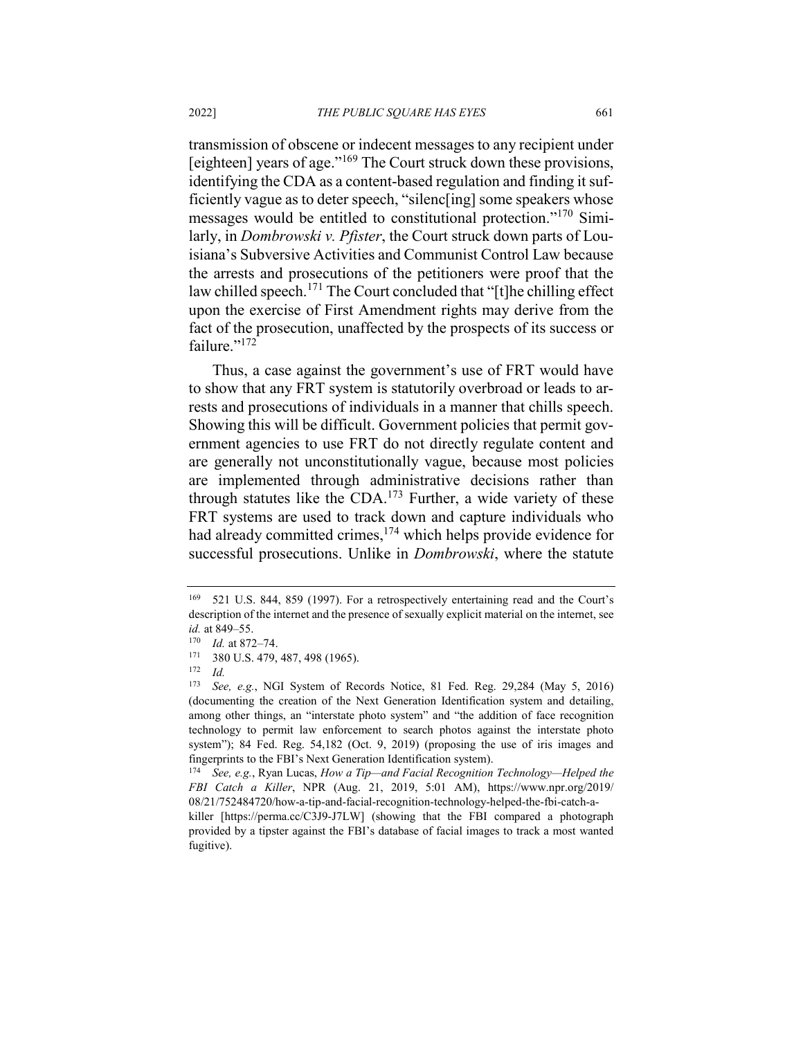transmission of obscene or indecent messages to any recipient under [eighteen] years of age."[169] The Court struck down these provisions, identifying the CDA as a content-based regulation and finding it sufficiently vague as to deter speech, "silenc[ing] some speakers whose messages would be entitled to constitutional protection."[170] Similarly, in *Dombrowski v. Pfister*, the Court struck down parts of Louisiana's Subversive Activities and Communist Control Law because the arrests and prosecutions of the petitioners were proof that the law chilled speech.[171] The Court concluded that "[t]he chilling effect upon the exercise of First Amendment rights may derive from the fact of the prosecution, unaffected by the prospects of its success or failure."[172]

Thus, a case against the government's use of FRT would have to show that any FRT system is statutorily overbroad or leads to arrests and prosecutions of individuals in a manner that chills speech. Showing this will be difficult. Government policies that permit government agencies to use FRT do not directly regulate content and are generally not unconstitutionally vague, because most policies are implemented through administrative decisions rather than through statutes like the CDA.[173] Further, a wide variety of these FRT systems are used to track down and capture individuals who had already committed crimes,[174] which helps provide evidence for successful prosecutions. Unlike in *Dombrowski*, where the statute

---

[169] 521 U.S. 844, 859 (1997). For a retrospectively entertaining read and the Court's description of the internet and the presence of sexually explicit material on the internet, see *id.* at 849–55.

[170] *Id.* at 872–74.

[171] 380 U.S. 479, 487, 498 (1965).

[172] *Id.*

[173] *See, e.g.*, NGI System of Records Notice, 81 Fed. Reg. 29,284 (May 5, 2016) (documenting the creation of the Next Generation Identification system and detailing, among other things, an "interstate photo system" and "the addition of face recognition technology to permit law enforcement to search photos against the interstate photo system"); 84 Fed. Reg. 54,182 (Oct. 9, 2019) (proposing the use of iris images and fingerprints to the FBI's Next Generation Identification system).

[174] *See, e.g.*, Ryan Lucas, *How a Tip—and Facial Recognition Technology—Helped the FBI Catch a Killer*, NPR (Aug. 21, 2019, 5:01 AM), https://www.npr.org/2019/08/21/752484720/how-a-tip-and-facial-recognition-technology-helped-the-fbi-catch-a-killer [https://perma.cc/C3J9-J7LW] (showing that the FBI compared a photograph provided by a tipster against the FBI's database of facial images to track a most wanted fugitive).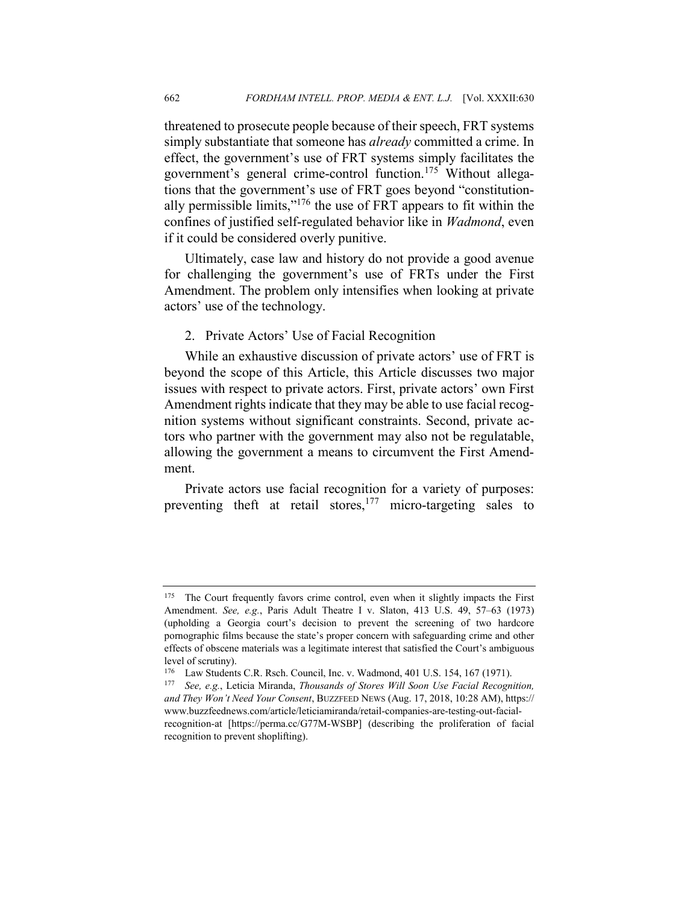threatened to prosecute people because of their speech, FRT systems simply substantiate that someone has *already* committed a crime. In effect, the government's use of FRT systems simply facilitates the government's general crime-control function.[175] Without allegations that the government's use of FRT goes beyond "constitutionally permissible limits,"[176] the use of FRT appears to fit within the confines of justified self-regulated behavior like in *Wadmond*, even if it could be considered overly punitive.

Ultimately, case law and history do not provide a good avenue for challenging the government's use of FRTs under the First Amendment. The problem only intensifies when looking at private actors' use of the technology.

### 2. Private Actors' Use of Facial Recognition

While an exhaustive discussion of private actors' use of FRT is beyond the scope of this Article, this Article discusses two major issues with respect to private actors. First, private actors' own First Amendment rights indicate that they may be able to use facial recognition systems without significant constraints. Second, private actors who partner with the government may also not be regulatable, allowing the government a means to circumvent the First Amendment.

Private actors use facial recognition for a variety of purposes: preventing theft at retail stores,[177] micro-targeting sales to

---

[175] The Court frequently favors crime control, even when it slightly impacts the First Amendment. *See, e.g.*, Paris Adult Theatre I v. Slaton, 413 U.S. 49, 57–63 (1973) (upholding a Georgia court's decision to prevent the screening of two hardcore pornographic films because the state's proper concern with safeguarding crime and other effects of obscene materials was a legitimate interest that satisfied the Court's ambiguous level of scrutiny).

[176] Law Students C.R. Rsch. Council, Inc. v. Wadmond, 401 U.S. 154, 167 (1971).

[177] *See, e.g.*, Leticia Miranda, *Thousands of Stores Will Soon Use Facial Recognition, and They Won't Need Your Consent*, BUZZFEED NEWS (Aug. 17, 2018, 10:28 AM), https://www.buzzfeednews.com/article/leticiamiranda/retail-companies-are-testing-out-facial-recognition-at [https://perma.cc/G77M-WSBP] (describing the proliferation of facial recognition to prevent shoplifting).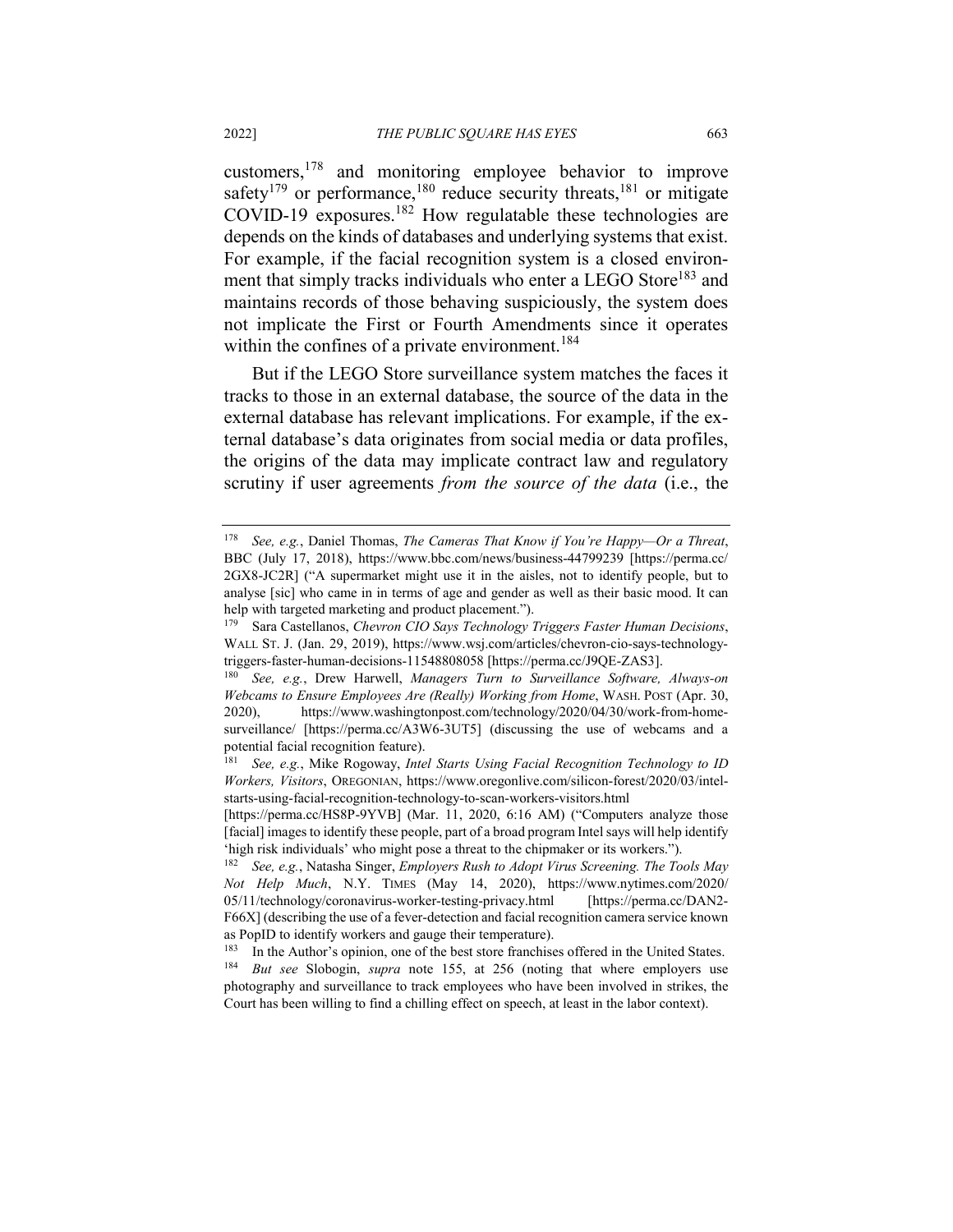customers,[178] and monitoring employee behavior to improve safety[179] or performance,[180] reduce security threats,[181] or mitigate COVID-19 exposures.[182] How regulatable these technologies are depends on the kinds of databases and underlying systems that exist. For example, if the facial recognition system is a closed environment that simply tracks individuals who enter a LEGO Store[183] and maintains records of those behaving suspiciously, the system does not implicate the First or Fourth Amendments since it operates within the confines of a private environment.[184]

But if the LEGO Store surveillance system matches the faces it tracks to those in an external database, the source of the data in the external database has relevant implications. For example, if the external database's data originates from social media or data profiles, the origins of the data may implicate contract law and regulatory scrutiny if user agreements *from the source of the data* (i.e., the

---

[178] *See, e.g.*, Daniel Thomas, *The Cameras That Know if You're Happy—Or a Threat*, BBC (July 17, 2018), https://www.bbc.com/news/business-44799239 [https://perma.cc/2GX8-JC2R] ("A supermarket might use it in the aisles, not to identify people, but to analyse [sic] who came in in terms of age and gender as well as their basic mood. It can help with targeted marketing and product placement.").

[179] Sara Castellanos, *Chevron CIO Says Technology Triggers Faster Human Decisions*, WALL ST. J. (Jan. 29, 2019), https://www.wsj.com/articles/chevron-cio-says-technology-triggers-faster-human-decisions-11548808058 [https://perma.cc/J9QE-ZAS3].

[180] *See, e.g.*, Drew Harwell, *Managers Turn to Surveillance Software, Always-on Webcams to Ensure Employees Are (Really) Working from Home*, WASH. POST (Apr. 30, 2020), https://www.washingtonpost.com/technology/2020/04/30/work-from-home-surveillance/ [https://perma.cc/A3W6-3UT5] (discussing the use of webcams and a potential facial recognition feature).

[181] *See, e.g.*, Mike Rogoway, *Intel Starts Using Facial Recognition Technology to ID Workers, Visitors*, OREGONIAN, https://www.oregonlive.com/silicon-forest/2020/03/intel-starts-using-facial-recognition-technology-to-scan-workers-visitors.html [https://perma.cc/HS8P-9YVB] (Mar. 11, 2020, 6:16 AM) ("Computers analyze those [facial] images to identify these people, part of a broad program Intel says will help identify 'high risk individuals' who might pose a threat to the chipmaker or its workers.").

[182] *See, e.g.*, Natasha Singer, *Employers Rush to Adopt Virus Screening. The Tools May Not Help Much*, N.Y. TIMES (May 14, 2020), https://www.nytimes.com/2020/05/11/technology/coronavirus-worker-testing-privacy.html [https://perma.cc/DAN2-F66X] (describing the use of a fever-detection and facial recognition camera service known as PopID to identify workers and gauge their temperature).

[183] In the Author's opinion, one of the best store franchises offered in the United States.

[184] *But see* Slobogin, *supra* note 155, at 256 (noting that where employers use photography and surveillance to track employees who have been involved in strikes, the Court has been willing to find a chilling effect on speech, at least in the labor context).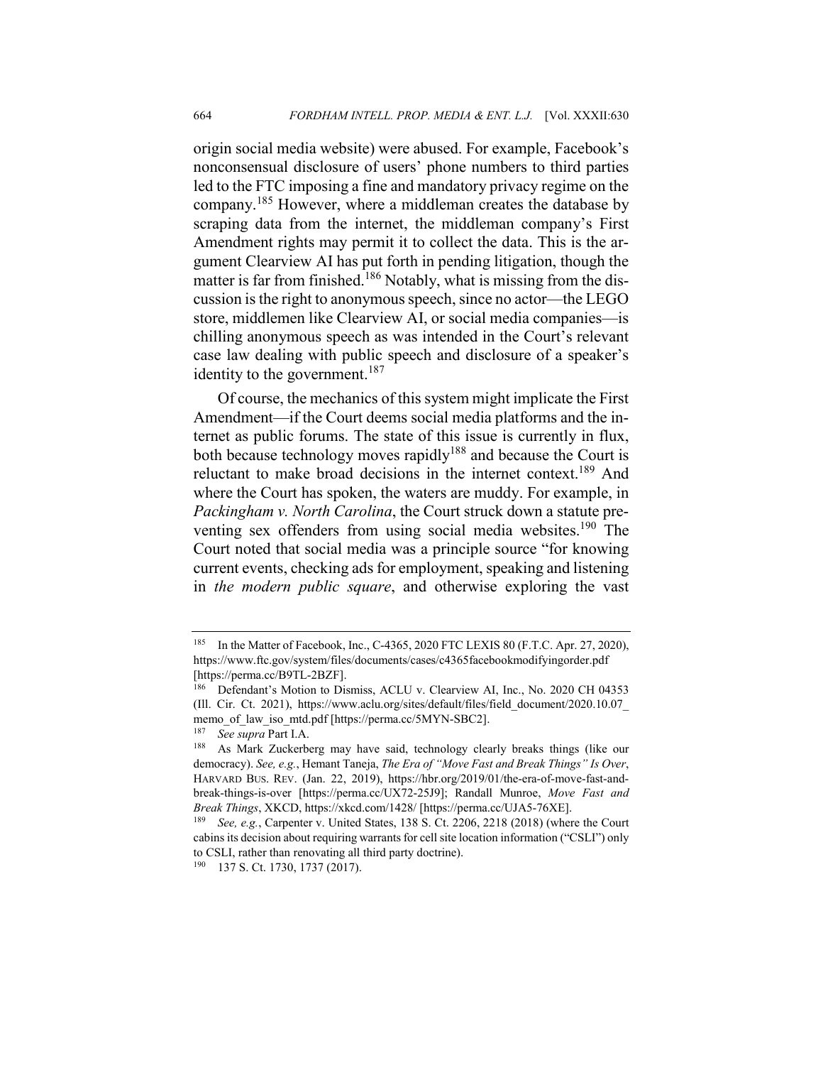origin social media website) were abused. For example, Facebook's nonconsensual disclosure of users' phone numbers to third parties led to the FTC imposing a fine and mandatory privacy regime on the company.[185] However, where a middleman creates the database by scraping data from the internet, the middleman company's First Amendment rights may permit it to collect the data. This is the argument Clearview AI has put forth in pending litigation, though the matter is far from finished.[186] Notably, what is missing from the discussion is the right to anonymous speech, since no actor—the LEGO store, middlemen like Clearview AI, or social media companies—is chilling anonymous speech as was intended in the Court's relevant case law dealing with public speech and disclosure of a speaker's identity to the government.[187]

Of course, the mechanics of this system might implicate the First Amendment—if the Court deems social media platforms and the internet as public forums. The state of this issue is currently in flux, both because technology moves rapidly[188] and because the Court is reluctant to make broad decisions in the internet context.[189] And where the Court has spoken, the waters are muddy. For example, in *Packingham v. North Carolina*, the Court struck down a statute preventing sex offenders from using social media websites.[190] The Court noted that social media was a principle source "for knowing current events, checking ads for employment, speaking and listening in *the modern public square*, and otherwise exploring the vast

---

[185] In the Matter of Facebook, Inc., C-4365, 2020 FTC LEXIS 80 (F.T.C. Apr. 27, 2020), https://www.ftc.gov/system/files/documents/cases/c4365facebookmodifyingorder.pdf [https://perma.cc/B9TL-2BZF].

[186] Defendant's Motion to Dismiss, ACLU v. Clearview AI, Inc., No. 2020 CH 04353 (Ill. Cir. Ct. 2021), https://www.aclu.org/sites/default/files/field_document/2020.10.07_memo_of_law_iso_mtd.pdf [https://perma.cc/5MYN-SBC2].

[187] *See supra* Part I.A.

[188] As Mark Zuckerberg may have said, technology clearly breaks things (like our democracy). *See, e.g.*, Hemant Taneja, *The Era of "Move Fast and Break Things" Is Over*, HARVARD BUS. REV. (Jan. 22, 2019), https://hbr.org/2019/01/the-era-of-move-fast-and-break-things-is-over [https://perma.cc/UX72-25J9]; Randall Munroe, *Move Fast and Break Things*, XKCD, https://xkcd.com/1428/ [https://perma.cc/UJA5-76XE].

[189] *See, e.g.*, Carpenter v. United States, 138 S. Ct. 2206, 2218 (2018) (where the Court cabins its decision about requiring warrants for cell site location information ("CSLI") only to CSLI, rather than renovating all third party doctrine).

[190] 137 S. Ct. 1730, 1737 (2017).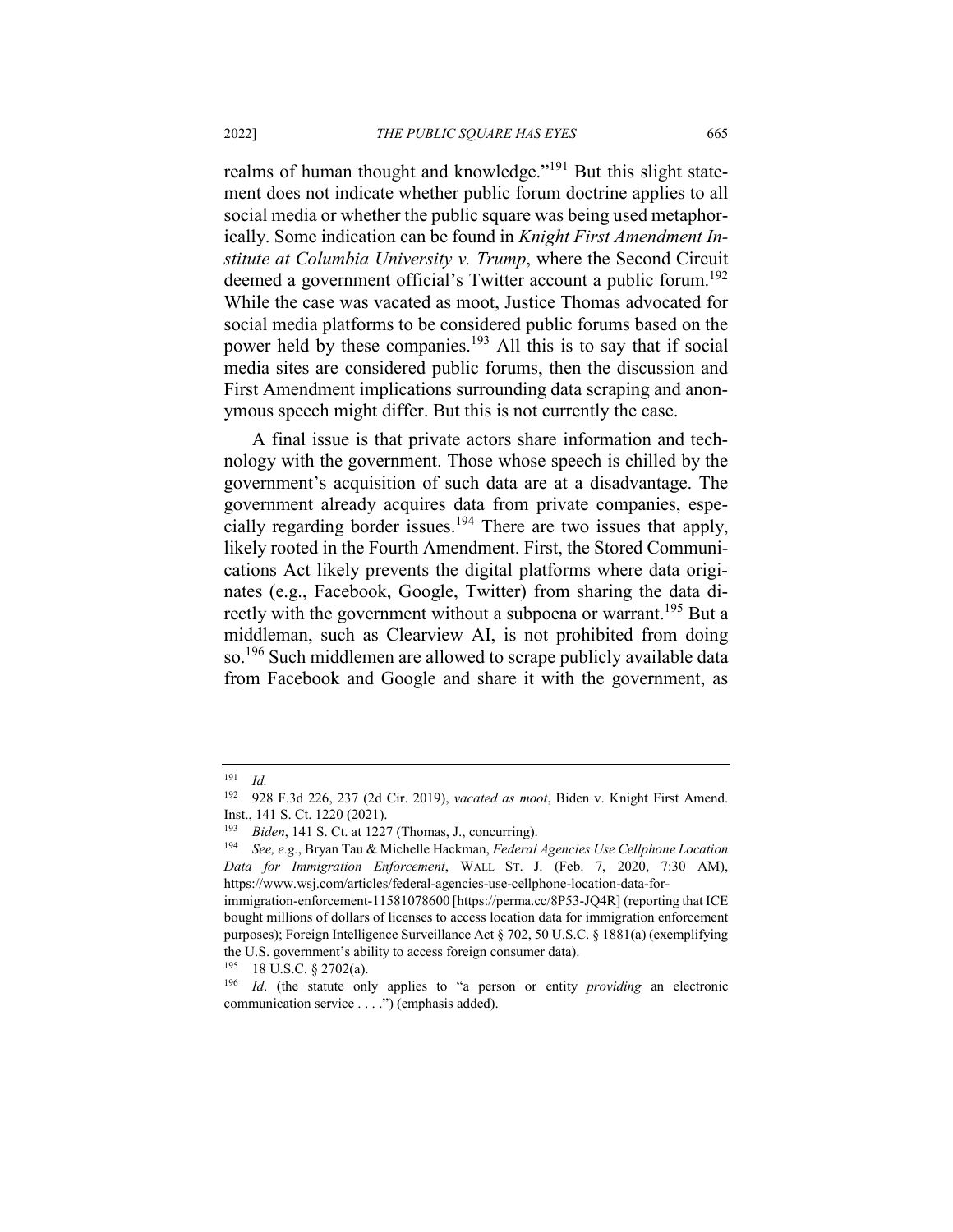realms of human thought and knowledge."[191] But this slight statement does not indicate whether public forum doctrine applies to all social media or whether the public square was being used metaphorically. Some indication can be found in *Knight First Amendment Institute at Columbia University v. Trump*, where the Second Circuit deemed a government official's Twitter account a public forum.[192] While the case was vacated as moot, Justice Thomas advocated for social media platforms to be considered public forums based on the power held by these companies.[193] All this is to say that if social media sites are considered public forums, then the discussion and First Amendment implications surrounding data scraping and anonymous speech might differ. But this is not currently the case.

A final issue is that private actors share information and technology with the government. Those whose speech is chilled by the government's acquisition of such data are at a disadvantage. The government already acquires data from private companies, especially regarding border issues.[194] There are two issues that apply, likely rooted in the Fourth Amendment. First, the Stored Communications Act likely prevents the digital platforms where data originates (e.g., Facebook, Google, Twitter) from sharing the data directly with the government without a subpoena or warrant.[195] But a middleman, such as Clearview AI, is not prohibited from doing so.[196] Such middlemen are allowed to scrape publicly available data from Facebook and Google and share it with the government, as

---

[191] *Id.*

[192] 928 F.3d 226, 237 (2d Cir. 2019), *vacated as moot*, Biden v. Knight First Amend. Inst., 141 S. Ct. 1220 (2021).

[193] *Biden*, 141 S. Ct. at 1227 (Thomas, J., concurring).

[194] *See, e.g.*, Bryan Tau & Michelle Hackman, *Federal Agencies Use Cellphone Location Data for Immigration Enforcement*, WALL ST. J. (Feb. 7, 2020, 7:30 AM), https://www.wsj.com/articles/federal-agencies-use-cellphone-location-data-for-immigration-enforcement-11581078600 [https://perma.cc/8P53-JQ4R] (reporting that ICE bought millions of dollars of licenses to access location data for immigration enforcement purposes); Foreign Intelligence Surveillance Act § 702, 50 U.S.C. § 1881(a) (exemplifying the U.S. government's ability to access foreign consumer data).

[195] 18 U.S.C. § 2702(a).

[196] *Id*. (the statute only applies to "a person or entity *providing* an electronic communication service . . . .") (emphasis added).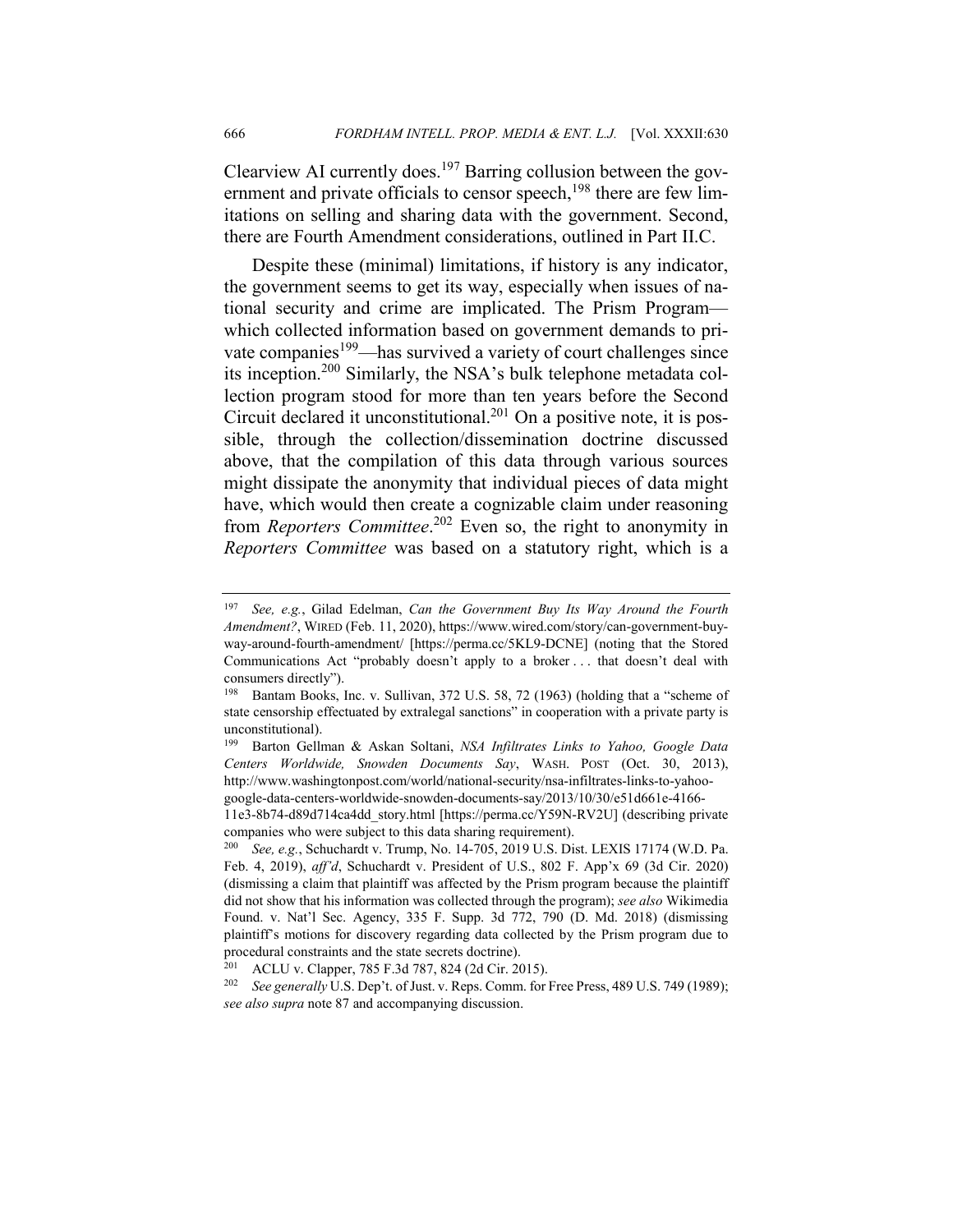Clearview AI currently does.[197] Barring collusion between the government and private officials to censor speech,[198] there are few limitations on selling and sharing data with the government. Second, there are Fourth Amendment considerations, outlined in Part II.C.

Despite these (minimal) limitations, if history is any indicator, the government seems to get its way, especially when issues of national security and crime are implicated. The Prism Program—which collected information based on government demands to private companies[199]—has survived a variety of court challenges since its inception.[200] Similarly, the NSA's bulk telephone metadata collection program stood for more than ten years before the Second Circuit declared it unconstitutional.[201] On a positive note, it is possible, through the collection/dissemination doctrine discussed above, that the compilation of this data through various sources might dissipate the anonymity that individual pieces of data might have, which would then create a cognizable claim under reasoning from *Reporters Committee*.[202] Even so, the right to anonymity in *Reporters Committee* was based on a statutory right, which is a

---

[197] *See, e.g.*, Gilad Edelman, *Can the Government Buy Its Way Around the Fourth Amendment?*, WIRED (Feb. 11, 2020), https://www.wired.com/story/can-government-buy-way-around-fourth-amendment/ [https://perma.cc/5KL9-DCNE] (noting that the Stored Communications Act "probably doesn't apply to a broker . . . that doesn't deal with consumers directly").

[198] Bantam Books, Inc. v. Sullivan, 372 U.S. 58, 72 (1963) (holding that a "scheme of state censorship effectuated by extralegal sanctions" in cooperation with a private party is unconstitutional).

[199] Barton Gellman & Askan Soltani, *NSA Infiltrates Links to Yahoo, Google Data Centers Worldwide, Snowden Documents Say*, WASH. POST (Oct. 30, 2013), http://www.washingtonpost.com/world/national-security/nsa-infiltrates-links-to-yahoo-google-data-centers-worldwide-snowden-documents-say/2013/10/30/e51d661e-4166-11e3-8b74-d89d714ca4dd_story.html [https://perma.cc/Y59N-RV2U] (describing private companies who were subject to this data sharing requirement).

[200] *See, e.g.*, Schuchardt v. Trump, No. 14-705, 2019 U.S. Dist. LEXIS 17174 (W.D. Pa. Feb. 4, 2019), *aff'd*, Schuchardt v. President of U.S., 802 F. App'x 69 (3d Cir. 2020) (dismissing a claim that plaintiff was affected by the Prism program because the plaintiff did not show that his information was collected through the program); *see also* Wikimedia Found. v. Nat'l Sec. Agency, 335 F. Supp. 3d 772, 790 (D. Md. 2018) (dismissing plaintiff's motions for discovery regarding data collected by the Prism program due to procedural constraints and the state secrets doctrine).

[201] ACLU v. Clapper, 785 F.3d 787, 824 (2d Cir. 2015).

[202] *See generally* U.S. Dep't. of Just. v. Reps. Comm. for Free Press, 489 U.S. 749 (1989); *see also supra* note 87 and accompanying discussion.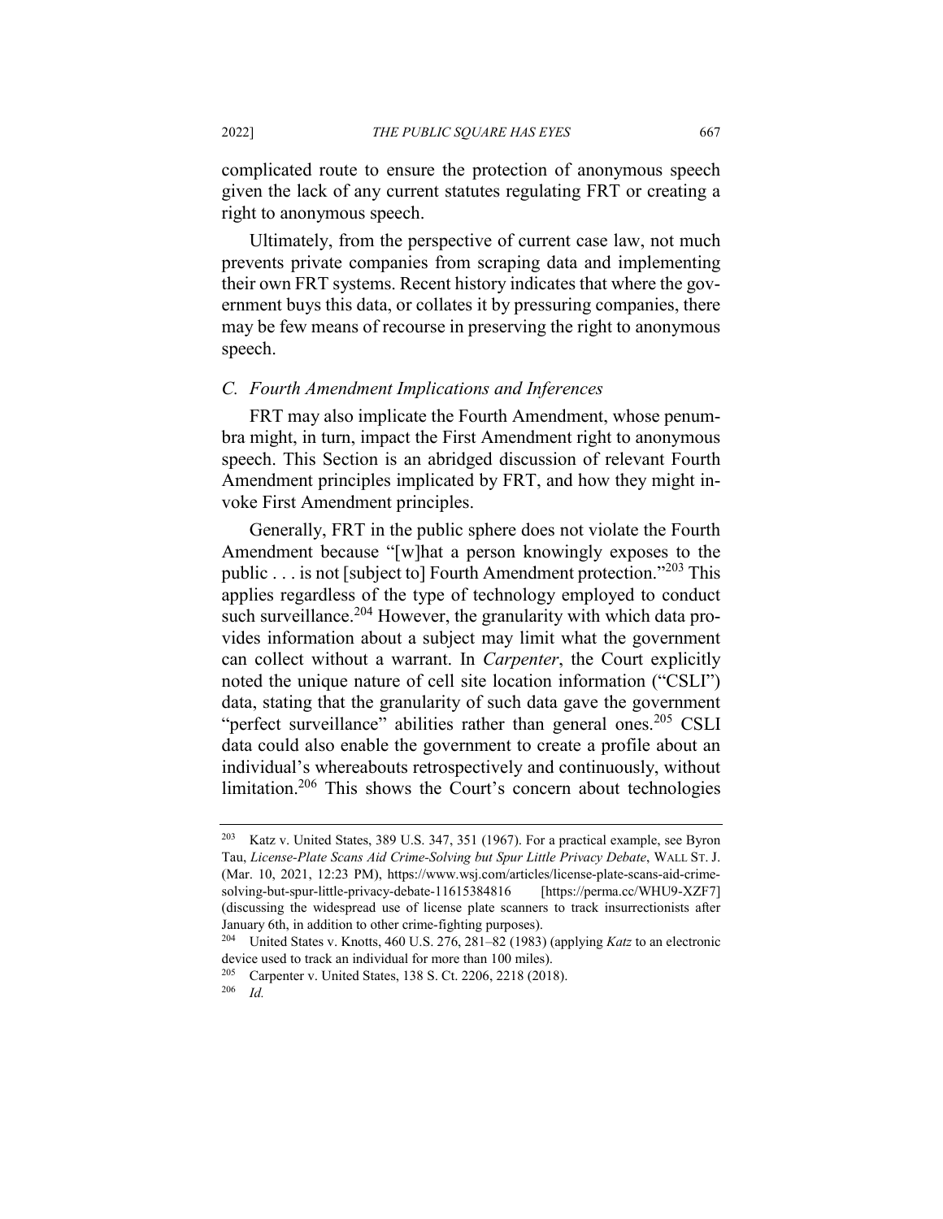complicated route to ensure the protection of anonymous speech given the lack of any current statutes regulating FRT or creating a right to anonymous speech.

Ultimately, from the perspective of current case law, not much prevents private companies from scraping data and implementing their own FRT systems. Recent history indicates that where the government buys this data, or collates it by pressuring companies, there may be few means of recourse in preserving the right to anonymous speech.

### *C. Fourth Amendment Implications and Inferences*

FRT may also implicate the Fourth Amendment, whose penumbra might, in turn, impact the First Amendment right to anonymous speech. This Section is an abridged discussion of relevant Fourth Amendment principles implicated by FRT, and how they might invoke First Amendment principles.

Generally, FRT in the public sphere does not violate the Fourth Amendment because "[w]hat a person knowingly exposes to the public . . . is not [subject to] Fourth Amendment protection."[203] This applies regardless of the type of technology employed to conduct such surveillance.[204] However, the granularity with which data provides information about a subject may limit what the government can collect without a warrant. In *Carpenter*, the Court explicitly noted the unique nature of cell site location information ("CSLI") data, stating that the granularity of such data gave the government "perfect surveillance" abilities rather than general ones.[205] CSLI data could also enable the government to create a profile about an individual's whereabouts retrospectively and continuously, without limitation.[206] This shows the Court's concern about technologies

---

[203] Katz v. United States, 389 U.S. 347, 351 (1967). For a practical example, see Byron Tau, *License-Plate Scans Aid Crime-Solving but Spur Little Privacy Debate*, WALL ST. J. (Mar. 10, 2021, 12:23 PM), https://www.wsj.com/articles/license-plate-scans-aid-crime-solving-but-spur-little-privacy-debate-11615384816 [https://perma.cc/WHU9-XZF7] (discussing the widespread use of license plate scanners to track insurrectionists after January 6th, in addition to other crime-fighting purposes).

[204] United States v. Knotts, 460 U.S. 276, 281–82 (1983) (applying *Katz* to an electronic device used to track an individual for more than 100 miles).

[205] Carpenter v. United States, 138 S. Ct. 2206, 2218 (2018).

[206] *Id.*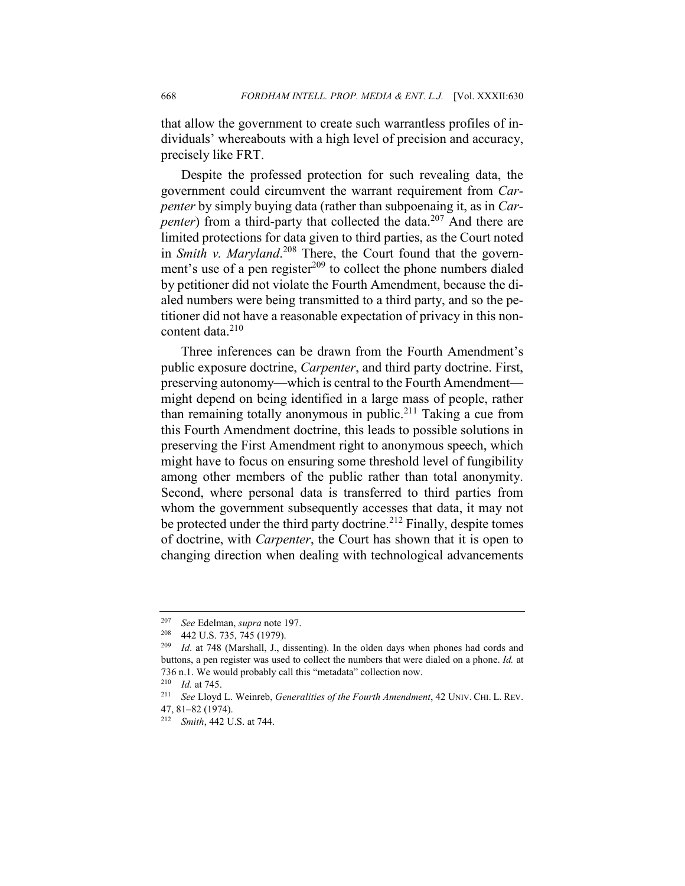that allow the government to create such warrantless profiles of individuals' whereabouts with a high level of precision and accuracy, precisely like FRT.

Despite the professed protection for such revealing data, the government could circumvent the warrant requirement from *Carpenter* by simply buying data (rather than subpoenaing it, as in *Carpenter*) from a third-party that collected the data.[207] And there are limited protections for data given to third parties, as the Court noted in *Smith v. Maryland*.[208] There, the Court found that the government's use of a pen register[209] to collect the phone numbers dialed by petitioner did not violate the Fourth Amendment, because the dialed numbers were being transmitted to a third party, and so the petitioner did not have a reasonable expectation of privacy in this non-content data.[210]

Three inferences can be drawn from the Fourth Amendment's public exposure doctrine, *Carpenter*, and third party doctrine. First, preserving autonomy—which is central to the Fourth Amendment—might depend on being identified in a large mass of people, rather than remaining totally anonymous in public.[211] Taking a cue from this Fourth Amendment doctrine, this leads to possible solutions in preserving the First Amendment right to anonymous speech, which might have to focus on ensuring some threshold level of fungibility among other members of the public rather than total anonymity. Second, where personal data is transferred to third parties from whom the government subsequently accesses that data, it may not be protected under the third party doctrine.[212] Finally, despite tomes of doctrine, with *Carpenter*, the Court has shown that it is open to changing direction when dealing with technological advancements

---

[207] *See* Edelman, *supra* note 197.

[208] 442 U.S. 735, 745 (1979).

[209] *Id*. at 748 (Marshall, J., dissenting). In the olden days when phones had cords and buttons, a pen register was used to collect the numbers that were dialed on a phone. *Id.* at 736 n.1. We would probably call this "metadata" collection now.

[210] *Id.* at 745.

[211] *See* Lloyd L. Weinreb, *Generalities of the Fourth Amendment*, 42 UNIV. CHI. L. REV. 47, 81–82 (1974).

[212] *Smith*, 442 U.S. at 744.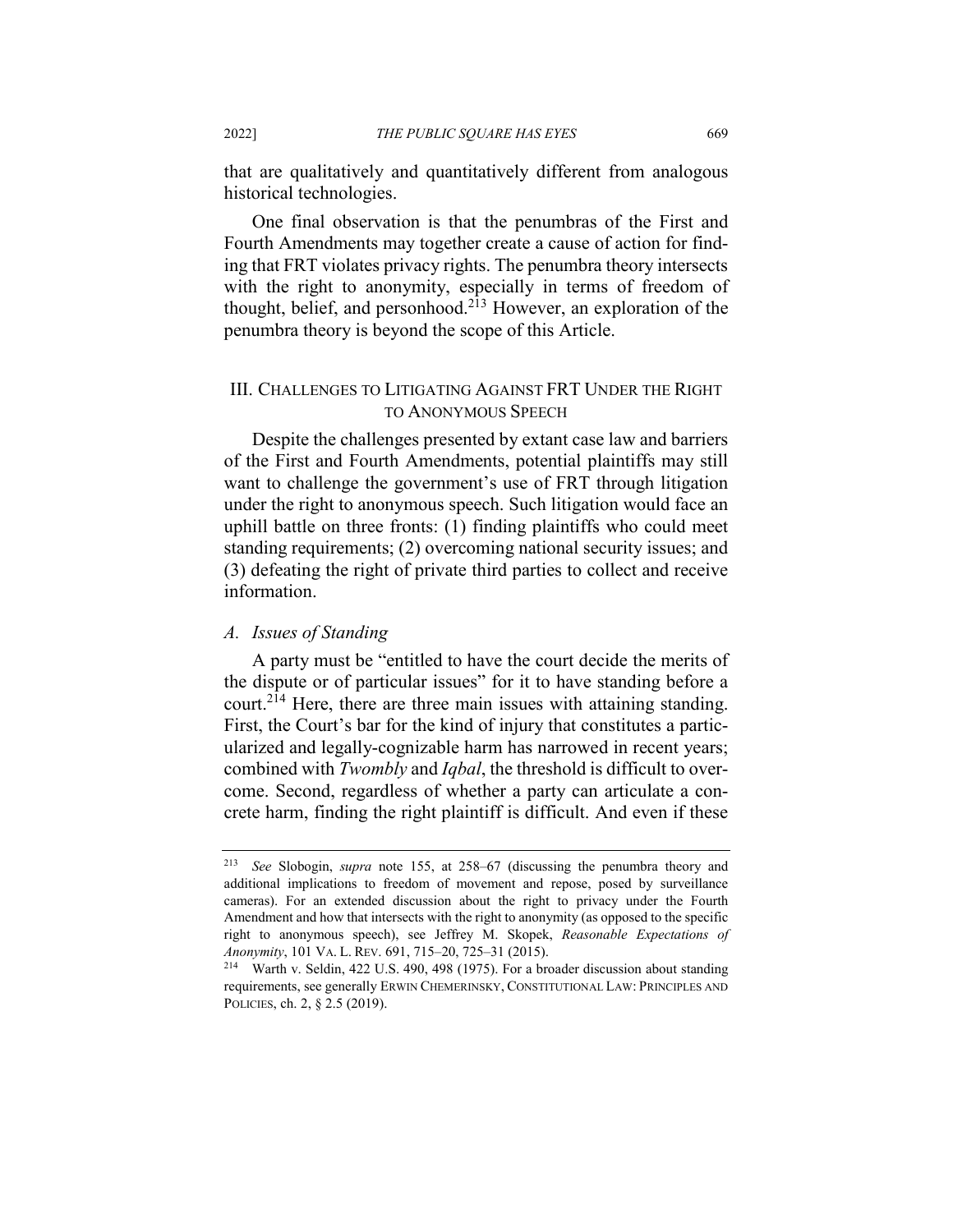that are qualitatively and quantitatively different from analogous historical technologies.

One final observation is that the penumbras of the First and Fourth Amendments may together create a cause of action for finding that FRT violates privacy rights. The penumbra theory intersects with the right to anonymity, especially in terms of freedom of thought, belief, and personhood.[213] However, an exploration of the penumbra theory is beyond the scope of this Article.

## III. CHALLENGES TO LITIGATING AGAINST FRT UNDER THE RIGHT TO ANONYMOUS SPEECH

Despite the challenges presented by extant case law and barriers of the First and Fourth Amendments, potential plaintiffs may still want to challenge the government's use of FRT through litigation under the right to anonymous speech. Such litigation would face an uphill battle on three fronts: (1) finding plaintiffs who could meet standing requirements; (2) overcoming national security issues; and (3) defeating the right of private third parties to collect and receive information.

### *A. Issues of Standing*

A party must be "entitled to have the court decide the merits of the dispute or of particular issues" for it to have standing before a court.[214] Here, there are three main issues with attaining standing. First, the Court's bar for the kind of injury that constitutes a particularized and legally-cognizable harm has narrowed in recent years; combined with *Twombly* and *Iqbal*, the threshold is difficult to overcome. Second, regardless of whether a party can articulate a concrete harm, finding the right plaintiff is difficult. And even if these

---

[213] *See* Slobogin, *supra* note 155, at 258–67 (discussing the penumbra theory and additional implications to freedom of movement and repose, posed by surveillance cameras). For an extended discussion about the right to privacy under the Fourth Amendment and how that intersects with the right to anonymity (as opposed to the specific right to anonymous speech), see Jeffrey M. Skopek, *Reasonable Expectations of Anonymity*, 101 VA. L. REV. 691, 715–20, 725–31 (2015).

[214] Warth v. Seldin, 422 U.S. 490, 498 (1975). For a broader discussion about standing requirements, see generally ERWIN CHEMERINSKY, CONSTITUTIONAL LAW: PRINCIPLES AND POLICIES, ch. 2, § 2.5 (2019).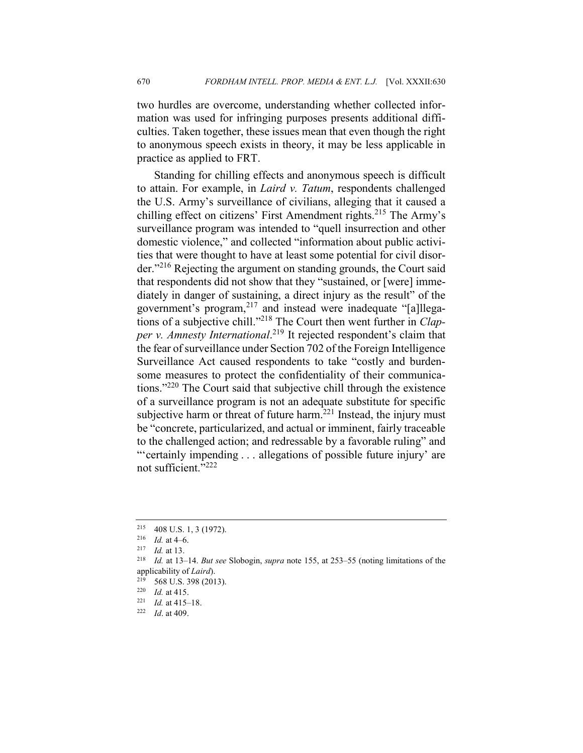two hurdles are overcome, understanding whether collected information was used for infringing purposes presents additional difficulties. Taken together, these issues mean that even though the right to anonymous speech exists in theory, it may be less applicable in practice as applied to FRT.

Standing for chilling effects and anonymous speech is difficult to attain. For example, in *Laird v. Tatum*, respondents challenged the U.S. Army's surveillance of civilians, alleging that it caused a chilling effect on citizens' First Amendment rights.[215] The Army's surveillance program was intended to "quell insurrection and other domestic violence," and collected "information about public activities that were thought to have at least some potential for civil disorder."[216] Rejecting the argument on standing grounds, the Court said that respondents did not show that they "sustained, or [were] immediately in danger of sustaining, a direct injury as the result" of the government's program,[217] and instead were inadequate "[a]llegations of a subjective chill."[218] The Court then went further in *Clapper v. Amnesty International*.[219] It rejected respondent's claim that the fear of surveillance under Section 702 of the Foreign Intelligence Surveillance Act caused respondents to take "costly and burdensome measures to protect the confidentiality of their communications."[220] The Court said that subjective chill through the existence of a surveillance program is not an adequate substitute for specific subjective harm or threat of future harm.[221] Instead, the injury must be "concrete, particularized, and actual or imminent, fairly traceable to the challenged action; and redressable by a favorable ruling" and "'certainly impending . . . allegations of possible future injury' are not sufficient."[222]

---

[215] 408 U.S. 1, 3 (1972).

[216] *Id.* at 4–6.

[217] *Id.* at 13.

[218] *Id.* at 13–14. *But see* Slobogin, *supra* note 155, at 253–55 (noting limitations of the applicability of *Laird*).

[219] 568 U.S. 398 (2013).

[220] *Id.* at 415.

[221] *Id.* at 415–18.

[222] *Id*. at 409.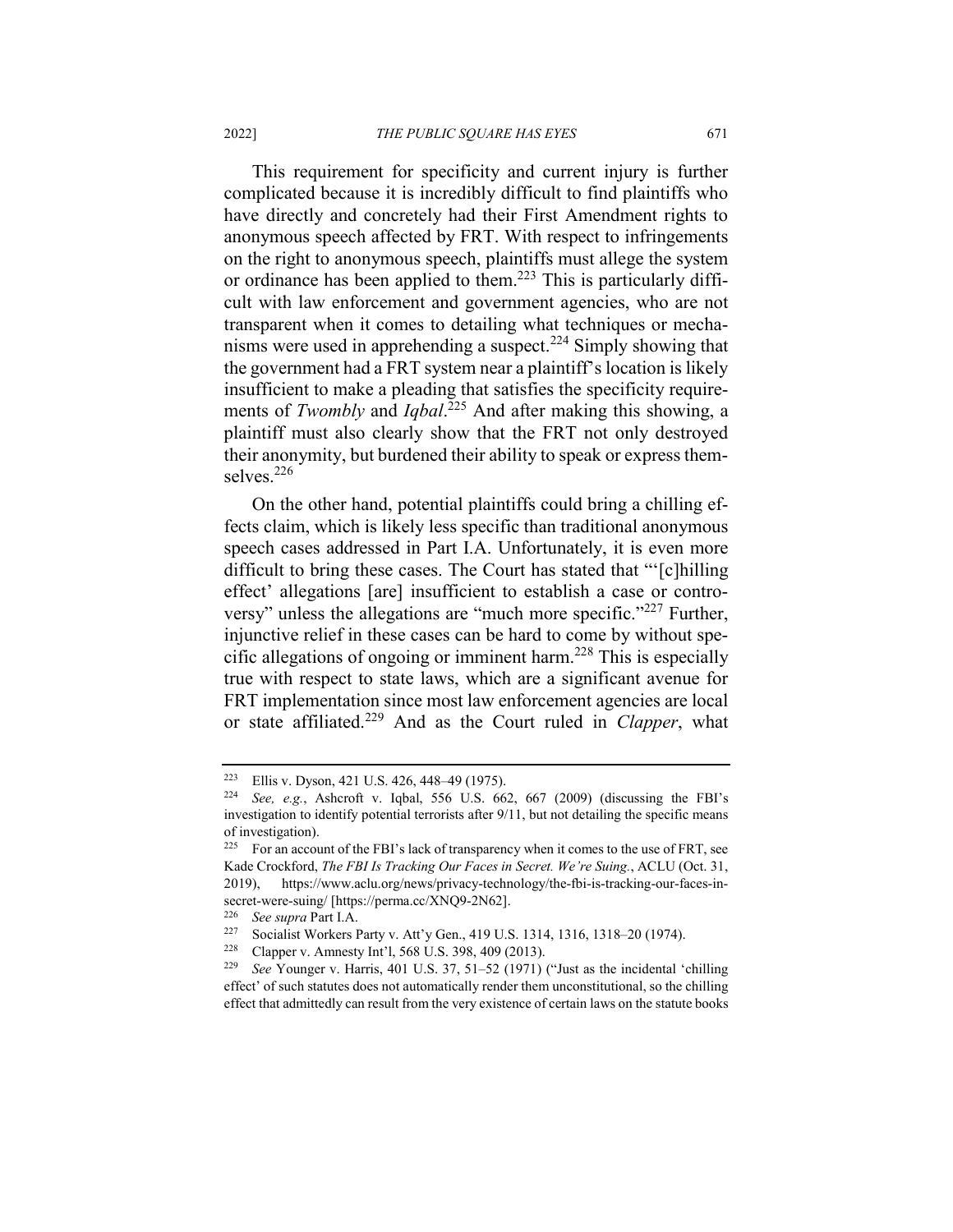This requirement for specificity and current injury is further complicated because it is incredibly difficult to find plaintiffs who have directly and concretely had their First Amendment rights to anonymous speech affected by FRT. With respect to infringements on the right to anonymous speech, plaintiffs must allege the system or ordinance has been applied to them.[223] This is particularly difficult with law enforcement and government agencies, who are not transparent when it comes to detailing what techniques or mechanisms were used in apprehending a suspect.[224] Simply showing that the government had a FRT system near a plaintiff's location is likely insufficient to make a pleading that satisfies the specificity requirements of *Twombly* and *Iqbal*.[225] And after making this showing, a plaintiff must also clearly show that the FRT not only destroyed their anonymity, but burdened their ability to speak or express themselves.[226]

On the other hand, potential plaintiffs could bring a chilling effects claim, which is likely less specific than traditional anonymous speech cases addressed in Part I.A. Unfortunately, it is even more difficult to bring these cases. The Court has stated that "'[c]hilling effect' allegations [are] insufficient to establish a case or controversy" unless the allegations are "much more specific."[227] Further, injunctive relief in these cases can be hard to come by without specific allegations of ongoing or imminent harm.[228] This is especially true with respect to state laws, which are a significant avenue for FRT implementation since most law enforcement agencies are local or state affiliated.[229] And as the Court ruled in *Clapper*, what

---

[223] Ellis v. Dyson, 421 U.S. 426, 448–49 (1975).

[224] *See, e.g.*, Ashcroft v. Iqbal, 556 U.S. 662, 667 (2009) (discussing the FBI's investigation to identify potential terrorists after 9/11, but not detailing the specific means of investigation).

[225] For an account of the FBI's lack of transparency when it comes to the use of FRT, see Kade Crockford, *The FBI Is Tracking Our Faces in Secret. We're Suing.*, ACLU (Oct. 31, 2019), https://www.aclu.org/news/privacy-technology/the-fbi-is-tracking-our-faces-in-secret-were-suing/ [https://perma.cc/XNQ9-2N62].

[226] *See supra* Part I.A.

[227] Socialist Workers Party v. Att'y Gen., 419 U.S. 1314, 1316, 1318–20 (1974).

[228] Clapper v. Amnesty Int'l, 568 U.S. 398, 409 (2013).

[229] *See* Younger v. Harris, 401 U.S. 37, 51–52 (1971) ("Just as the incidental 'chilling effect' of such statutes does not automatically render them unconstitutional, so the chilling effect that admittedly can result from the very existence of certain laws on the statute books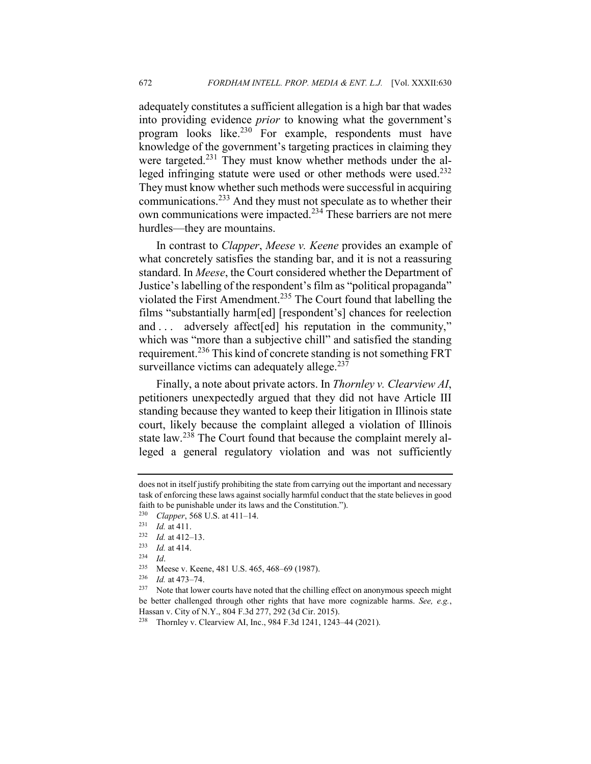adequately constitutes a sufficient allegation is a high bar that wades into providing evidence *prior* to knowing what the government's program looks like.[230] For example, respondents must have knowledge of the government's targeting practices in claiming they were targeted.[231] They must know whether methods under the alleged infringing statute were used or other methods were used.[232] They must know whether such methods were successful in acquiring communications.[233] And they must not speculate as to whether their own communications were impacted.[234] These barriers are not mere hurdles—they are mountains.

In contrast to *Clapper*, *Meese v. Keene* provides an example of what concretely satisfies the standing bar, and it is not a reassuring standard. In *Meese*, the Court considered whether the Department of Justice's labelling of the respondent's film as "political propaganda" violated the First Amendment.[235] The Court found that labelling the films "substantially harm[ed] [respondent's] chances for reelection and . . . adversely affect[ed] his reputation in the community," which was "more than a subjective chill" and satisfied the standing requirement.[236] This kind of concrete standing is not something FRT surveillance victims can adequately allege.[237]

Finally, a note about private actors. In *Thornley v. Clearview AI*, petitioners unexpectedly argued that they did not have Article III standing because they wanted to keep their litigation in Illinois state court, likely because the complaint alleged a violation of Illinois state law.[238] The Court found that because the complaint merely alleged a general regulatory violation and was not sufficiently

---

does not in itself justify prohibiting the state from carrying out the important and necessary task of enforcing these laws against socially harmful conduct that the state believes in good faith to be punishable under its laws and the Constitution.").

[230] *Clapper*, 568 U.S. at 411–14.

[231] *Id.* at 411.

[232] *Id.* at 412–13.

[233] *Id.* at 414.

[234] *Id*.

[235] Meese v. Keene, 481 U.S. 465, 468–69 (1987).

[236] *Id.* at 473–74.

[237] Note that lower courts have noted that the chilling effect on anonymous speech might be better challenged through other rights that have more cognizable harms. *See, e.g.*, Hassan v. City of N.Y., 804 F.3d 277, 292 (3d Cir. 2015).

[238] Thornley v. Clearview AI, Inc., 984 F.3d 1241, 1243–44 (2021).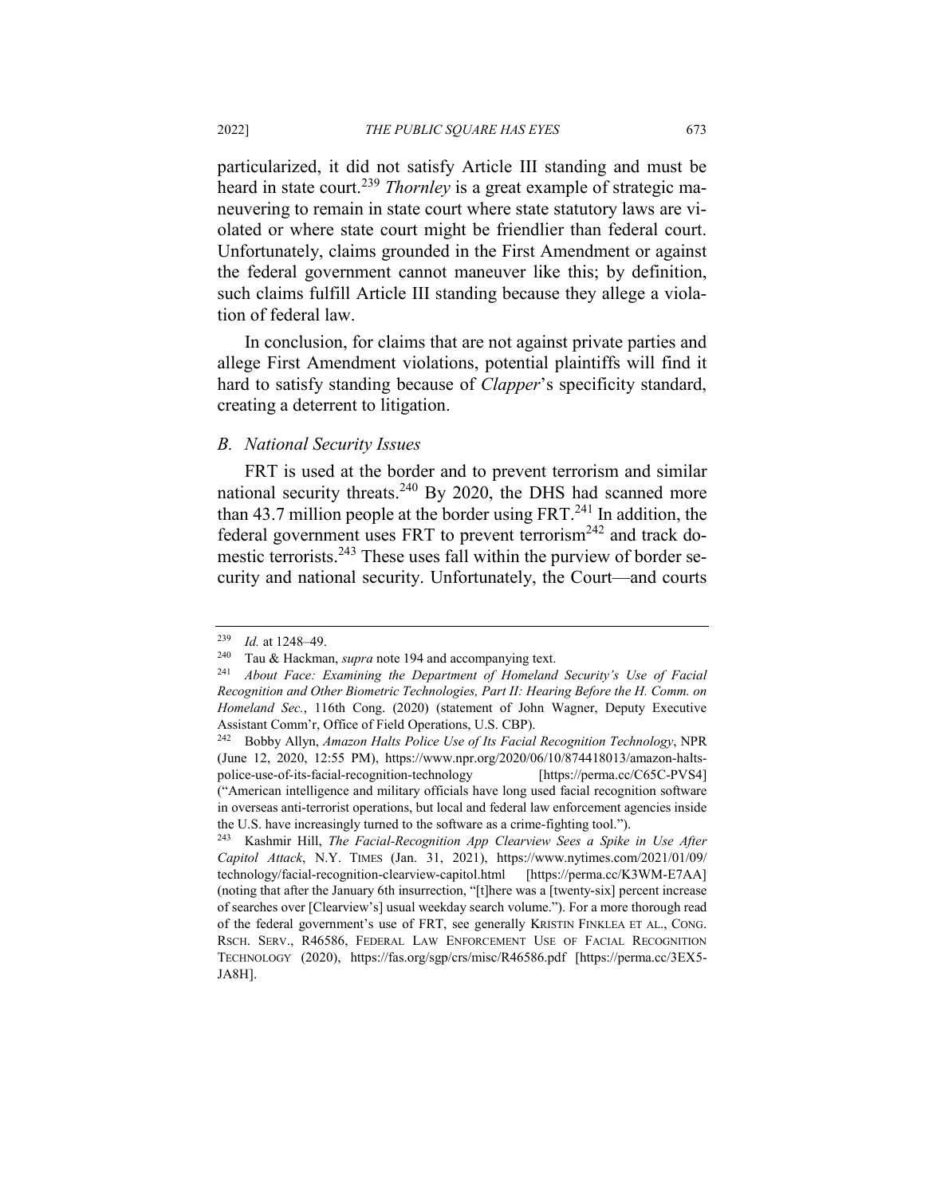particularized, it did not satisfy Article III standing and must be heard in state court.[239] *Thornley* is a great example of strategic maneuvering to remain in state court where state statutory laws are violated or where state court might be friendlier than federal court. Unfortunately, claims grounded in the First Amendment or against the federal government cannot maneuver like this; by definition, such claims fulfill Article III standing because they allege a violation of federal law.

In conclusion, for claims that are not against private parties and allege First Amendment violations, potential plaintiffs will find it hard to satisfy standing because of *Clapper*'s specificity standard, creating a deterrent to litigation.

### *B. National Security Issues*

FRT is used at the border and to prevent terrorism and similar national security threats.[240] By 2020, the DHS had scanned more than 43.7 million people at the border using FRT.[241] In addition, the federal government uses FRT to prevent terrorism[242] and track domestic terrorists.[243] These uses fall within the purview of border security and national security. Unfortunately, the Court—and courts

---

[239] *Id.* at 1248–49.

[240] Tau & Hackman, *supra* note 194 and accompanying text.

[241] *About Face: Examining the Department of Homeland Security's Use of Facial Recognition and Other Biometric Technologies, Part II: Hearing Before the H. Comm. on Homeland Sec.*, 116th Cong. (2020) (statement of John Wagner, Deputy Executive Assistant Comm'r, Office of Field Operations, U.S. CBP).

[242] Bobby Allyn, *Amazon Halts Police Use of Its Facial Recognition Technology*, NPR (June 12, 2020, 12:55 PM), https://www.npr.org/2020/06/10/874418013/amazon-halts-police-use-of-its-facial-recognition-technology [https://perma.cc/C65C-PVS4] ("American intelligence and military officials have long used facial recognition software in overseas anti-terrorist operations, but local and federal law enforcement agencies inside the U.S. have increasingly turned to the software as a crime-fighting tool.").

[243] Kashmir Hill, *The Facial-Recognition App Clearview Sees a Spike in Use After Capitol Attack*, N.Y. TIMES (Jan. 31, 2021), https://www.nytimes.com/2021/01/09/technology/facial-recognition-clearview-capitol.html [https://perma.cc/K3WM-E7AA] (noting that after the January 6th insurrection, "[t]here was a [twenty-six] percent increase of searches over [Clearview's] usual weekday search volume."). For a more thorough read of the federal government's use of FRT, see generally KRISTIN FINKLEA ET AL., CONG. RSCH. SERV., R46586, FEDERAL LAW ENFORCEMENT USE OF FACIAL RECOGNITION TECHNOLOGY (2020), https://fas.org/sgp/crs/misc/R46586.pdf [https://perma.cc/3EX5-JA8H].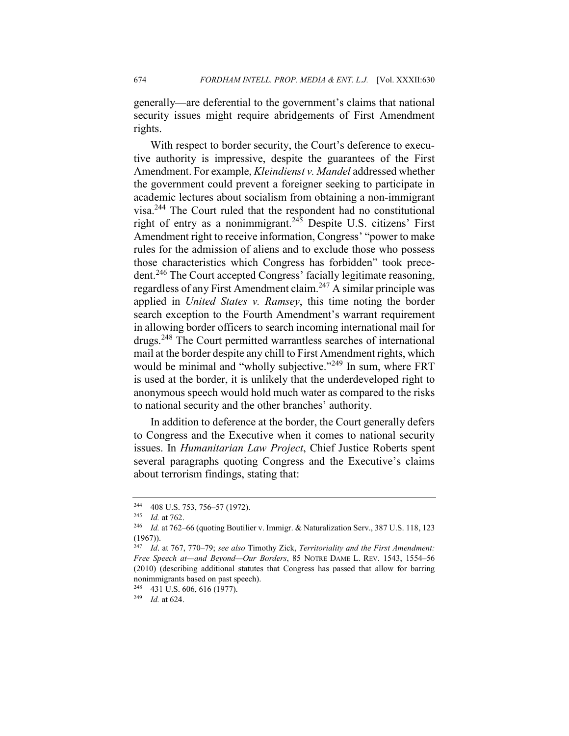generally—are deferential to the government's claims that national security issues might require abridgements of First Amendment rights.

With respect to border security, the Court's deference to executive authority is impressive, despite the guarantees of the First Amendment. For example, *Kleindienst v. Mandel* addressed whether the government could prevent a foreigner seeking to participate in academic lectures about socialism from obtaining a non-immigrant visa.[244] The Court ruled that the respondent had no constitutional right of entry as a nonimmigrant.[245] Despite U.S. citizens' First Amendment right to receive information, Congress' "power to make rules for the admission of aliens and to exclude those who possess those characteristics which Congress has forbidden" took precedent.[246] The Court accepted Congress' facially legitimate reasoning, regardless of any First Amendment claim.[247] A similar principle was applied in *United States v. Ramsey*, this time noting the border search exception to the Fourth Amendment's warrant requirement in allowing border officers to search incoming international mail for drugs.[248] The Court permitted warrantless searches of international mail at the border despite any chill to First Amendment rights, which would be minimal and "wholly subjective."[249] In sum, where FRT is used at the border, it is unlikely that the underdeveloped right to anonymous speech would hold much water as compared to the risks to national security and the other branches' authority.

In addition to deference at the border, the Court generally defers to Congress and the Executive when it comes to national security issues. In *Humanitarian Law Project*, Chief Justice Roberts spent several paragraphs quoting Congress and the Executive's claims about terrorism findings, stating that:

---

[244] 408 U.S. 753, 756–57 (1972).

[245] *Id.* at 762.

[246] *Id.* at 762–66 (quoting Boutilier v. Immigr. & Naturalization Serv., 387 U.S. 118, 123 (1967)).

[247] *Id*. at 767, 770–79; *see also* Timothy Zick, *Territoriality and the First Amendment: Free Speech at—and Beyond—Our Borders*, 85 NOTRE DAME L. REV. 1543, 1554–56 (2010) (describing additional statutes that Congress has passed that allow for barring nonimmigrants based on past speech).

[248] 431 U.S. 606, 616 (1977).

[249] *Id.* at 624.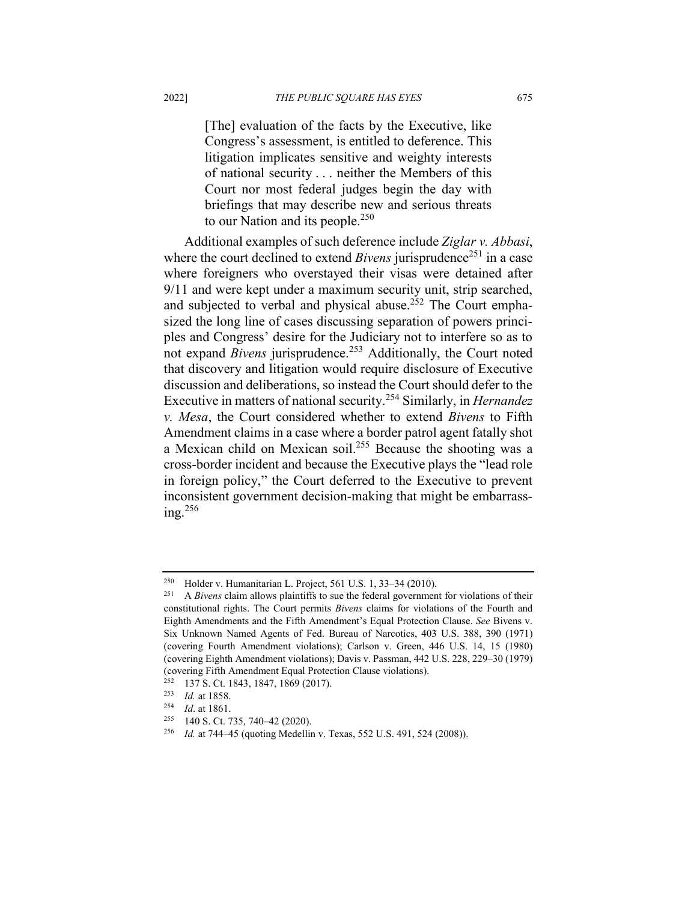> [The] evaluation of the facts by the Executive, like Congress's assessment, is entitled to deference. This litigation implicates sensitive and weighty interests of national security . . . neither the Members of this Court nor most federal judges begin the day with briefings that may describe new and serious threats to our Nation and its people.[250]

Additional examples of such deference include *Ziglar v. Abbasi*, where the court declined to extend *Bivens* jurisprudence[251] in a case where foreigners who overstayed their visas were detained after 9/11 and were kept under a maximum security unit, strip searched, and subjected to verbal and physical abuse.[252] The Court emphasized the long line of cases discussing separation of powers principles and Congress' desire for the Judiciary not to interfere so as to not expand *Bivens* jurisprudence.[253] Additionally, the Court noted that discovery and litigation would require disclosure of Executive discussion and deliberations, so instead the Court should defer to the Executive in matters of national security.[254] Similarly, in *Hernandez v. Mesa*, the Court considered whether to extend *Bivens* to Fifth Amendment claims in a case where a border patrol agent fatally shot a Mexican child on Mexican soil.[255] Because the shooting was a cross-border incident and because the Executive plays the "lead role in foreign policy," the Court deferred to the Executive to prevent inconsistent government decision-making that might be embarrassing.[256]

---

[250] Holder v. Humanitarian L. Project, 561 U.S. 1, 33–34 (2010).

[251] A *Bivens* claim allows plaintiffs to sue the federal government for violations of their constitutional rights. The Court permits *Bivens* claims for violations of the Fourth and Eighth Amendments and the Fifth Amendment's Equal Protection Clause. *See* Bivens v. Six Unknown Named Agents of Fed. Bureau of Narcotics, 403 U.S. 388, 390 (1971) (covering Fourth Amendment violations); Carlson v. Green, 446 U.S. 14, 15 (1980) (covering Eighth Amendment violations); Davis v. Passman, 442 U.S. 228, 229–30 (1979) (covering Fifth Amendment Equal Protection Clause violations).

[252] 137 S. Ct. 1843, 1847, 1869 (2017).

[253] *Id.* at 1858.

[254] *Id*. at 1861.

[255] 140 S. Ct. 735, 740–42 (2020).

[256] *Id.* at 744–45 (quoting Medellin v. Texas, 552 U.S. 491, 524 (2008)).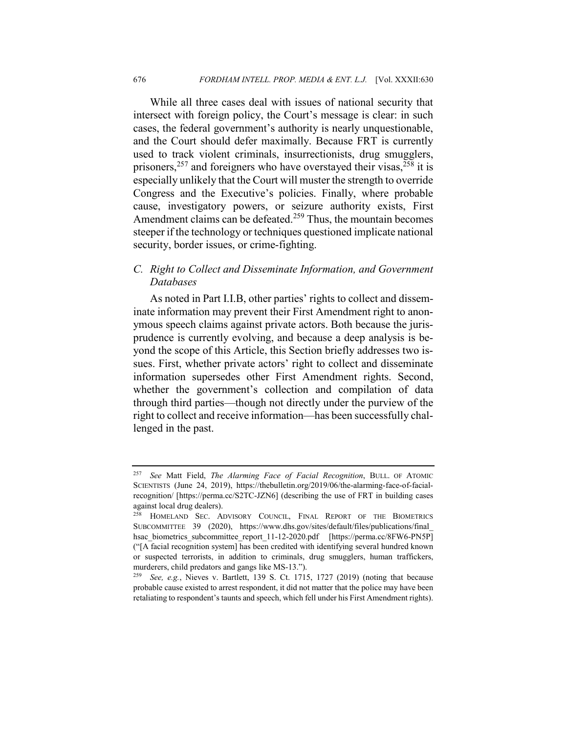While all three cases deal with issues of national security that intersect with foreign policy, the Court's message is clear: in such cases, the federal government's authority is nearly unquestionable, and the Court should defer maximally. Because FRT is currently used to track violent criminals, insurrectionists, drug smugglers, prisoners,[257] and foreigners who have overstayed their visas,[258] it is especially unlikely that the Court will muster the strength to override Congress and the Executive's policies. Finally, where probable cause, investigatory powers, or seizure authority exists, First Amendment claims can be defeated.[259] Thus, the mountain becomes steeper if the technology or techniques questioned implicate national security, border issues, or crime-fighting.

### *C. Right to Collect and Disseminate Information, and Government Databases*

As noted in Part I.I.B, other parties' rights to collect and disseminate information may prevent their First Amendment right to anonymous speech claims against private actors. Both because the jurisprudence is currently evolving, and because a deep analysis is beyond the scope of this Article, this Section briefly addresses two issues. First, whether private actors' right to collect and disseminate information supersedes other First Amendment rights. Second, whether the government's collection and compilation of data through third parties—though not directly under the purview of the right to collect and receive information—has been successfully challenged in the past.

---

[257] *See* Matt Field, *The Alarming Face of Facial Recognition*, BULL. OF ATOMIC SCIENTISTS (June 24, 2019), https://thebulletin.org/2019/06/the-alarming-face-of-facial-recognition/ [https://perma.cc/S2TC-JZN6] (describing the use of FRT in building cases against local drug dealers).

[258] HOMELAND SEC. ADVISORY COUNCIL, FINAL REPORT OF THE BIOMETRICS SUBCOMMITTEE 39 (2020), https://www.dhs.gov/sites/default/files/publications/final_hsac_biometrics_subcommittee_report_11-12-2020.pdf [https://perma.cc/8FW6-PN5P] ("[A facial recognition system] has been credited with identifying several hundred known or suspected terrorists, in addition to criminals, drug smugglers, human traffickers, murderers, child predators and gangs like MS-13.").

[259] *See, e.g.*, Nieves v. Bartlett, 139 S. Ct. 1715, 1727 (2019) (noting that because probable cause existed to arrest respondent, it did not matter that the police may have been retaliating to respondent's taunts and speech, which fell under his First Amendment rights).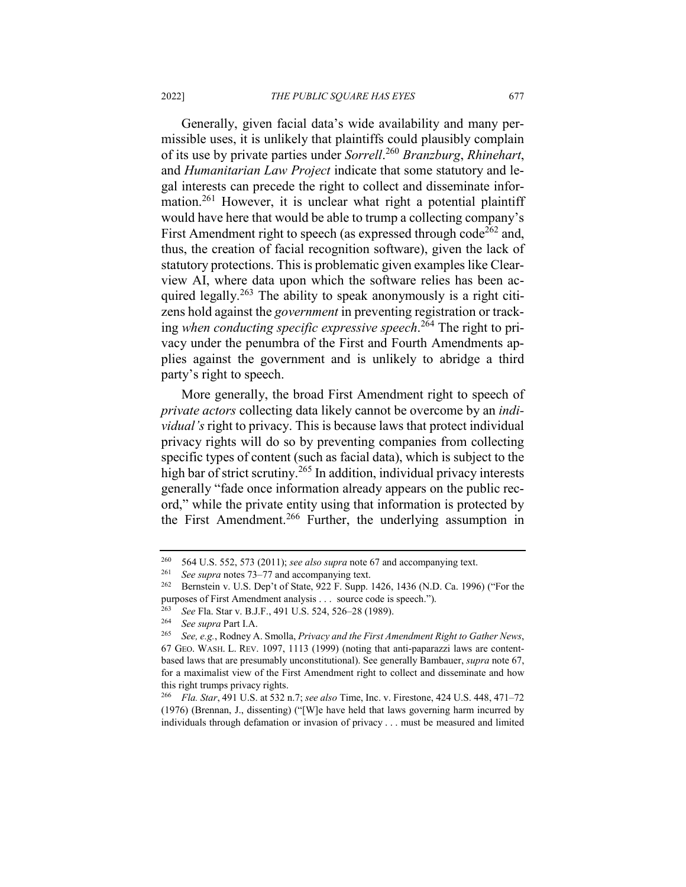Generally, given facial data's wide availability and many permissible uses, it is unlikely that plaintiffs could plausibly complain of its use by private parties under *Sorrell*.[260] *Branzburg*, *Rhinehart*, and *Humanitarian Law Project* indicate that some statutory and legal interests can precede the right to collect and disseminate information.[261] However, it is unclear what right a potential plaintiff would have here that would be able to trump a collecting company's First Amendment right to speech (as expressed through code[262] and, thus, the creation of facial recognition software), given the lack of statutory protections. This is problematic given examples like Clearview AI, where data upon which the software relies has been acquired legally.[263] The ability to speak anonymously is a right citizens hold against the *government* in preventing registration or tracking *when conducting specific expressive speech*.[264] The right to privacy under the penumbra of the First and Fourth Amendments applies against the government and is unlikely to abridge a third party's right to speech.

More generally, the broad First Amendment right to speech of *private actors* collecting data likely cannot be overcome by an *individual's* right to privacy. This is because laws that protect individual privacy rights will do so by preventing companies from collecting specific types of content (such as facial data), which is subject to the high bar of strict scrutiny.[265] In addition, individual privacy interests generally "fade once information already appears on the public record," while the private entity using that information is protected by the First Amendment.[266] Further, the underlying assumption in

---

[260] 564 U.S. 552, 573 (2011); *see also supra* note 67 and accompanying text.

[261] *See supra* notes 73–77 and accompanying text.

[262] Bernstein v. U.S. Dep't of State, 922 F. Supp. 1426, 1436 (N.D. Ca. 1996) ("For the purposes of First Amendment analysis . . . source code is speech.").

[263] *See* Fla. Star v. B.J.F., 491 U.S. 524, 526–28 (1989).

[264] *See supra* Part I.A.

[265] *See, e.g.*, Rodney A. Smolla, *Privacy and the First Amendment Right to Gather News*, 67 GEO. WASH. L. REV. 1097, 1113 (1999) (noting that anti-paparazzi laws are content-based laws that are presumably unconstitutional). See generally Bambauer, *supra* note 67, for a maximalist view of the First Amendment right to collect and disseminate and how this right trumps privacy rights.

[266] *Fla. Star*, 491 U.S. at 532 n.7; *see also* Time, Inc. v. Firestone, 424 U.S. 448, 471–72 (1976) (Brennan, J., dissenting) ("[W]e have held that laws governing harm incurred by individuals through defamation or invasion of privacy . . . must be measured and limited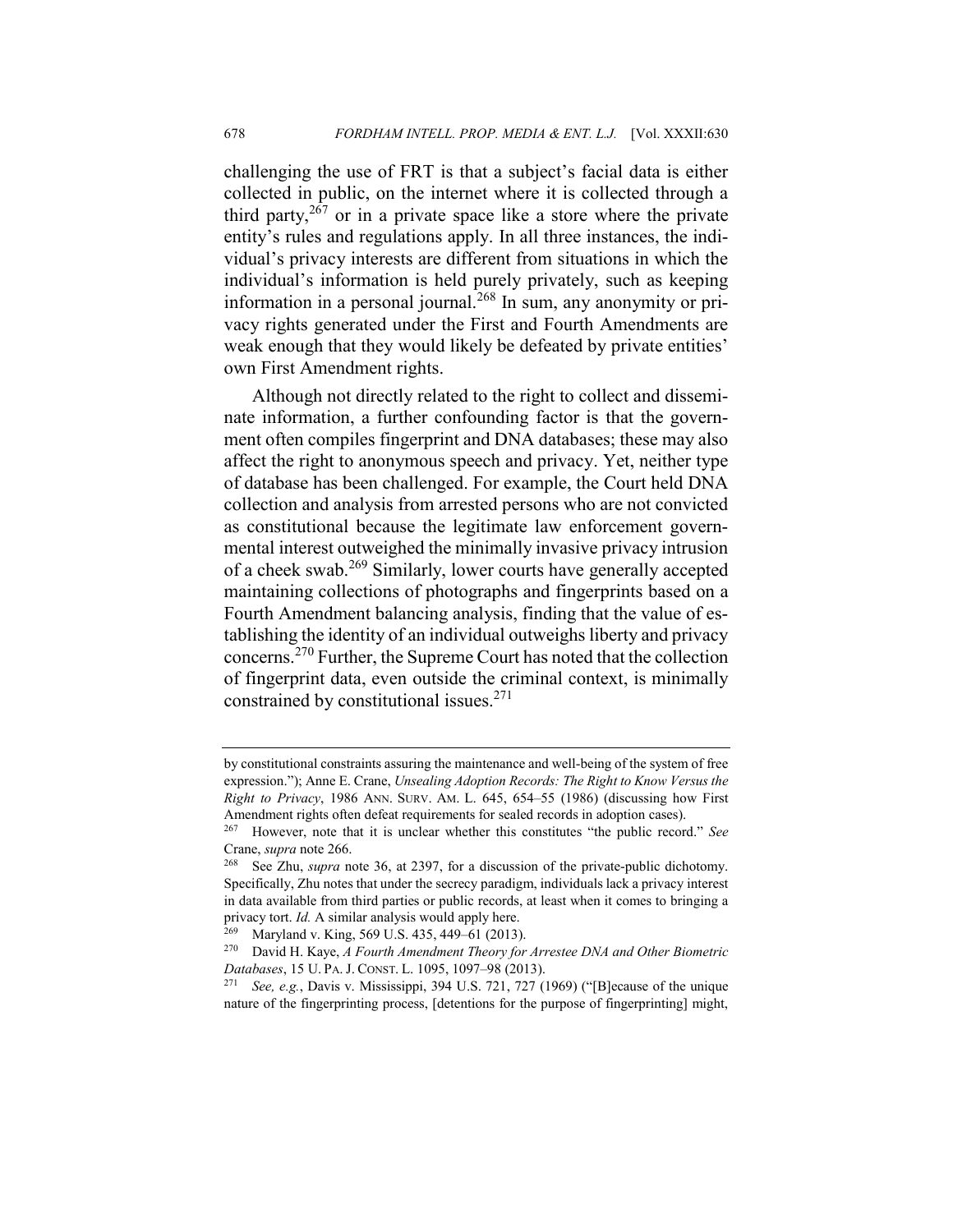challenging the use of FRT is that a subject's facial data is either collected in public, on the internet where it is collected through a third party,[267] or in a private space like a store where the private entity's rules and regulations apply. In all three instances, the individual's privacy interests are different from situations in which the individual's information is held purely privately, such as keeping information in a personal journal.[268] In sum, any anonymity or privacy rights generated under the First and Fourth Amendments are weak enough that they would likely be defeated by private entities' own First Amendment rights.

Although not directly related to the right to collect and disseminate information, a further confounding factor is that the government often compiles fingerprint and DNA databases; these may also affect the right to anonymous speech and privacy. Yet, neither type of database has been challenged. For example, the Court held DNA collection and analysis from arrested persons who are not convicted as constitutional because the legitimate law enforcement governmental interest outweighed the minimally invasive privacy intrusion of a cheek swab.[269] Similarly, lower courts have generally accepted maintaining collections of photographs and fingerprints based on a Fourth Amendment balancing analysis, finding that the value of establishing the identity of an individual outweighs liberty and privacy concerns.[270] Further, the Supreme Court has noted that the collection of fingerprint data, even outside the criminal context, is minimally constrained by constitutional issues.[271]

---

by constitutional constraints assuring the maintenance and well-being of the system of free expression."); Anne E. Crane, *Unsealing Adoption Records: The Right to Know Versus the Right to Privacy*, 1986 ANN. SURV. AM. L. 645, 654–55 (1986) (discussing how First Amendment rights often defeat requirements for sealed records in adoption cases).

[267] However, note that it is unclear whether this constitutes "the public record." *See* Crane, *supra* note 266.

[268] See Zhu, *supra* note 36, at 2397, for a discussion of the private-public dichotomy. Specifically, Zhu notes that under the secrecy paradigm, individuals lack a privacy interest in data available from third parties or public records, at least when it comes to bringing a privacy tort. *Id.* A similar analysis would apply here.

[269] Maryland v. King, 569 U.S. 435, 449–61 (2013).

[270] David H. Kaye, *A Fourth Amendment Theory for Arrestee DNA and Other Biometric Databases*, 15 U. PA. J. CONST. L. 1095, 1097–98 (2013).

[271] *See, e.g.*, Davis v. Mississippi, 394 U.S. 721, 727 (1969) ("[B]ecause of the unique nature of the fingerprinting process, [detentions for the purpose of fingerprinting] might,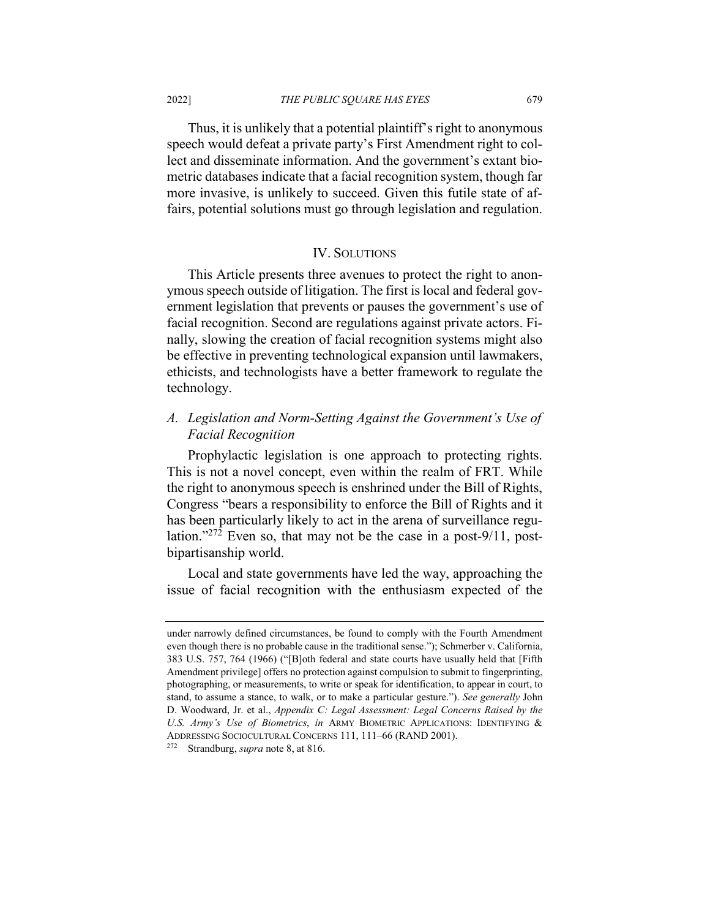Thus, it is unlikely that a potential plaintiff's right to anonymous speech would defeat a private party's First Amendment right to collect and disseminate information. And the government's extant biometric databases indicate that a facial recognition system, though far more invasive, is unlikely to succeed. Given this futile state of affairs, potential solutions must go through legislation and regulation.

## IV. Solutions

This Article presents three avenues to protect the right to anonymous speech outside of litigation. The first is local and federal government legislation that prevents or pauses the government's use of facial recognition. Second are regulations against private actors. Finally, slowing the creation of facial recognition systems might also be effective in preventing technological expansion until lawmakers, ethicists, and technologists have a better framework to regulate the technology.

### *A. Legislation and Norm-Setting Against the Government's Use of Facial Recognition*

Prophylactic legislation is one approach to protecting rights. This is not a novel concept, even within the realm of FRT. While the right to anonymous speech is enshrined under the Bill of Rights, Congress "bears a responsibility to enforce the Bill of Rights and it has been particularly likely to act in the arena of surveillance regulation."[272] Even so, that may not be the case in a post-9/11, post-bipartisanship world.

Local and state governments have led the way, approaching the issue of facial recognition with the enthusiasm expected of the

---

under narrowly defined circumstances, be found to comply with the Fourth Amendment even though there is no probable cause in the traditional sense."); Schmerber v. California, 383 U.S. 757, 764 (1966) ("[B]oth federal and state courts have usually held that [Fifth Amendment privilege] offers no protection against compulsion to submit to fingerprinting, photographing, or measurements, to write or speak for identification, to appear in court, to stand, to assume a stance, to walk, or to make a particular gesture."). *See generally* John D. Woodward, Jr. et al., *Appendix C: Legal Assessment: Legal Concerns Raised by the U.S. Army's Use of Biometrics*, *in* ARMY BIOMETRIC APPLICATIONS: IDENTIFYING & ADDRESSING SOCIOCULTURAL CONCERNS 111, 111–66 (RAND 2001).

[272] Strandburg, *supra* note 8, at 816.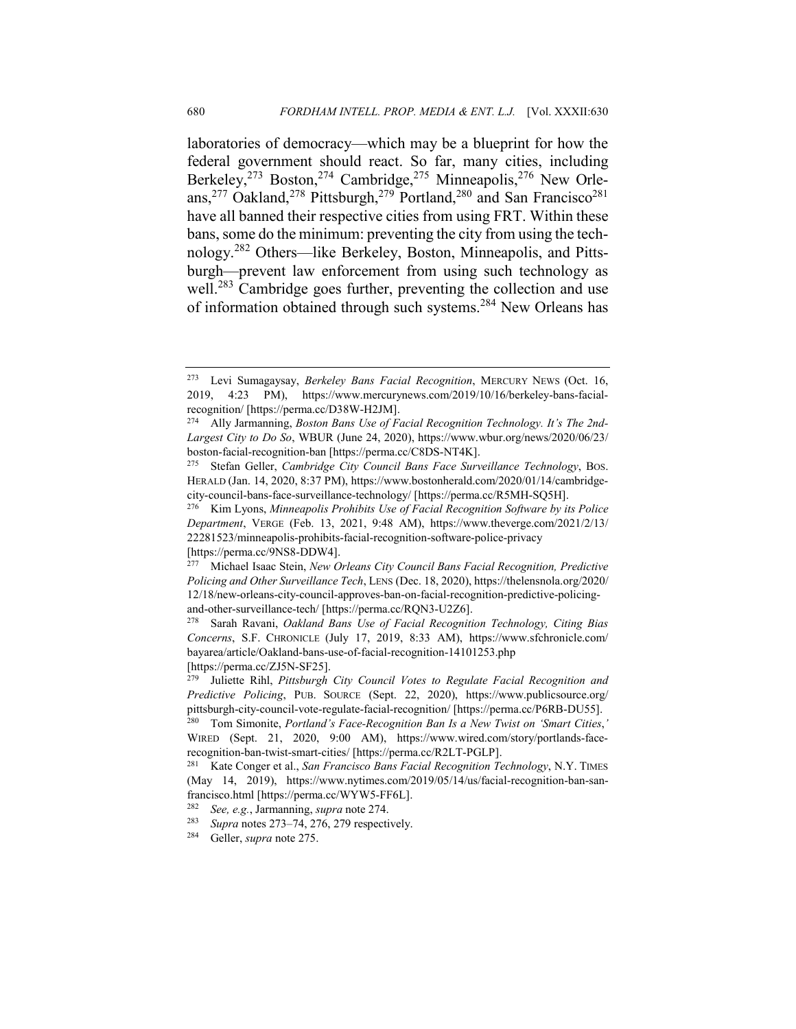laboratories of democracy—which may be a blueprint for how the federal government should react. So far, many cities, including Berkeley,[273] Boston,[274] Cambridge,[275] Minneapolis,[276] New Orleans,[277] Oakland,[278] Pittsburgh,[279] Portland,[280] and San Francisco[281] have all banned their respective cities from using FRT. Within these bans, some do the minimum: preventing the city from using the technology.[282] Others—like Berkeley, Boston, Minneapolis, and Pittsburgh—prevent law enforcement from using such technology as well.[283] Cambridge goes further, preventing the collection and use of information obtained through such systems.[284] New Orleans has

---

[273] Levi Sumagaysay, *Berkeley Bans Facial Recognition*, MERCURY NEWS (Oct. 16, 2019, 4:23 PM), https://www.mercurynews.com/2019/10/16/berkeley-bans-facial-recognition/ [https://perma.cc/D38W-H2JM].

[274] Ally Jarmanning, *Boston Bans Use of Facial Recognition Technology. It's The 2nd-Largest City to Do So*, WBUR (June 24, 2020), https://www.wbur.org/news/2020/06/23/boston-facial-recognition-ban [https://perma.cc/C8DS-NT4K].

[275] Stefan Geller, *Cambridge City Council Bans Face Surveillance Technology*, BOS. HERALD (Jan. 14, 2020, 8:37 PM), https://www.bostonherald.com/2020/01/14/cambridge-city-council-bans-face-surveillance-technology/ [https://perma.cc/R5MH-SQ5H].

[276] Kim Lyons, *Minneapolis Prohibits Use of Facial Recognition Software by its Police Department*, VERGE (Feb. 13, 2021, 9:48 AM), https://www.theverge.com/2021/2/13/22281523/minneapolis-prohibits-facial-recognition-software-police-privacy [https://perma.cc/9NS8-DDW4].

[277] Michael Isaac Stein, *New Orleans City Council Bans Facial Recognition, Predictive Policing and Other Surveillance Tech*, LENS (Dec. 18, 2020), https://thelensnola.org/2020/12/18/new-orleans-city-council-approves-ban-on-facial-recognition-predictive-policing-and-other-surveillance-tech/ [https://perma.cc/RQN3-U2Z6].

[278] Sarah Ravani, *Oakland Bans Use of Facial Recognition Technology, Citing Bias Concerns*, S.F. CHRONICLE (July 17, 2019, 8:33 AM), https://www.sfchronicle.com/bayarea/article/Oakland-bans-use-of-facial-recognition-14101253.php [https://perma.cc/ZJ5N-SF25].

[279] Juliette Rihl, *Pittsburgh City Council Votes to Regulate Facial Recognition and Predictive Policing*, PUB. SOURCE (Sept. 22, 2020), https://www.publicsource.org/pittsburgh-city-council-vote-regulate-facial-recognition/ [https://perma.cc/P6RB-DU55].

[280] Tom Simonite, *Portland's Face-Recognition Ban Is a New Twist on 'Smart Cities*,*'* WIRED (Sept. 21, 2020, 9:00 AM), https://www.wired.com/story/portlands-face-recognition-ban-twist-smart-cities/ [https://perma.cc/R2LT-PGLP].

[281] Kate Conger et al., *San Francisco Bans Facial Recognition Technology*, N.Y. TIMES (May 14, 2019), https://www.nytimes.com/2019/05/14/us/facial-recognition-ban-san-francisco.html [https://perma.cc/WYW5-FF6L].

[282] *See, e.g.*, Jarmanning, *supra* note 274.

[283] *Supra* notes 273–74, 276, 279 respectively.

[284] Geller, *supra* note 275.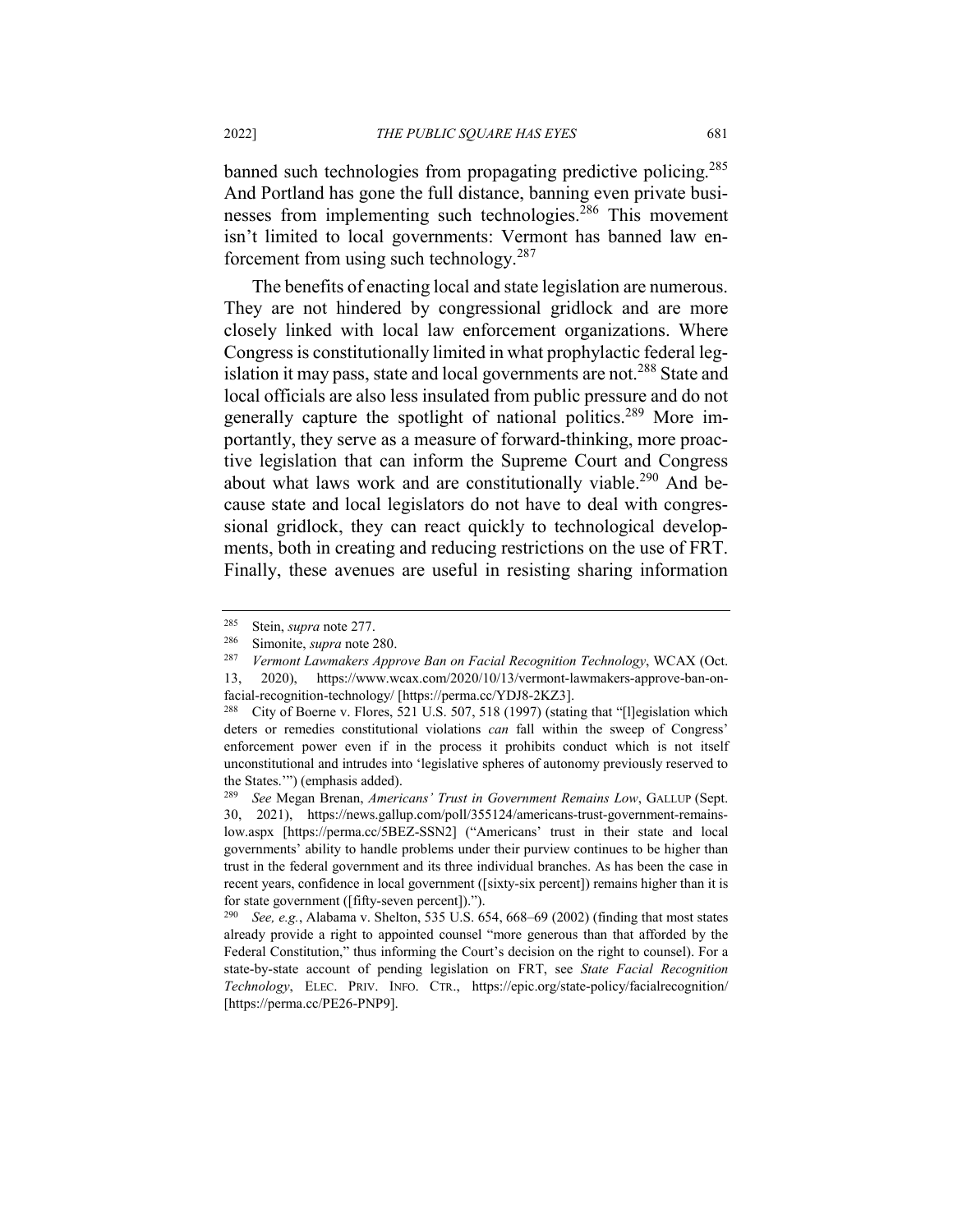banned such technologies from propagating predictive policing.[285] And Portland has gone the full distance, banning even private businesses from implementing such technologies.[286] This movement isn't limited to local governments: Vermont has banned law enforcement from using such technology.[287]

The benefits of enacting local and state legislation are numerous. They are not hindered by congressional gridlock and are more closely linked with local law enforcement organizations. Where Congress is constitutionally limited in what prophylactic federal legislation it may pass, state and local governments are not.[288] State and local officials are also less insulated from public pressure and do not generally capture the spotlight of national politics.[289] More importantly, they serve as a measure of forward-thinking, more proactive legislation that can inform the Supreme Court and Congress about what laws work and are constitutionally viable.[290] And because state and local legislators do not have to deal with congressional gridlock, they can react quickly to technological developments, both in creating and reducing restrictions on the use of FRT. Finally, these avenues are useful in resisting sharing information

---

[285] Stein, *supra* note 277.

[286] Simonite, *supra* note 280.

[287] *Vermont Lawmakers Approve Ban on Facial Recognition Technology*, WCAX (Oct. 13, 2020), https://www.wcax.com/2020/10/13/vermont-lawmakers-approve-ban-on-facial-recognition-technology/ [https://perma.cc/YDJ8-2KZ3].

[288] City of Boerne v. Flores, 521 U.S. 507, 518 (1997) (stating that "[l]egislation which deters or remedies constitutional violations *can* fall within the sweep of Congress' enforcement power even if in the process it prohibits conduct which is not itself unconstitutional and intrudes into 'legislative spheres of autonomy previously reserved to the States.'") (emphasis added).

[289] *See* Megan Brenan, *Americans' Trust in Government Remains Low*, GALLUP (Sept. 30, 2021), https://news.gallup.com/poll/355124/americans-trust-government-remains-low.aspx [https://perma.cc/5BEZ-SSN2] ("Americans' trust in their state and local governments' ability to handle problems under their purview continues to be higher than trust in the federal government and its three individual branches. As has been the case in recent years, confidence in local government ([sixty-six percent]) remains higher than it is for state government ([fifty-seven percent]).").

[290] *See, e.g.*, Alabama v. Shelton, 535 U.S. 654, 668–69 (2002) (finding that most states already provide a right to appointed counsel "more generous than that afforded by the Federal Constitution," thus informing the Court's decision on the right to counsel). For a state-by-state account of pending legislation on FRT, see *State Facial Recognition Technology*, ELEC. PRIV. INFO. CTR., https://epic.org/state-policy/facialrecognition/ [https://perma.cc/PE26-PNP9].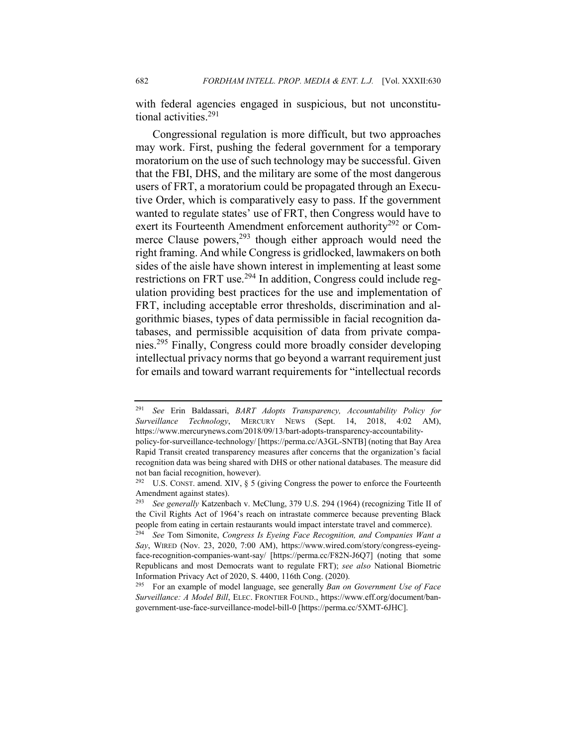with federal agencies engaged in suspicious, but not unconstitutional activities.[291]

Congressional regulation is more difficult, but two approaches may work. First, pushing the federal government for a temporary moratorium on the use of such technology may be successful. Given that the FBI, DHS, and the military are some of the most dangerous users of FRT, a moratorium could be propagated through an Executive Order, which is comparatively easy to pass. If the government wanted to regulate states' use of FRT, then Congress would have to exert its Fourteenth Amendment enforcement authority[292] or Commerce Clause powers,[293] though either approach would need the right framing. And while Congress is gridlocked, lawmakers on both sides of the aisle have shown interest in implementing at least some restrictions on FRT use.[294] In addition, Congress could include regulation providing best practices for the use and implementation of FRT, including acceptable error thresholds, discrimination and algorithmic biases, types of data permissible in facial recognition databases, and permissible acquisition of data from private companies.[295] Finally, Congress could more broadly consider developing intellectual privacy norms that go beyond a warrant requirement just for emails and toward warrant requirements for "intellectual records

---

[291] *See* Erin Baldassari, *BART Adopts Transparency, Accountability Policy for Surveillance Technology*, MERCURY NEWS (Sept. 14, 2018, 4:02 AM), https://www.mercurynews.com/2018/09/13/bart-adopts-transparency-accountability-policy-for-surveillance-technology/ [https://perma.cc/A3GL-SNTB] (noting that Bay Area Rapid Transit created transparency measures after concerns that the organization's facial recognition data was being shared with DHS or other national databases. The measure did not ban facial recognition, however).

[292] U.S. CONST. amend. XIV, § 5 (giving Congress the power to enforce the Fourteenth Amendment against states).

[293] *See generally* Katzenbach v. McClung, 379 U.S. 294 (1964) (recognizing Title II of the Civil Rights Act of 1964's reach on intrastate commerce because preventing Black people from eating in certain restaurants would impact interstate travel and commerce).

[294] *See* Tom Simonite, *Congress Is Eyeing Face Recognition, and Companies Want a Say*, WIRED (Nov. 23, 2020, 7:00 AM), https://www.wired.com/story/congress-eyeing-face-recognition-companies-want-say/ [https://perma.cc/F82N-J6Q7] (noting that some Republicans and most Democrats want to regulate FRT); *see also* National Biometric Information Privacy Act of 2020, S. 4400, 116th Cong. (2020).

[295] For an example of model language, see generally *Ban on Government Use of Face Surveillance: A Model Bill*, ELEC. FRONTIER FOUND., https://www.eff.org/document/ban-government-use-face-surveillance-model-bill-0 [https://perma.cc/5XMT-6JHC].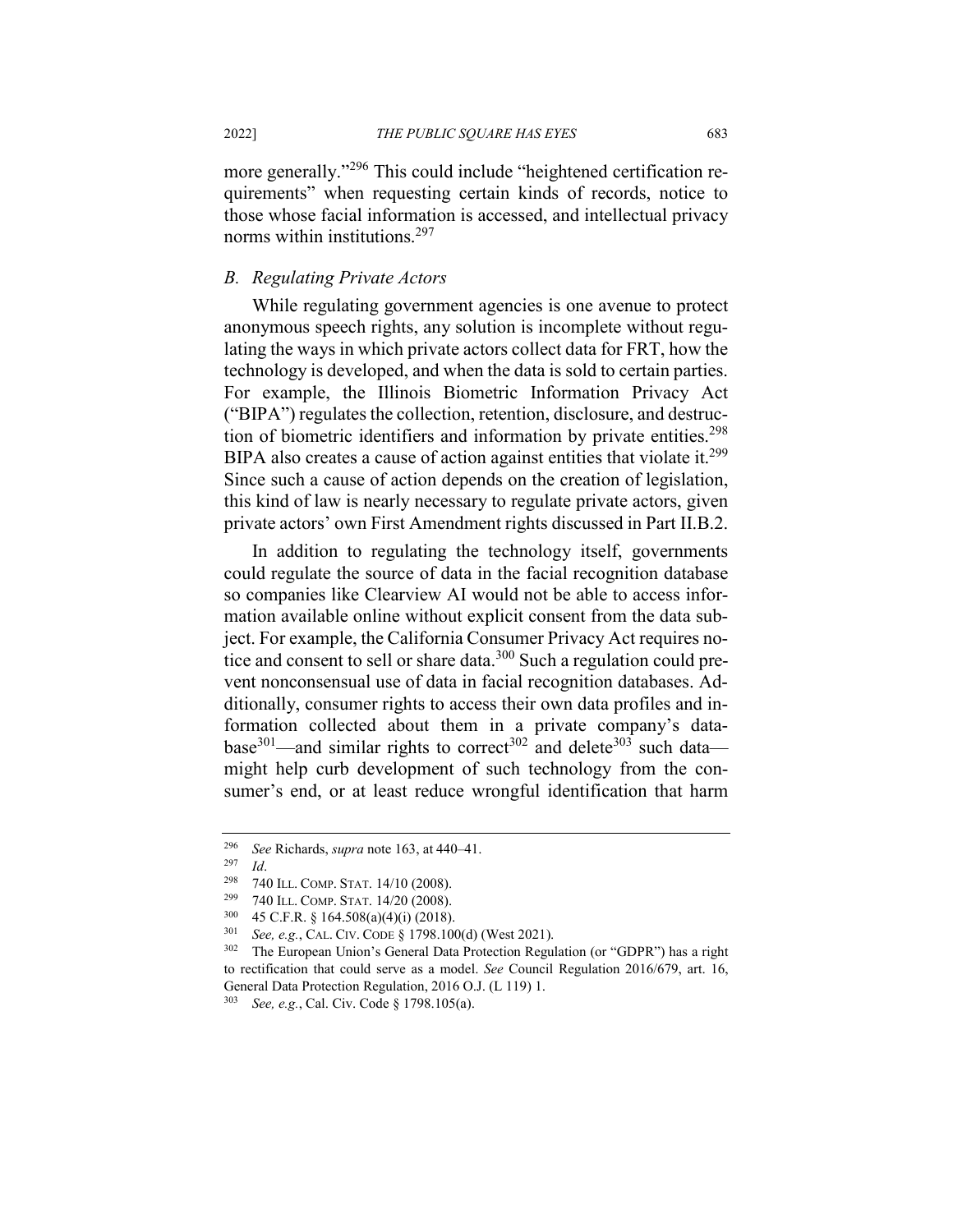more generally."[296] This could include "heightened certification requirements" when requesting certain kinds of records, notice to those whose facial information is accessed, and intellectual privacy norms within institutions.[297]

### *B. Regulating Private Actors*

While regulating government agencies is one avenue to protect anonymous speech rights, any solution is incomplete without regulating the ways in which private actors collect data for FRT, how the technology is developed, and when the data is sold to certain parties. For example, the Illinois Biometric Information Privacy Act ("BIPA") regulates the collection, retention, disclosure, and destruction of biometric identifiers and information by private entities.[298] BIPA also creates a cause of action against entities that violate it.[299] Since such a cause of action depends on the creation of legislation, this kind of law is nearly necessary to regulate private actors, given private actors' own First Amendment rights discussed in Part II.B.2.

In addition to regulating the technology itself, governments could regulate the source of data in the facial recognition database so companies like Clearview AI would not be able to access information available online without explicit consent from the data subject. For example, the California Consumer Privacy Act requires notice and consent to sell or share data.[300] Such a regulation could prevent nonconsensual use of data in facial recognition databases. Additionally, consumer rights to access their own data profiles and information collected about them in a private company's database[301]—and similar rights to correct[302] and delete[303] such data—might help curb development of such technology from the consumer's end, or at least reduce wrongful identification that harm

---

[296] *See* Richards, *supra* note 163, at 440–41.

[297] *Id*.

[298] 740 ILL. COMP. STAT. 14/10 (2008).

[299] 740 ILL. COMP. STAT. 14/20 (2008).

[300] 45 C.F.R. § 164.508(a)(4)(i) (2018).

[301] *See, e.g.*, CAL. CIV. CODE § 1798.100(d) (West 2021).

[302] The European Union's General Data Protection Regulation (or "GDPR") has a right to rectification that could serve as a model. *See* Council Regulation 2016/679, art. 16, General Data Protection Regulation, 2016 O.J. (L 119) 1.

[303] *See, e.g.*, Cal. Civ. Code § 1798.105(a).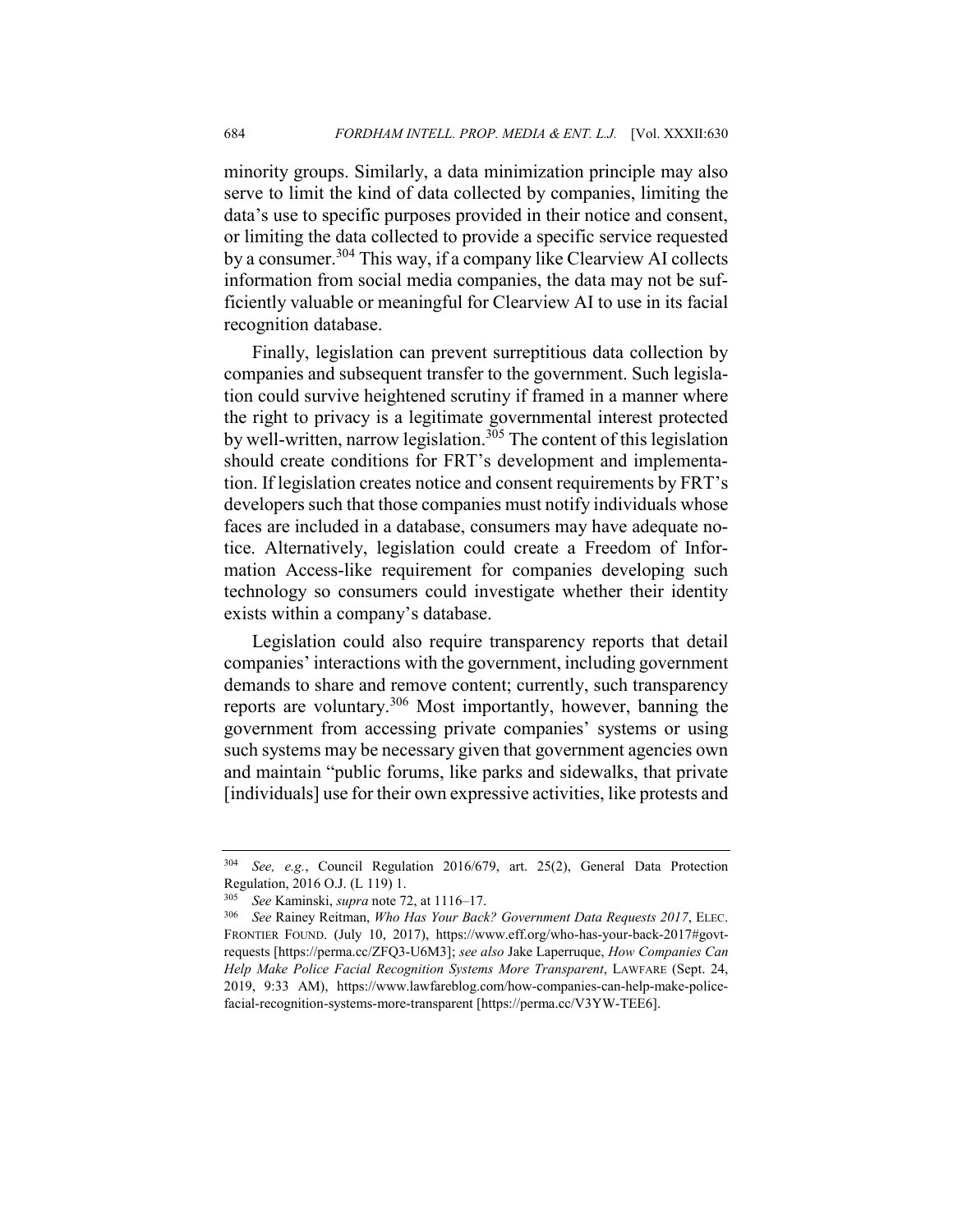minority groups. Similarly, a data minimization principle may also serve to limit the kind of data collected by companies, limiting the data's use to specific purposes provided in their notice and consent, or limiting the data collected to provide a specific service requested by a consumer.[304] This way, if a company like Clearview AI collects information from social media companies, the data may not be sufficiently valuable or meaningful for Clearview AI to use in its facial recognition database.

Finally, legislation can prevent surreptitious data collection by companies and subsequent transfer to the government. Such legislation could survive heightened scrutiny if framed in a manner where the right to privacy is a legitimate governmental interest protected by well-written, narrow legislation.[305] The content of this legislation should create conditions for FRT's development and implementation. If legislation creates notice and consent requirements by FRT's developers such that those companies must notify individuals whose faces are included in a database, consumers may have adequate notice. Alternatively, legislation could create a Freedom of Information Access-like requirement for companies developing such technology so consumers could investigate whether their identity exists within a company's database.

Legislation could also require transparency reports that detail companies' interactions with the government, including government demands to share and remove content; currently, such transparency reports are voluntary.[306] Most importantly, however, banning the government from accessing private companies' systems or using such systems may be necessary given that government agencies own and maintain "public forums, like parks and sidewalks, that private [individuals] use for their own expressive activities, like protests and

---

[304] *See, e.g.*, Council Regulation 2016/679, art. 25(2), General Data Protection Regulation, 2016 O.J. (L 119) 1.

[305] *See* Kaminski, *supra* note 72, at 1116–17.

[306] *See* Rainey Reitman, *Who Has Your Back? Government Data Requests 2017*, ELEC. FRONTIER FOUND. (July 10, 2017), https://www.eff.org/who-has-your-back-2017#govt-requests [https://perma.cc/ZFQ3-U6M3]; *see also* Jake Laperruque, *How Companies Can Help Make Police Facial Recognition Systems More Transparent*, LAWFARE (Sept. 24, 2019, 9:33 AM), https://www.lawfareblog.com/how-companies-can-help-make-police-facial-recognition-systems-more-transparent [https://perma.cc/V3YW-TEE6].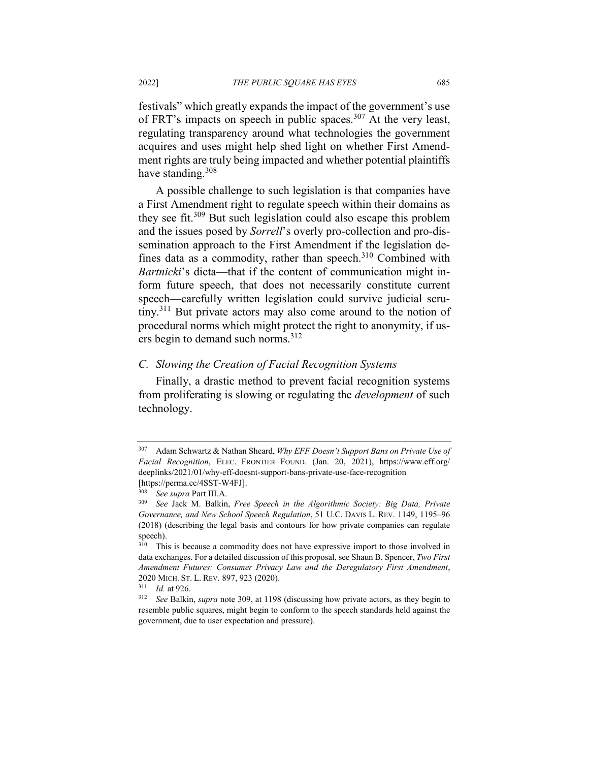festivals" which greatly expands the impact of the government's use of FRT's impacts on speech in public spaces.[307] At the very least, regulating transparency around what technologies the government acquires and uses might help shed light on whether First Amendment rights are truly being impacted and whether potential plaintiffs have standing.[308]

A possible challenge to such legislation is that companies have a First Amendment right to regulate speech within their domains as they see fit.[309] But such legislation could also escape this problem and the issues posed by *Sorrell*'s overly pro-collection and pro-dissemination approach to the First Amendment if the legislation defines data as a commodity, rather than speech.[310] Combined with *Bartnicki*'s dicta—that if the content of communication might inform future speech, that does not necessarily constitute current speech—carefully written legislation could survive judicial scrutiny.[311] But private actors may also come around to the notion of procedural norms which might protect the right to anonymity, if users begin to demand such norms.[312]

### *C. Slowing the Creation of Facial Recognition Systems*

Finally, a drastic method to prevent facial recognition systems from proliferating is slowing or regulating the *development* of such technology.

---

[307] Adam Schwartz & Nathan Sheard, *Why EFF Doesn't Support Bans on Private Use of Facial Recognition*, ELEC. FRONTIER FOUND. (Jan. 20, 2021), https://www.eff.org/deeplinks/2021/01/why-eff-doesnt-support-bans-private-use-face-recognition [https://perma.cc/4SST-W4FJ].

[308] *See supra* Part III.A.

[309] *See* Jack M. Balkin, *Free Speech in the Algorithmic Society: Big Data, Private Governance, and New School Speech Regulation*, 51 U.C. DAVIS L. REV. 1149, 1195–96 (2018) (describing the legal basis and contours for how private companies can regulate speech).

[310] This is because a commodity does not have expressive import to those involved in data exchanges. For a detailed discussion of this proposal, see Shaun B. Spencer, *Two First Amendment Futures: Consumer Privacy Law and the Deregulatory First Amendment*, 2020 MICH. ST. L. REV. 897, 923 (2020).

[311] *Id.* at 926.

[312] *See* Balkin, *supra* note 309, at 1198 (discussing how private actors, as they begin to resemble public squares, might begin to conform to the speech standards held against the government, due to user expectation and pressure).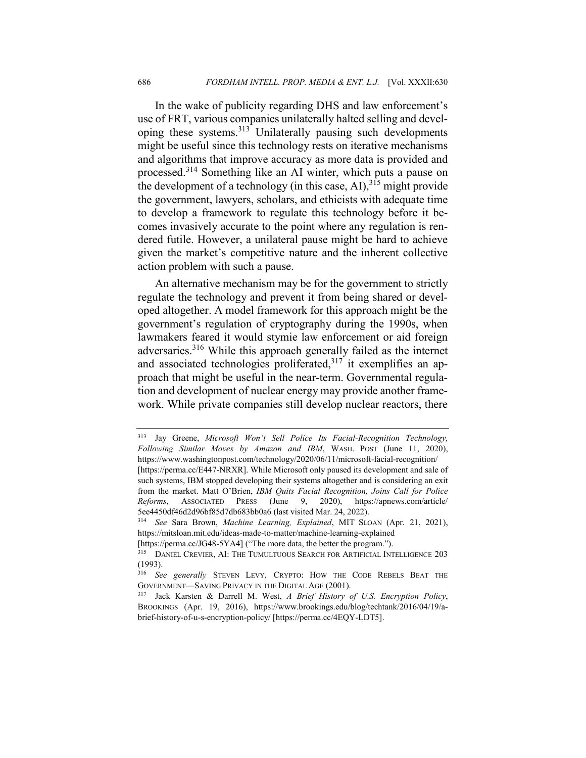In the wake of publicity regarding DHS and law enforcement's use of FRT, various companies unilaterally halted selling and developing these systems.[313] Unilaterally pausing such developments might be useful since this technology rests on iterative mechanisms and algorithms that improve accuracy as more data is provided and processed.[314] Something like an AI winter, which puts a pause on the development of a technology (in this case, AI),[315] might provide the government, lawyers, scholars, and ethicists with adequate time to develop a framework to regulate this technology before it becomes invasively accurate to the point where any regulation is rendered futile. However, a unilateral pause might be hard to achieve given the market's competitive nature and the inherent collective action problem with such a pause.

An alternative mechanism may be for the government to strictly regulate the technology and prevent it from being shared or developed altogether. A model framework for this approach might be the government's regulation of cryptography during the 1990s, when lawmakers feared it would stymie law enforcement or aid foreign adversaries.[316] While this approach generally failed as the internet and associated technologies proliferated,[317] it exemplifies an approach that might be useful in the near-term. Governmental regulation and development of nuclear energy may provide another framework. While private companies still develop nuclear reactors, there

---

[313] Jay Greene, *Microsoft Won't Sell Police Its Facial-Recognition Technology, Following Similar Moves by Amazon and IBM*, WASH. POST (June 11, 2020), https://www.washingtonpost.com/technology/2020/06/11/microsoft-facial-recognition/ [https://perma.cc/E447-NRXR]. While Microsoft only paused its development and sale of such systems, IBM stopped developing their systems altogether and is considering an exit from the market. Matt O'Brien, *IBM Quits Facial Recognition, Joins Call for Police Reforms*, ASSOCIATED PRESS (June 9, 2020), https://apnews.com/article/5ee4450df46d2d96bf85d7db683bb0a6 (last visited Mar. 24, 2022).

[314] *See* Sara Brown, *Machine Learning, Explained*, MIT SLOAN (Apr. 21, 2021), https://mitsloan.mit.edu/ideas-made-to-matter/machine-learning-explained [https://perma.cc/JG48-5YA4] ("The more data, the better the program.").

[315] DANIEL CREVIER, AI: THE TUMULTUOUS SEARCH FOR ARTIFICIAL INTELLIGENCE 203 (1993).

[316] *See generally* STEVEN LEVY, CRYPTO: HOW THE CODE REBELS BEAT THE GOVERNMENT—SAVING PRIVACY IN THE DIGITAL AGE (2001).

[317] Jack Karsten & Darrell M. West, *A Brief History of U.S. Encryption Policy*, BROOKINGS (Apr. 19, 2016), https://www.brookings.edu/blog/techtank/2016/04/19/a-brief-history-of-u-s-encryption-policy/ [https://perma.cc/4EQY-LDT5].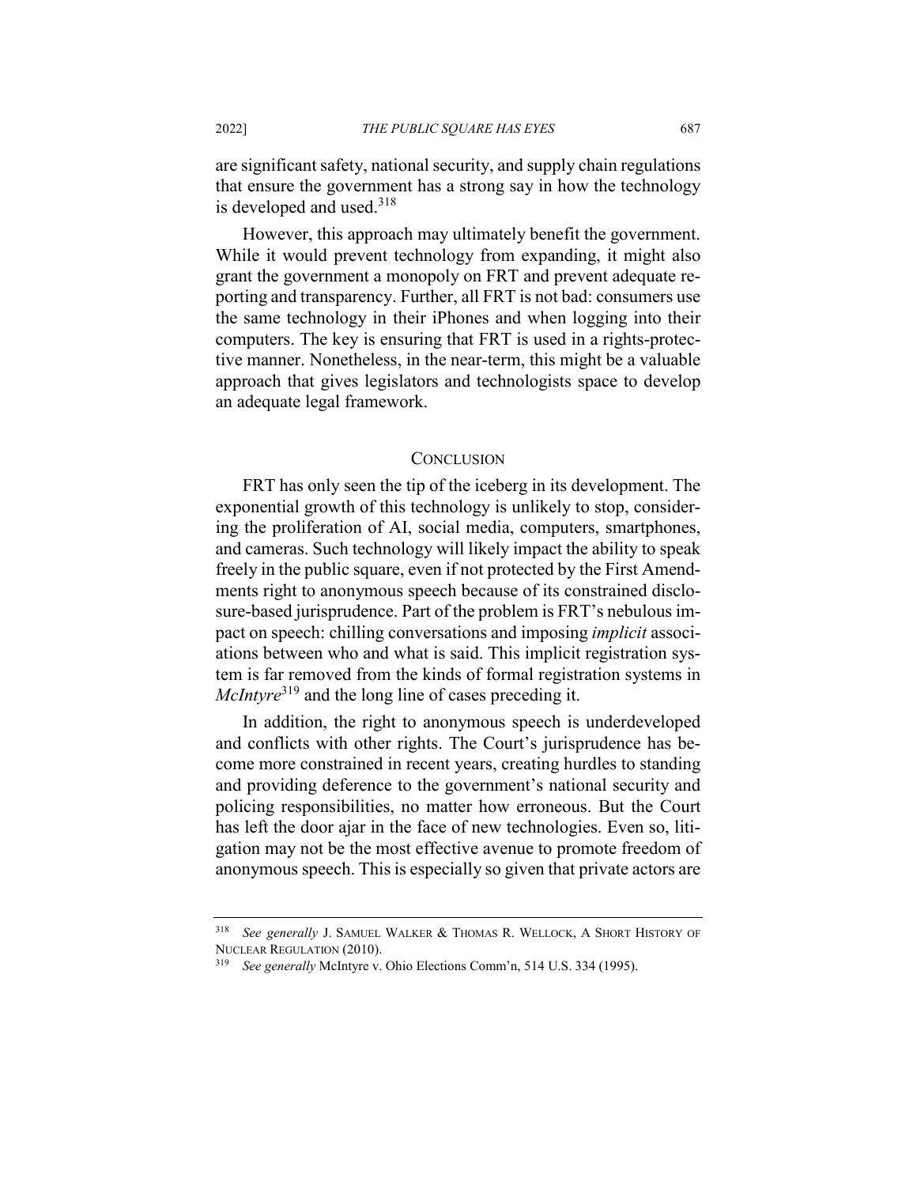are significant safety, national security, and supply chain regulations that ensure the government has a strong say in how the technology is developed and used.[318]

However, this approach may ultimately benefit the government. While it would prevent technology from expanding, it might also grant the government a monopoly on FRT and prevent adequate reporting and transparency. Further, all FRT is not bad: consumers use the same technology in their iPhones and when logging into their computers. The key is ensuring that FRT is used in a rights-protective manner. Nonetheless, in the near-term, this might be a valuable approach that gives legislators and technologists space to develop an adequate legal framework.

## CONCLUSION

FRT has only seen the tip of the iceberg in its development. The exponential growth of this technology is unlikely to stop, considering the proliferation of AI, social media, computers, smartphones, and cameras. Such technology will likely impact the ability to speak freely in the public square, even if not protected by the First Amendments right to anonymous speech because of its constrained disclosure-based jurisprudence. Part of the problem is FRT's nebulous impact on speech: chilling conversations and imposing *implicit* associations between who and what is said. This implicit registration system is far removed from the kinds of formal registration systems in *McIntyre*[319] and the long line of cases preceding it.

In addition, the right to anonymous speech is underdeveloped and conflicts with other rights. The Court's jurisprudence has become more constrained in recent years, creating hurdles to standing and providing deference to the government's national security and policing responsibilities, no matter how erroneous. But the Court has left the door ajar in the face of new technologies. Even so, litigation may not be the most effective avenue to promote freedom of anonymous speech. This is especially so given that private actors are

---

[318] *See generally* J. SAMUEL WALKER & THOMAS R. WELLOCK, A SHORT HISTORY OF NUCLEAR REGULATION (2010).

[319] *See generally* McIntyre v. Ohio Elections Comm'n, 514 U.S. 334 (1995).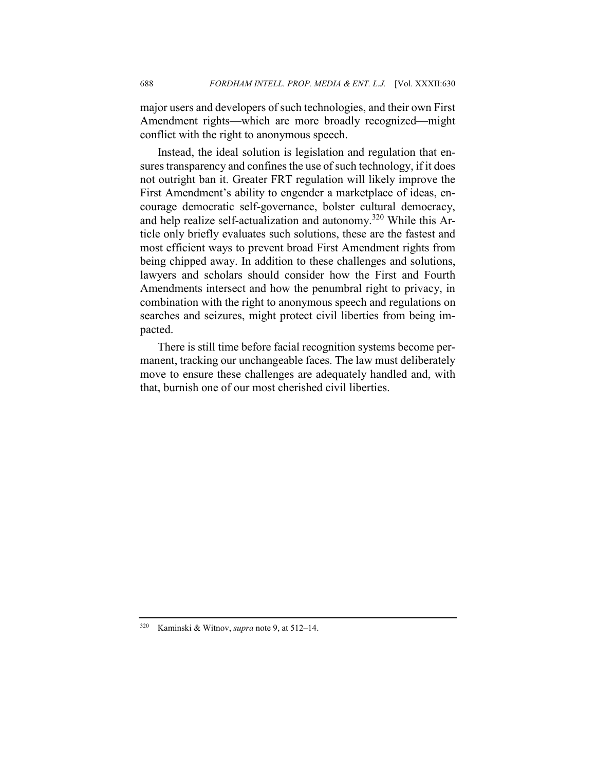major users and developers of such technologies, and their own First Amendment rights—which are more broadly recognized—might conflict with the right to anonymous speech.

Instead, the ideal solution is legislation and regulation that ensures transparency and confines the use of such technology, if it does not outright ban it. Greater FRT regulation will likely improve the First Amendment's ability to engender a marketplace of ideas, encourage democratic self-governance, bolster cultural democracy, and help realize self-actualization and autonomy.[320] While this Article only briefly evaluates such solutions, these are the fastest and most efficient ways to prevent broad First Amendment rights from being chipped away. In addition to these challenges and solutions, lawyers and scholars should consider how the First and Fourth Amendments intersect and how the penumbral right to privacy, in combination with the right to anonymous speech and regulations on searches and seizures, might protect civil liberties from being impacted.

There is still time before facial recognition systems become permanent, tracking our unchangeable faces. The law must deliberately move to ensure these challenges are adequately handled and, with that, burnish one of our most cherished civil liberties.

---

[320] Kaminski & Witnov, *supra* note 9, at 512–14.